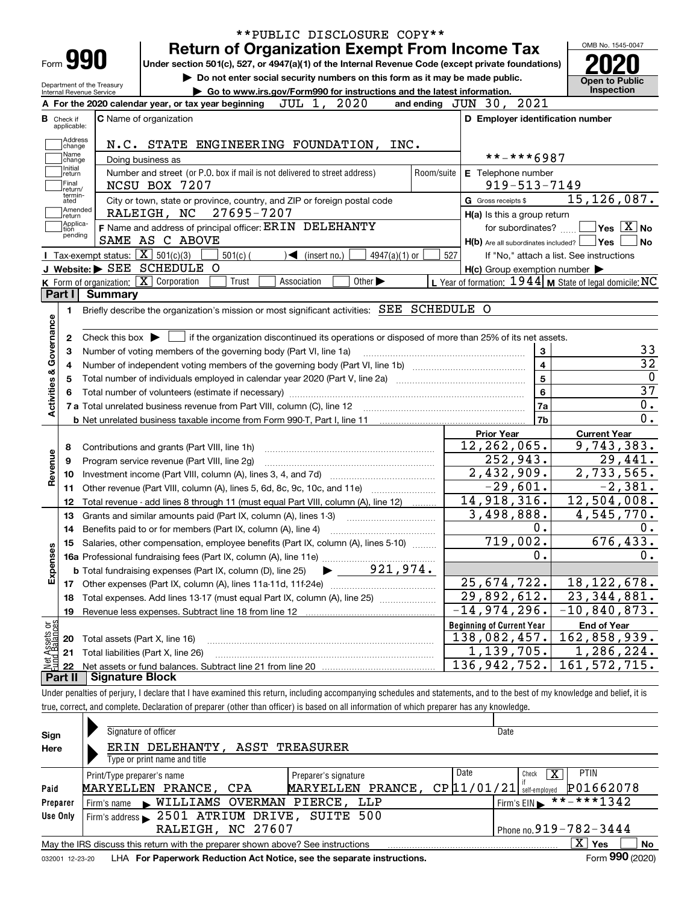**PUBLIC DISCLOSURE COPY**

# Form 990 — Return of Organization Exempt From Income Tax (2020)

Under section 501(c), 527, or 4947(a)(1) of the Internal Revenue Code (except private foundations)

▶ Do not enter social security numbers on this form as it may be made public.

▶ Go to www.irs.gov/Form990 for instructions and the latest information.

Department of the Treasury, Internal Revenue Service

OMB No. 1545-0047 — Open to Public Inspection

**A** For the 2020 calendar year, or tax year beginning JUL 1, 2020 and ending JUN 30, 2021

**B** Check if applicable: Address change, Name change, Initial return, Final return/terminated, Amended return, Application pending

**C** Name of organization: N.C. STATE ENGINEERING FOUNDATION, INC.

Doing business as

Number and street (or P.O. box if mail is not delivered to street address): NCSU BOX 7207 — Room/suite

City or town, state or province, country, and ZIP or foreign postal code: RALEIGH, NC 27695-7207

**D** Employer identification number: **-***6987

**E** Telephone number: 919-513-7149

**G** Gross receipts $ 15,126,087.

**F** Name and address of principal officer: ERIN DELEHANTY, SAME AS C ABOVE

**H(a)** Is this a group return for subordinates? ☐ Yes ☒ No

**H(b)** Are all subordinates included? ☐ Yes ☐ No — If "No," attach a list. See instructions

**H(c)** Group exemption number ▶

**I** Tax-exempt status: ☒ 501(c)(3) ☐ 501(c) ( ) ◀ (insert no.) ☐ 4947(a)(1) or ☐ 527

**J** Website: ▶ SEE SCHEDULE O

**K** Form of organization: ☒ Corporation ☐ Trust ☐ Association ☐ Other ▶

**L** Year of formation: 1944 **M** State of legal domicile: NC

## Part I Summary

**Activities & Governance**

1. Briefly describe the organization's mission or most significant activities: SEE SCHEDULE O
2. Check this box ▶ ☐ if the organization discontinued its operations or disposed of more than 25% of its net assets.

| | | Line | Value |
|---|---|---|---|
| 3 | Number of voting members of the governing body (Part VI, line 1a) | 3 | 33 |
| 4 | Number of independent voting members of the governing body (Part VI, line 1b) | 4 | 32 |
| 5 | Total number of individuals employed in calendar year 2020 (Part V, line 2a) | 5 | 0 |
| 6 | Total number of volunteers (estimate if necessary) | 6 | 37 |
| 7a | Total unrelated business revenue from Part VIII, column (C), line 12 | 7a | 0. |
| b | Net unrelated business taxable income from Form 990-T, Part I, line 11 | 7b | 0. |

| | | | Prior Year | Current Year |
|---|---|---|---|---|
| **Revenue** | 8 | Contributions and grants (Part VIII, line 1h) | 12,262,065. | 9,743,383. |
| | 9 | Program service revenue (Part VIII, line 2g) | 252,943. | 29,441. |
| | 10 | Investment income (Part VIII, column (A), lines 3, 4, and 7d) | 2,432,909. | 2,733,565. |
| | 11 | Other revenue (Part VIII, column (A), lines 5, 6d, 8c, 9c, 10c, and 11e) | -29,601. | -2,381. |
| | 12 | Total revenue - add lines 8 through 11 (must equal Part VIII, column (A), line 12) | 14,918,316. | 12,504,008. |
| **Expenses** | 13 | Grants and similar amounts paid (Part IX, column (A), lines 1-3) | 3,498,888. | 4,545,770. |
| | 14 | Benefits paid to or for members (Part IX, column (A), line 4) | 0. | 0. |
| | 15 | Salaries, other compensation, employee benefits (Part IX, column (A), lines 5-10) | 719,002. | 676,433. |
| | 16a | Professional fundraising fees (Part IX, column (A), line 11e) | 0. | 0. |
| | b | Total fundraising expenses (Part IX, column (D), line 25) ▶ 921,974. | | |
| | 17 | Other expenses (Part IX, column (A), lines 11a-11d, 11f-24e) | 25,674,722. | 18,122,678. |
| | 18 | Total expenses. Add lines 13-17 (must equal Part IX, column (A), line 25) | 29,892,612. | 23,344,881. |
| | 19 | Revenue less expenses. Subtract line 18 from line 12 | -14,974,296. | -10,840,873. |
| | | | **Beginning of Current Year** | **End of Year** |
| **Net Assets or Fund Balances** | 20 | Total assets (Part X, line 16) | 138,082,457. | 162,858,939. |
| | 21 | Total liabilities (Part X, line 26) | 1,139,705. | 1,286,224. |
| | 22 | Net assets or fund balances. Subtract line 21 from line 20 | 136,942,752. | 161,572,715. |

## Part II Signature Block

Under penalties of perjury, I declare that I have examined this return, including accompanying schedules and statements, and to the best of my knowledge and belief, it is true, correct, and complete. Declaration of preparer (other than officer) is based on all information of which preparer has any knowledge.

**Sign Here**

Signature of officer — Date

ERIN DELEHANTY, ASST TREASURER

Type or print name and title

**Paid Preparer Use Only**

| Print/Type preparer's name | Preparer's signature | Date | Check ☒ if self-employed | PTIN |
|---|---|---|---|---|
| MARYELLEN PRANCE, CPA | MARYELLEN PRANCE, CP | 11/01/21 | X | P01662078 |

Firm's name ▶ WILLIAMS OVERMAN PIERCE, LLP — Firm's EIN ▶ **-***1342

Firm's address ▶ 2501 ATRIUM DRIVE, SUITE 500, RALEIGH, NC 27607 — Phone no. 919-782-3444

May the IRS discuss this return with the preparer shown above? See instructions ☒ Yes ☐ No

032001 12-23-20 LHA For Paperwork Reduction Act Notice, see the separate instructions. Form **990** (2020)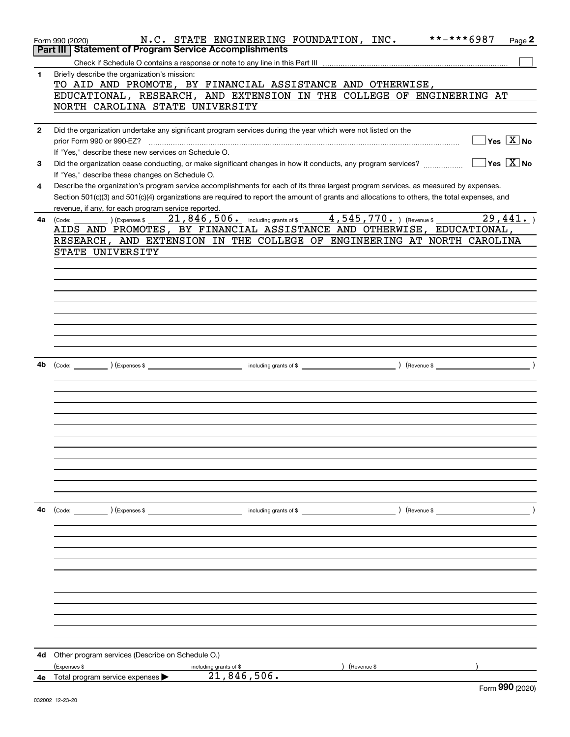Form 990 (2020) N.C. STATE ENGINEERING FOUNDATION, INC. **-***6987

## Part III Statement of Program Service Accomplishments

Check if Schedule O contains a response or note to any line in this Part III ☐

**1** Briefly describe the organization's mission:

TO AID AND PROMOTE, BY FINANCIAL ASSISTANCE AND OTHERWISE, EDUCATIONAL, RESEARCH, AND EXTENSION IN THE COLLEGE OF ENGINEERING AT NORTH CAROLINA STATE UNIVERSITY

**2** Did the organization undertake any significant program services during the year which were not listed on the prior Form 990 or 990-EZ? ☐ Yes ☒ No

If "Yes," describe these new services on Schedule O.

**3** Did the organization cease conducting, or make significant changes in how it conducts, any program services? ☐ Yes ☒ No

If "Yes," describe these changes on Schedule O.

**4** Describe the organization's program service accomplishments for each of its three largest program services, as measured by expenses. Section 501(c)(3) and 501(c)(4) organizations are required to report the amount of grants and allocations to others, the total expenses, and revenue, if any, for each program service reported.

**4a** (Code: ) (Expenses $ 21,846,506. including grants of $ 4,545,770. ) (Revenue $ 29,441. )

AIDS AND PROMOTES, BY FINANCIAL ASSISTANCE AND OTHERWISE, EDUCATIONAL, RESEARCH, AND EXTENSION IN THE COLLEGE OF ENGINEERING AT NORTH CAROLINA STATE UNIVERSITY

**4b** (Code: ) (Expenses $ including grants of $ ) (Revenue $ )

**4c** (Code: ) (Expenses $ including grants of $ ) (Revenue $ )

**4d** Other program services (Describe on Schedule O.)

(Expenses $ including grants of $ ) (Revenue $ )

**4e** Total program service expenses ▶ 21,846,506.

Form **990** (2020)

032002 12-23-20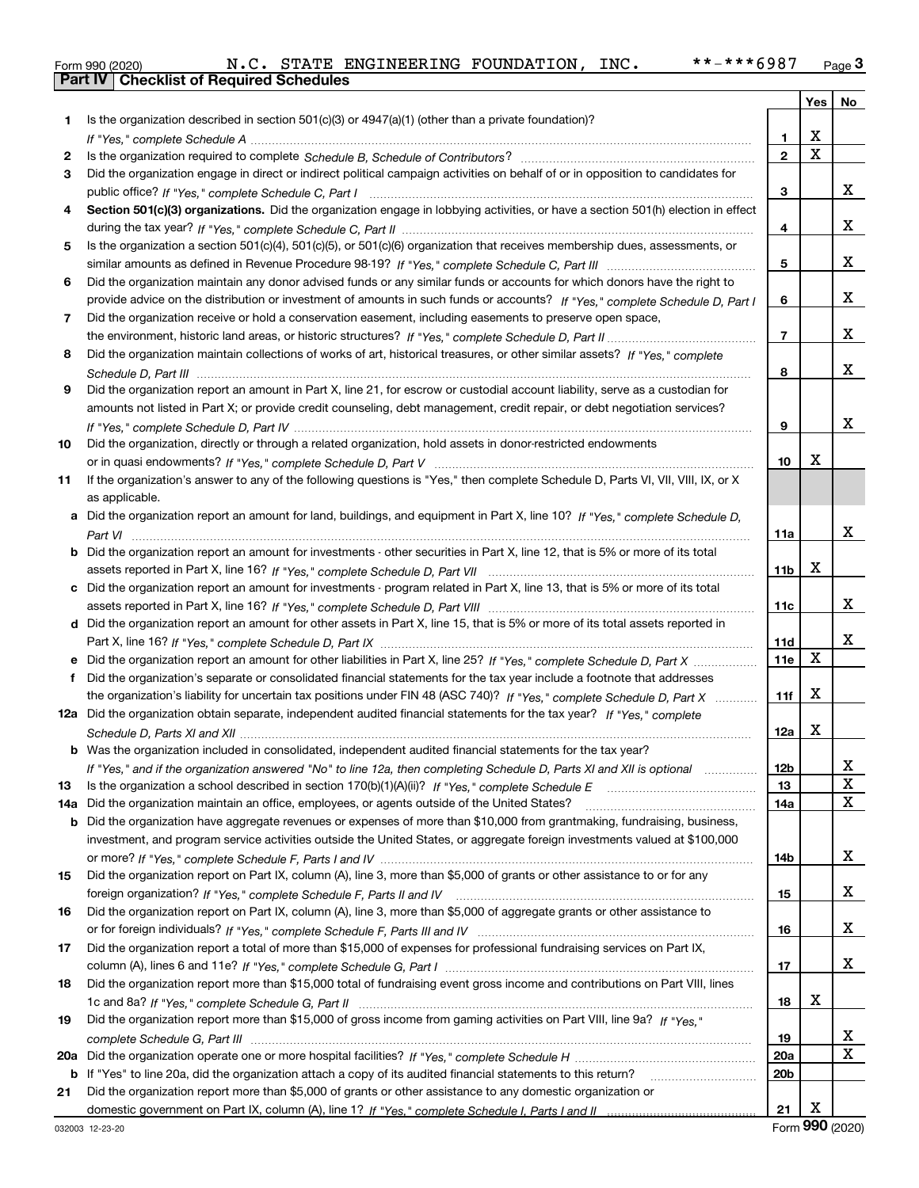Form 990 (2020) N.C. STATE ENGINEERING FOUNDATION, INC. **-***6987 Page 3

## Part IV Checklist of Required Schedules

| | | | Yes | No |
|---|---|---|---|---|
| 1 | Is the organization described in section 501(c)(3) or 4947(a)(1) (other than a private foundation)? *If "Yes," complete Schedule A* | 1 | X | |
| 2 | Is the organization required to complete *Schedule B, Schedule of Contributors*? | 2 | X | |
| 3 | Did the organization engage in direct or indirect political campaign activities on behalf of or in opposition to candidates for public office? *If "Yes," complete Schedule C, Part I* | 3 | | X |
| 4 | **Section 501(c)(3) organizations.** Did the organization engage in lobbying activities, or have a section 501(h) election in effect during the tax year? *If "Yes," complete Schedule C, Part II* | 4 | | X |
| 5 | Is the organization a section 501(c)(4), 501(c)(5), or 501(c)(6) organization that receives membership dues, assessments, or similar amounts as defined in Revenue Procedure 98-19? *If "Yes," complete Schedule C, Part III* | 5 | | X |
| 6 | Did the organization maintain any donor advised funds or any similar funds or accounts for which donors have the right to provide advice on the distribution or investment of amounts in such funds or accounts? *If "Yes," complete Schedule D, Part I* | 6 | | X |
| 7 | Did the organization receive or hold a conservation easement, including easements to preserve open space, the environment, historic land areas, or historic structures? *If "Yes," complete Schedule D, Part II* | 7 | | X |
| 8 | Did the organization maintain collections of works of art, historical treasures, or other similar assets? *If "Yes," complete Schedule D, Part III* | 8 | | X |
| 9 | Did the organization report an amount in Part X, line 21, for escrow or custodial account liability, serve as a custodian for amounts not listed in Part X; or provide credit counseling, debt management, credit repair, or debt negotiation services? *If "Yes," complete Schedule D, Part IV* | 9 | | X |
| 10 | Did the organization, directly or through a related organization, hold assets in donor-restricted endowments or in quasi endowments? *If "Yes," complete Schedule D, Part V* | 10 | X | |
| 11 | If the organization's answer to any of the following questions is "Yes," then complete Schedule D, Parts VI, VII, VIII, IX, or X as applicable. | | | |
| a | Did the organization report an amount for land, buildings, and equipment in Part X, line 10? *If "Yes," complete Schedule D, Part VI* | 11a | | X |
| b | Did the organization report an amount for investments - other securities in Part X, line 12, that is 5% or more of its total assets reported in Part X, line 16? *If "Yes," complete Schedule D, Part VII* | 11b | X | |
| c | Did the organization report an amount for investments - program related in Part X, line 13, that is 5% or more of its total assets reported in Part X, line 16? *If "Yes," complete Schedule D, Part VIII* | 11c | | X |
| d | Did the organization report an amount for other assets in Part X, line 15, that is 5% or more of its total assets reported in Part X, line 16? *If "Yes," complete Schedule D, Part IX* | 11d | | X |
| e | Did the organization report an amount for other liabilities in Part X, line 25? *If "Yes," complete Schedule D, Part X* | 11e | X | |
| f | Did the organization's separate or consolidated financial statements for the tax year include a footnote that addresses the organization's liability for uncertain tax positions under FIN 48 (ASC 740)? *If "Yes," complete Schedule D, Part X* | 11f | X | |
| 12a | Did the organization obtain separate, independent audited financial statements for the tax year? *If "Yes," complete Schedule D, Parts XI and XII* | 12a | X | |
| b | Was the organization included in consolidated, independent audited financial statements for the tax year? *If "Yes," and if the organization answered "No" to line 12a, then completing Schedule D, Parts XI and XII is optional* | 12b | | X |
| 13 | Is the organization a school described in section 170(b)(1)(A)(ii)? *If "Yes," complete Schedule E* | 13 | | X |
| 14a | Did the organization maintain an office, employees, or agents outside of the United States? | 14a | | X |
| b | Did the organization have aggregate revenues or expenses of more than $10,000 from grantmaking, fundraising, business, investment, and program service activities outside the United States, or aggregate foreign investments valued at $100,000 or more? *If "Yes," complete Schedule F, Parts I and IV* | 14b | | X |
| 15 | Did the organization report on Part IX, column (A), line 3, more than $5,000 of grants or other assistance to or for any foreign organization? *If "Yes," complete Schedule F, Parts II and IV* | 15 | | X |
| 16 | Did the organization report on Part IX, column (A), line 3, more than $5,000 of aggregate grants or other assistance to or for foreign individuals? *If "Yes," complete Schedule F, Parts III and IV* | 16 | | X |
| 17 | Did the organization report a total of more than $15,000 of expenses for professional fundraising services on Part IX, column (A), lines 6 and 11e? *If "Yes," complete Schedule G, Part I* | 17 | | X |
| 18 | Did the organization report more than $15,000 total of fundraising event gross income and contributions on Part VIII, lines 1c and 8a? *If "Yes," complete Schedule G, Part II* | 18 | X | |
| 19 | Did the organization report more than $15,000 of gross income from gaming activities on Part VIII, line 9a? *If "Yes," complete Schedule G, Part III* | 19 | | X |
| 20a | Did the organization operate one or more hospital facilities? *If "Yes," complete Schedule H* | 20a | | X |
| b | If "Yes" to line 20a, did the organization attach a copy of its audited financial statements to this return? | 20b | | |
| 21 | Did the organization report more than $5,000 of grants or other assistance to any domestic organization or domestic government on Part IX, column (A), line 1? *If "Yes," complete Schedule I, Parts I and II* | 21 | X | |

032003 12-23-20 Form **990** (2020)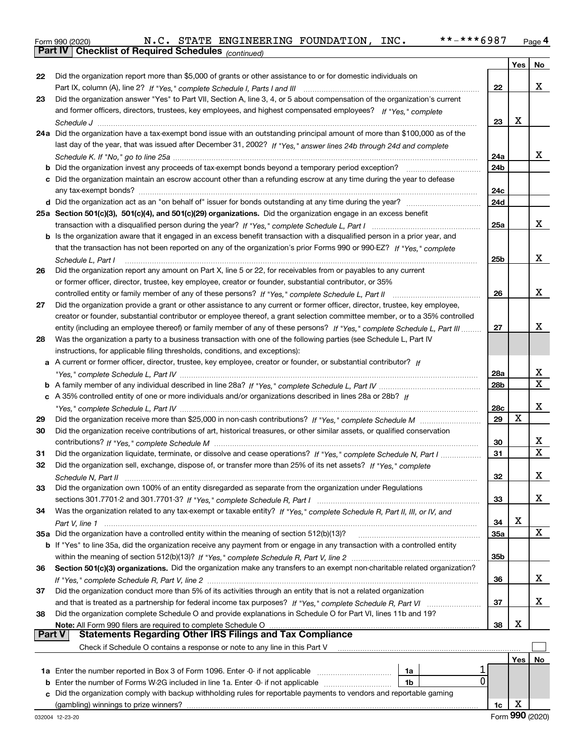Form 990 (2020) N.C. STATE ENGINEERING FOUNDATION, INC. **-***6987 Page 4

**Part IV Checklist of Required Schedules** *(continued)*

| | | | Yes | No |
|---|---|---|---|---|
| 22 | Did the organization report more than $5,000 of grants or other assistance to or for domestic individuals on Part IX, column (A), line 2? *If "Yes," complete Schedule I, Parts I and III* | 22 | | X |
| 23 | Did the organization answer "Yes" to Part VII, Section A, line 3, 4, or 5 about compensation of the organization's current and former officers, directors, trustees, key employees, and highest compensated employees? *If "Yes," complete Schedule J* | 23 | X | |
| 24a | Did the organization have a tax-exempt bond issue with an outstanding principal amount of more than $100,000 as of the last day of the year, that was issued after December 31, 2002? *If "Yes," answer lines 24b through 24d and complete Schedule K. If "No," go to line 25a* | 24a | | X |
| b | Did the organization invest any proceeds of tax-exempt bonds beyond a temporary period exception? | 24b | | |
| c | Did the organization maintain an escrow account other than a refunding escrow at any time during the year to defease any tax-exempt bonds? | 24c | | |
| d | Did the organization act as an "on behalf of" issuer for bonds outstanding at any time during the year? | 24d | | |
| 25a | **Section 501(c)(3), 501(c)(4), and 501(c)(29) organizations.** Did the organization engage in an excess benefit transaction with a disqualified person during the year? *If "Yes," complete Schedule L, Part I* | 25a | | X |
| b | Is the organization aware that it engaged in an excess benefit transaction with a disqualified person in a prior year, and that the transaction has not been reported on any of the organization's prior Forms 990 or 990-EZ? *If "Yes," complete Schedule L, Part I* | 25b | | X |
| 26 | Did the organization report any amount on Part X, line 5 or 22, for receivables from or payables to any current or former officer, director, trustee, key employee, creator or founder, substantial contributor, or 35% controlled entity or family member of any of these persons? *If "Yes," complete Schedule L, Part II* | 26 | | X |
| 27 | Did the organization provide a grant or other assistance to any current or former officer, director, trustee, key employee, creator or founder, substantial contributor or employee thereof, a grant selection committee member, or to a 35% controlled entity (including an employee thereof) or family member of any of these persons? *If "Yes," complete Schedule L, Part III* | 27 | | X |
| 28 | Was the organization a party to a business transaction with one of the following parties (see Schedule L, Part IV instructions, for applicable filing thresholds, conditions, and exceptions): | | | |
| a | A current or former officer, director, trustee, key employee, creator or founder, or substantial contributor? *If "Yes," complete Schedule L, Part IV* | 28a | | X |
| b | A family member of any individual described in line 28a? *If "Yes," complete Schedule L, Part IV* | 28b | | X |
| c | A 35% controlled entity of one or more individuals and/or organizations described in lines 28a or 28b? *If "Yes," complete Schedule L, Part IV* | 28c | | X |
| 29 | Did the organization receive more than $25,000 in non-cash contributions? *If "Yes," complete Schedule M* | 29 | X | |
| 30 | Did the organization receive contributions of art, historical treasures, or other similar assets, or qualified conservation contributions? *If "Yes," complete Schedule M* | 30 | | X |
| 31 | Did the organization liquidate, terminate, or dissolve and cease operations? *If "Yes," complete Schedule N, Part I* | 31 | | X |
| 32 | Did the organization sell, exchange, dispose of, or transfer more than 25% of its net assets? *If "Yes," complete Schedule N, Part II* | 32 | | X |
| 33 | Did the organization own 100% of an entity disregarded as separate from the organization under Regulations sections 301.7701-2 and 301.7701-3? *If "Yes," complete Schedule R, Part I* | 33 | | X |
| 34 | Was the organization related to any tax-exempt or taxable entity? *If "Yes," complete Schedule R, Part II, III, or IV, and Part V, line 1* | 34 | X | |
| 35a | Did the organization have a controlled entity within the meaning of section 512(b)(13)? | 35a | | X |
| b | If "Yes" to line 35a, did the organization receive any payment from or engage in any transaction with a controlled entity within the meaning of section 512(b)(13)? *If "Yes," complete Schedule R, Part V, line 2* | 35b | | |
| 36 | **Section 501(c)(3) organizations.** Did the organization make any transfers to an exempt non-charitable related organization? *If "Yes," complete Schedule R, Part V, line 2* | 36 | | X |
| 37 | Did the organization conduct more than 5% of its activities through an entity that is not a related organization and that is treated as a partnership for federal income tax purposes? *If "Yes," complete Schedule R, Part VI* | 37 | | X |
| 38 | Did the organization complete Schedule O and provide explanations in Schedule O for Part VI, lines 11b and 19? **Note:** All Form 990 filers are required to complete Schedule O | 38 | X | |

**Part V Statements Regarding Other IRS Filings and Tax Compliance**

Check if Schedule O contains a response or note to any line in this Part V ☐

| | | | | | Yes | No |
|---|---|---|---|---|---|---|
| 1a | Enter the number reported in Box 3 of Form 1096. Enter -0- if not applicable | 1a | 1 | | | |
| b | Enter the number of Forms W-2G included in line 1a. Enter -0- if not applicable | 1b | 0 | | | |
| c | Did the organization comply with backup withholding rules for reportable payments to vendors and reportable gaming (gambling) winnings to prize winners? | | | 1c | X | |

032004 12-23-20 Form **990** (2020)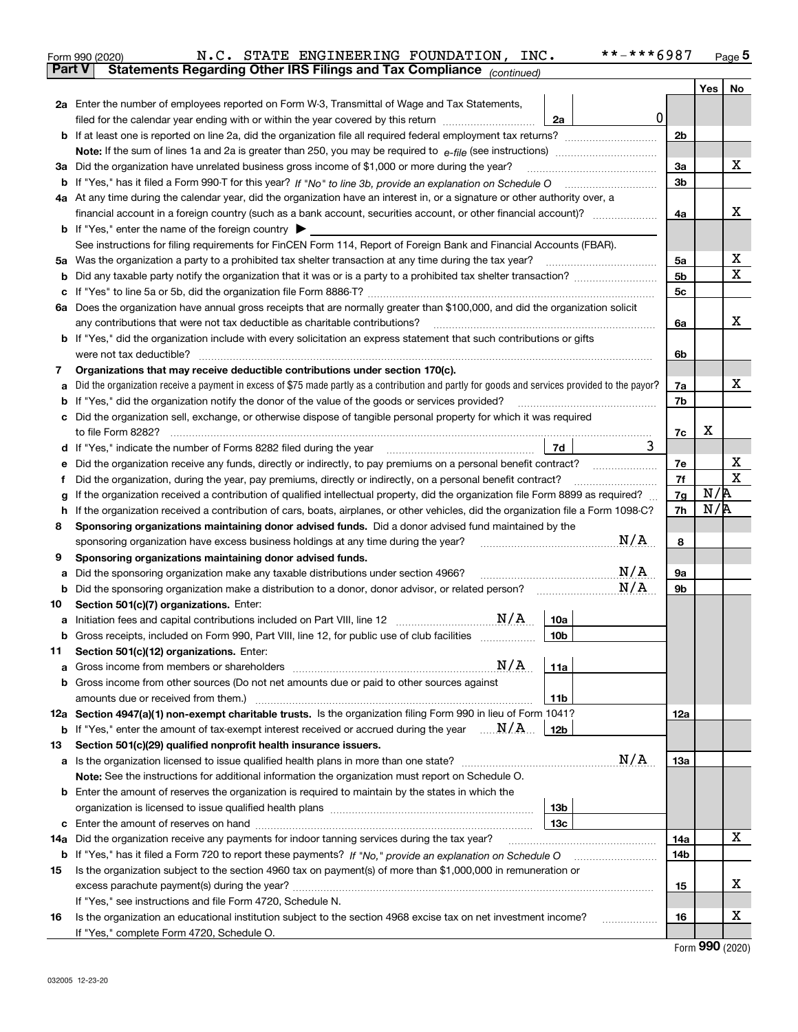Form 990 (2020) N.C. STATE ENGINEERING FOUNDATION, INC. **-***6987 Page 5

## Part V Statements Regarding Other IRS Filings and Tax Compliance *(continued)*

| | | | | Yes | No |
|---|---|---|---|---|---|
| 2a | Enter the number of employees reported on Form W-3, Transmittal of Wage and Tax Statements, filed for the calendar year ending with or within the year covered by this return | 2a | 0 | | |
| b | If at least one is reported on line 2a, did the organization file all required federal employment tax returns? | | 2b | | |
| | Note: If the sum of lines 1a and 2a is greater than 250, you may be required to *e-file* (see instructions) | | | | |
| 3a | Did the organization have unrelated business gross income of $1,000 or more during the year? | | 3a | | X |
| b | If "Yes," has it filed a Form 990-T for this year? *If "No" to line 3b, provide an explanation on Schedule O* | | 3b | | |
| 4a | At any time during the calendar year, did the organization have an interest in, or a signature or other authority over, a financial account in a foreign country (such as a bank account, securities account, or other financial account)? | | 4a | | X |
| b | If "Yes," enter the name of the foreign country ▶ | | | | |
| | See instructions for filing requirements for FinCEN Form 114, Report of Foreign Bank and Financial Accounts (FBAR). | | | | |
| 5a | Was the organization a party to a prohibited tax shelter transaction at any time during the tax year? | | 5a | | X |
| b | Did any taxable party notify the organization that it was or is a party to a prohibited tax shelter transaction? | | 5b | | X |
| c | If "Yes" to line 5a or 5b, did the organization file Form 8886-T? | | 5c | | |
| 6a | Does the organization have annual gross receipts that are normally greater than $100,000, and did the organization solicit any contributions that were not tax deductible as charitable contributions? | | 6a | | X |
| b | If "Yes," did the organization include with every solicitation an express statement that such contributions or gifts were not tax deductible? | | 6b | | |
| 7 | **Organizations that may receive deductible contributions under section 170(c).** | | | | |
| a | Did the organization receive a payment in excess of $75 made partly as a contribution and partly for goods and services provided to the payor? | | 7a | | X |
| b | If "Yes," did the organization notify the donor of the value of the goods or services provided? | | 7b | | |
| c | Did the organization sell, exchange, or otherwise dispose of tangible personal property for which it was required to file Form 8282? | | 7c | X | |
| d | If "Yes," indicate the number of Forms 8282 filed during the year | 7d | 3 | | |
| e | Did the organization receive any funds, directly or indirectly, to pay premiums on a personal benefit contract? | | 7e | | X |
| f | Did the organization, during the year, pay premiums, directly or indirectly, on a personal benefit contract? | | 7f | | X |
| g | If the organization received a contribution of qualified intellectual property, did the organization file Form 8899 as required? | | 7g | N/A | |
| h | If the organization received a contribution of cars, boats, airplanes, or other vehicles, did the organization file a Form 1098-C? | | 7h | N/A | |
| 8 | **Sponsoring organizations maintaining donor advised funds.** Did a donor advised fund maintained by the sponsoring organization have excess business holdings at any time during the year? N/A | | 8 | | |
| 9 | **Sponsoring organizations maintaining donor advised funds.** | | | | |
| a | Did the sponsoring organization make any taxable distributions under section 4966? N/A | | 9a | | |
| b | Did the sponsoring organization make a distribution to a donor, donor advisor, or related person? N/A | | 9b | | |
| 10 | **Section 501(c)(7) organizations.** Enter: | | | | |
| a | Initiation fees and capital contributions included on Part VIII, line 12 N/A | 10a | | | |
| b | Gross receipts, included on Form 990, Part VIII, line 12, for public use of club facilities | 10b | | | |
| 11 | **Section 501(c)(12) organizations.** Enter: | | | | |
| a | Gross income from members or shareholders N/A | 11a | | | |
| b | Gross income from other sources (Do not net amounts due or paid to other sources against amounts due or received from them.) | 11b | | | |
| 12a | **Section 4947(a)(1) non-exempt charitable trusts.** Is the organization filing Form 990 in lieu of Form 1041? | | 12a | | |
| b | If "Yes," enter the amount of tax-exempt interest received or accrued during the year N/A | 12b | | | |
| 13 | **Section 501(c)(29) qualified nonprofit health insurance issuers.** | | | | |
| a | Is the organization licensed to issue qualified health plans in more than one state? N/A | | 13a | | |
| | **Note:** See the instructions for additional information the organization must report on Schedule O. | | | | |
| b | Enter the amount of reserves the organization is required to maintain by the states in which the organization is licensed to issue qualified health plans | 13b | | | |
| c | Enter the amount of reserves on hand | 13c | | | |
| 14a | Did the organization receive any payments for indoor tanning services during the tax year? | | 14a | | X |
| b | If "Yes," has it filed a Form 720 to report these payments? *If "No," provide an explanation on Schedule O* | | 14b | | |
| 15 | Is the organization subject to the section 4960 tax on payment(s) of more than $1,000,000 in remuneration or excess parachute payment(s) during the year? | | 15 | | X |
| | If "Yes," see instructions and file Form 4720, Schedule N. | | | | |
| 16 | Is the organization an educational institution subject to the section 4968 excise tax on net investment income? | | 16 | | X |
| | If "Yes," complete Form 4720, Schedule O. | | | | |

Form **990** (2020)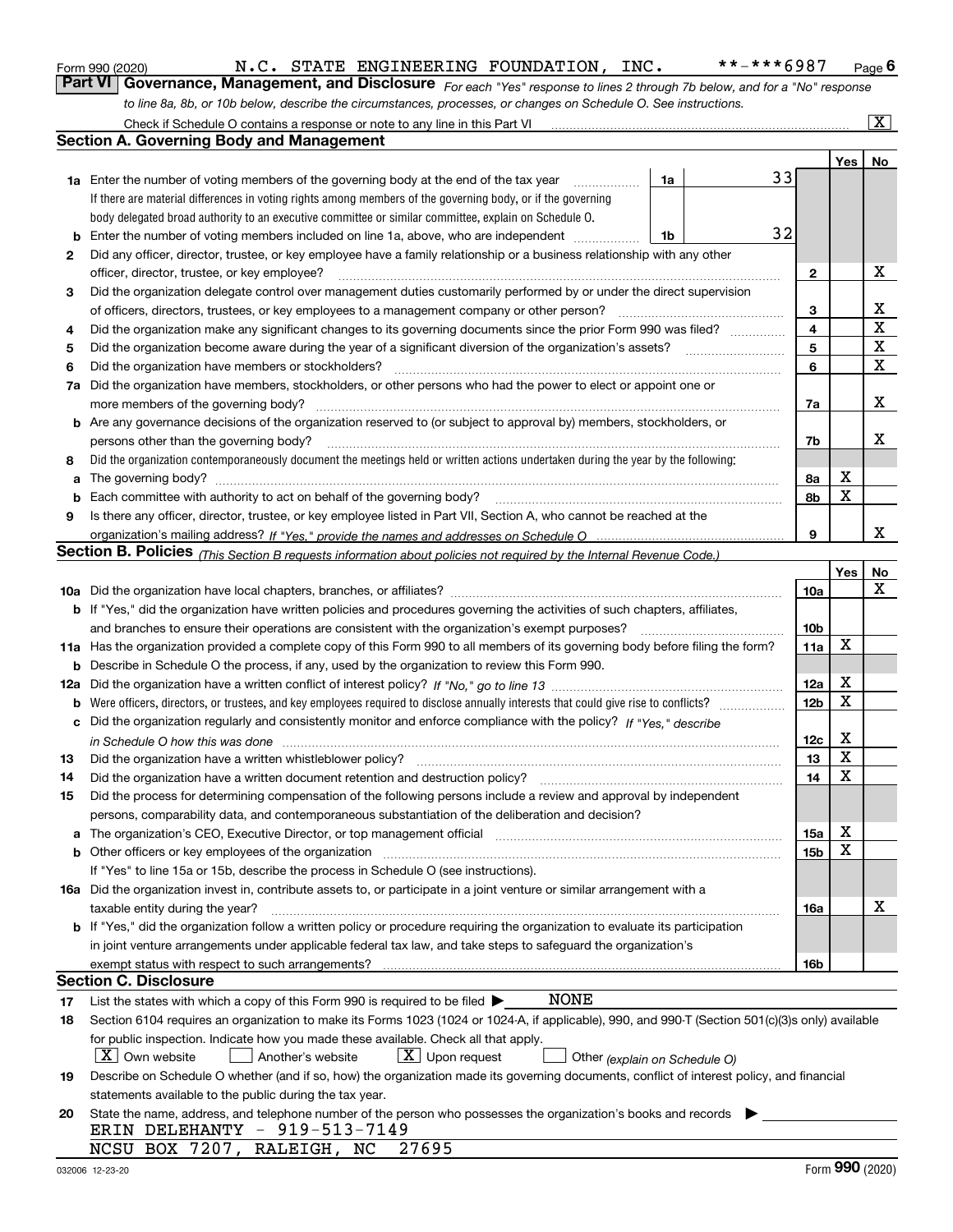Form 990 (2020) N.C. STATE ENGINEERING FOUNDATION, INC. **-***6987 Page 6

## Part VI Governance, Management, and Disclosure

*For each "Yes" response to lines 2 through 7b below, and for a "No" response to line 8a, 8b, or 10b below, describe the circumstances, processes, or changes on Schedule O. See instructions.*

Check if Schedule O contains a response or note to any line in this Part VI ☒

### Section A. Governing Body and Management

| | | | Yes | No |
|---|---|---|---|---|
| **1a** | Enter the number of voting members of the governing body at the end of the tax year — **1a** 33 <br> If there are material differences in voting rights among members of the governing body, or if the governing body delegated broad authority to an executive committee or similar committee, explain on Schedule O. | | | |
| **b** | Enter the number of voting members included on line 1a, above, who are independent — **1b** 32 | | | |
| **2** | Did any officer, director, trustee, or key employee have a family relationship or a business relationship with any other officer, director, trustee, or key employee? | 2 | | X |
| **3** | Did the organization delegate control over management duties customarily performed by or under the direct supervision of officers, directors, trustees, or key employees to a management company or other person? | 3 | | X |
| **4** | Did the organization make any significant changes to its governing documents since the prior Form 990 was filed? | 4 | | X |
| **5** | Did the organization become aware during the year of a significant diversion of the organization's assets? | 5 | | X |
| **6** | Did the organization have members or stockholders? | 6 | | X |
| **7a** | Did the organization have members, stockholders, or other persons who had the power to elect or appoint one or more members of the governing body? | 7a | | X |
| **b** | Are any governance decisions of the organization reserved to (or subject to approval by) members, stockholders, or persons other than the governing body? | 7b | | X |
| **8** | Did the organization contemporaneously document the meetings held or written actions undertaken during the year by the following: | | | |
| **a** | The governing body? | 8a | X | |
| **b** | Each committee with authority to act on behalf of the governing body? | 8b | X | |
| **9** | Is there any officer, director, trustee, or key employee listed in Part VII, Section A, who cannot be reached at the organization's mailing address? *If "Yes," provide the names and addresses on Schedule O* | 9 | | X |

### Section B. Policies *(This Section B requests information about policies not required by the Internal Revenue Code.)*

| | | | Yes | No |
|---|---|---|---|---|
| **10a** | Did the organization have local chapters, branches, or affiliates? | 10a | | X |
| **b** | If "Yes," did the organization have written policies and procedures governing the activities of such chapters, affiliates, and branches to ensure their operations are consistent with the organization's exempt purposes? | 10b | | |
| **11a** | Has the organization provided a complete copy of this Form 990 to all members of its governing body before filing the form? | 11a | X | |
| **b** | Describe in Schedule O the process, if any, used by the organization to review this Form 990. | | | |
| **12a** | Did the organization have a written conflict of interest policy? *If "No," go to line 13* | 12a | X | |
| **b** | Were officers, directors, or trustees, and key employees required to disclose annually interests that could give rise to conflicts? | 12b | X | |
| **c** | Did the organization regularly and consistently monitor and enforce compliance with the policy? *If "Yes," describe in Schedule O how this was done* | 12c | X | |
| **13** | Did the organization have a written whistleblower policy? | 13 | X | |
| **14** | Did the organization have a written document retention and destruction policy? | 14 | X | |
| **15** | Did the process for determining compensation of the following persons include a review and approval by independent persons, comparability data, and contemporaneous substantiation of the deliberation and decision? | | | |
| **a** | The organization's CEO, Executive Director, or top management official | 15a | X | |
| **b** | Other officers or key employees of the organization <br> If "Yes" to line 15a or 15b, describe the process in Schedule O (see instructions). | 15b | X | |
| **16a** | Did the organization invest in, contribute assets to, or participate in a joint venture or similar arrangement with a taxable entity during the year? | 16a | | X |
| **b** | If "Yes," did the organization follow a written policy or procedure requiring the organization to evaluate its participation in joint venture arrangements under applicable federal tax law, and take steps to safeguard the organization's exempt status with respect to such arrangements? | 16b | | |

### Section C. Disclosure

**17** List the states with which a copy of this Form 990 is required to be filed ▶ NONE

**18** Section 6104 requires an organization to make its Forms 1023 (1024 or 1024-A, if applicable), 990, and 990-T (Section 501(c)(3)s only) available for public inspection. Indicate how you made these available. Check all that apply.

☒ Own website ☐ Another's website ☒ Upon request ☐ Other *(explain on Schedule O)*

**19** Describe on Schedule O whether (and if so, how) the organization made its governing documents, conflict of interest policy, and financial statements available to the public during the tax year.

**20** State the name, address, and telephone number of the person who possesses the organization's books and records ▶

ERIN DELEHANTY - 919-513-7149
NCSU BOX 7207, RALEIGH, NC 27695

032006 12-23-20 Form **990** (2020)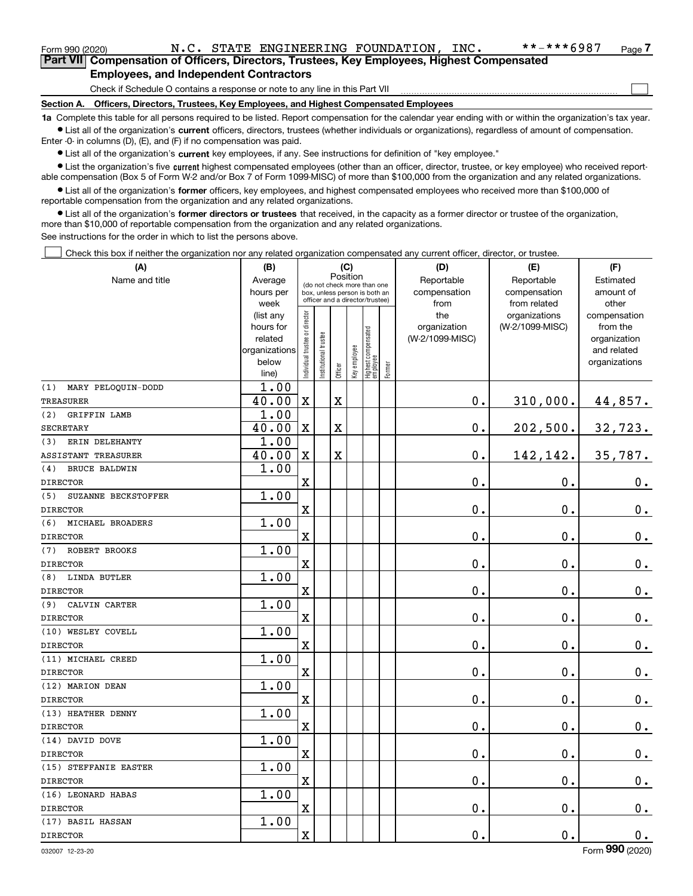Form 990 (2020) N.C. STATE ENGINEERING FOUNDATION, INC. **-***6987 Page 7

**Part VII Compensation of Officers, Directors, Trustees, Key Employees, Highest Compensated Employees, and Independent Contractors**

Check if Schedule O contains a response or note to any line in this Part VII ☐

**Section A. Officers, Directors, Trustees, Key Employees, and Highest Compensated Employees**

**1a** Complete this table for all persons required to be listed. Report compensation for the calendar year ending with or within the organization's tax year.

- List all of the organization's **current** officers, directors, trustees (whether individuals or organizations), regardless of amount of compensation. Enter -0- in columns (D), (E), and (F) if no compensation was paid.
- List all of the organization's **current** key employees, if any. See instructions for definition of "key employee."
- List the organization's five **current** highest compensated employees (other than an officer, director, trustee, or key employee) who received reportable compensation (Box 5 of Form W-2 and/or Box 7 of Form 1099-MISC) of more than $100,000 from the organization and any related organizations.
- List all of the organization's **former** officers, key employees, and highest compensated employees who received more than $100,000 of reportable compensation from the organization and any related organizations.
- List all of the organization's **former directors or trustees** that received, in the capacity as a former director or trustee of the organization, more than $10,000 of reportable compensation from the organization and any related organizations.

See instructions for the order in which to list the persons above.

☐ Check this box if neither the organization nor any related organization compensated any current officer, director, or trustee.

| (A) Name and title | (B) Average hours per week (list any hours for related organizations below line) | (C) Position: Individual trustee or director | Institutional trustee | Officer | Key employee | Highest compensated employee | Former | (D) Reportable compensation from the organization (W-2/1099-MISC) | (E) Reportable compensation from related organizations (W-2/1099-MISC) | (F) Estimated amount of other compensation from the organization and related organizations |
|---|---|---|---|---|---|---|---|---|---|---|
| (1) MARY PELOQUIN-DODD<br>TREASURER | 1.00<br>40.00 | X | | X | | | | 0. | 310,000. | 44,857. |
| (2) GRIFFIN LAMB<br>SECRETARY | 1.00<br>40.00 | X | | X | | | | 0. | 202,500. | 32,723. |
| (3) ERIN DELEHANTY<br>ASSISTANT TREASURER | 1.00<br>40.00 | X | | X | | | | 0. | 142,142. | 35,787. |
| (4) BRUCE BALDWIN<br>DIRECTOR | 1.00 | X | | | | | | 0. | 0. | 0. |
| (5) SUZANNE BECKSTOFFER<br>DIRECTOR | 1.00 | X | | | | | | 0. | 0. | 0. |
| (6) MICHAEL BROADERS<br>DIRECTOR | 1.00 | X | | | | | | 0. | 0. | 0. |
| (7) ROBERT BROOKS<br>DIRECTOR | 1.00 | X | | | | | | 0. | 0. | 0. |
| (8) LINDA BUTLER<br>DIRECTOR | 1.00 | X | | | | | | 0. | 0. | 0. |
| (9) CALVIN CARTER<br>DIRECTOR | 1.00 | X | | | | | | 0. | 0. | 0. |
| (10) WESLEY COVELL<br>DIRECTOR | 1.00 | X | | | | | | 0. | 0. | 0. |
| (11) MICHAEL CREED<br>DIRECTOR | 1.00 | X | | | | | | 0. | 0. | 0. |
| (12) MARION DEAN<br>DIRECTOR | 1.00 | X | | | | | | 0. | 0. | 0. |
| (13) HEATHER DENNY<br>DIRECTOR | 1.00 | X | | | | | | 0. | 0. | 0. |
| (14) DAVID DOVE<br>DIRECTOR | 1.00 | X | | | | | | 0. | 0. | 0. |
| (15) STEFFANIE EASTER<br>DIRECTOR | 1.00 | X | | | | | | 0. | 0. | 0. |
| (16) LEONARD HABAS<br>DIRECTOR | 1.00 | X | | | | | | 0. | 0. | 0. |
| (17) BASIL HASSAN<br>DIRECTOR | 1.00 | X | | | | | | 0. | 0. | 0. |

032007 12-23-20 Form 990 (2020)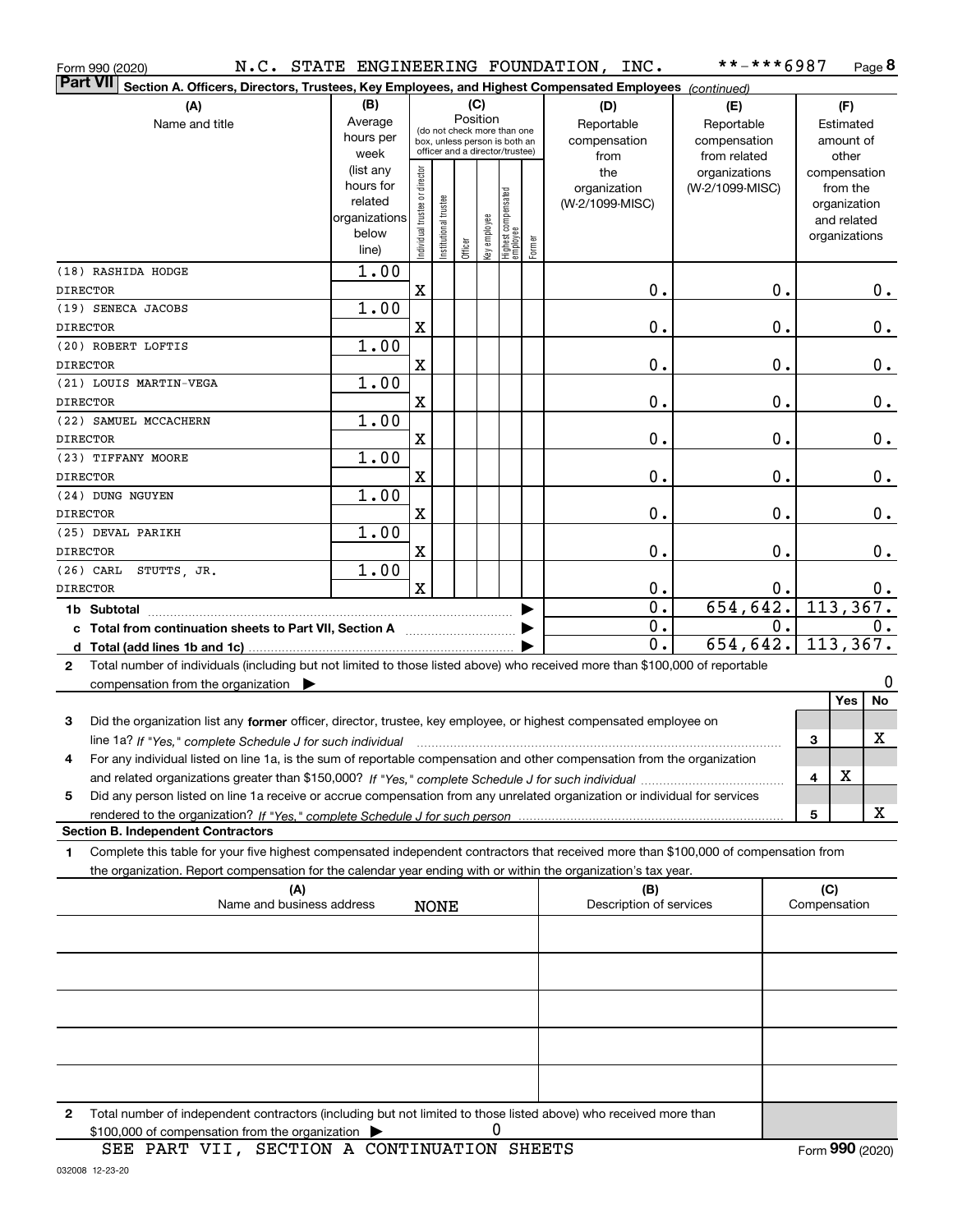Form 990 (2020) N.C. STATE ENGINEERING FOUNDATION, INC. **-***6987 Page 8

**Part VII Section A. Officers, Directors, Trustees, Key Employees, and Highest Compensated Employees** *(continued)*

| (A) Name and title | (B) Average hours per week (list any hours for related organizations below line) | (C) Position: Individual trustee or director | Institutional trustee | Officer | Key employee | Highest compensated employee | Former | (D) Reportable compensation from the organization (W-2/1099-MISC) | (E) Reportable compensation from related organizations (W-2/1099-MISC) | (F) Estimated amount of other compensation from the organization and related organizations |
|---|---|---|---|---|---|---|---|---|---|---|
| (18) RASHIDA HODGE<br>DIRECTOR | 1.00 | X | | | | | | 0. | 0. | 0. |
| (19) SENECA JACOBS<br>DIRECTOR | 1.00 | X | | | | | | 0. | 0. | 0. |
| (20) ROBERT LOFTIS<br>DIRECTOR | 1.00 | X | | | | | | 0. | 0. | 0. |
| (21) LOUIS MARTIN-VEGA<br>DIRECTOR | 1.00 | X | | | | | | 0. | 0. | 0. |
| (22) SAMUEL MCCACHERN<br>DIRECTOR | 1.00 | X | | | | | | 0. | 0. | 0. |
| (23) TIFFANY MOORE<br>DIRECTOR | 1.00 | X | | | | | | 0. | 0. | 0. |
| (24) DUNG NGUYEN<br>DIRECTOR | 1.00 | X | | | | | | 0. | 0. | 0. |
| (25) DEVAL PARIKH<br>DIRECTOR | 1.00 | X | | | | | | 0. | 0. | 0. |
| (26) CARL STUTTS, JR.<br>DIRECTOR | 1.00 | X | | | | | | 0. | 0. | 0. |
| **1b Subtotal** | | | | | | | | 0. | 654,642. | 113,367. |
| **c Total from continuation sheets to Part VII, Section A** | | | | | | | | 0. | 0. | 0. |
| **d Total (add lines 1b and 1c)** | | | | | | | | 0. | 654,642. | 113,367. |

**2** Total number of individuals (including but not limited to those listed above) who received more than $100,000 of reportable compensation from the organization ▶ 0

| | | Yes | No |
|---|---|---|---|
| **3** Did the organization list any **former** officer, director, trustee, key employee, or highest compensated employee on line 1a? *If "Yes," complete Schedule J for such individual* | 3 | | X |
| **4** For any individual listed on line 1a, is the sum of reportable compensation and other compensation from the organization and related organizations greater than $150,000? *If "Yes," complete Schedule J for such individual* | 4 | X | |
| **5** Did any person listed on line 1a receive or accrue compensation from any unrelated organization or individual for services rendered to the organization? *If "Yes," complete Schedule J for such person* | 5 | | X |

**Section B. Independent Contractors**

**1** Complete this table for your five highest compensated independent contractors that received more than $100,000 of compensation from the organization. Report compensation for the calendar year ending with or within the organization's tax year.

| (A) Name and business address | (B) Description of services | (C) Compensation |
|---|---|---|
| NONE | | |
| | | |
| | | |
| | | |
| | | |

**2** Total number of independent contractors (including but not limited to those listed above) who received more than $100,000 of compensation from the organization ▶ 0

SEE PART VII, SECTION A CONTINUATION SHEETS

Form **990** (2020)

032008 12-23-20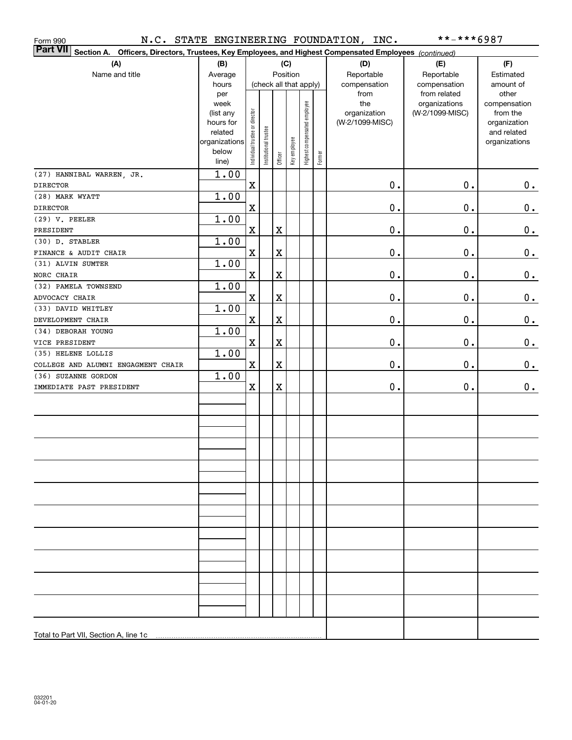Form 990 N.C. STATE ENGINEERING FOUNDATION, INC. **-***6987

**Part VII** Section A. Officers, Directors, Trustees, Key Employees, and Highest Compensated Employees *(continued)*

| (A) Name and title | (B) Average hours per week (list any hours for related organizations below line) | (C) Position (check all that apply): Individual trustee or director | Institutional trustee | Officer | Key employee | Highest compensated employee | Former | (D) Reportable compensation from the organization (W-2/1099-MISC) | (E) Reportable compensation from related organizations (W-2/1099-MISC) | (F) Estimated amount of other compensation from the organization and related organizations |
|---|---|---|---|---|---|---|---|---|---|---|
| (27) HANNIBAL WARREN, JR. DIRECTOR | 1.00 | X | | | | | | 0. | 0. | 0. |
| (28) MARK WYATT DIRECTOR | 1.00 | X | | | | | | 0. | 0. | 0. |
| (29) V. PEELER PRESIDENT | 1.00 | X | | X | | | | 0. | 0. | 0. |
| (30) D. STABLER FINANCE & AUDIT CHAIR | 1.00 | X | | X | | | | 0. | 0. | 0. |
| (31) ALVIN SUMTER NORC CHAIR | 1.00 | X | | X | | | | 0. | 0. | 0. |
| (32) PAMELA TOWNSEND ADVOCACY CHAIR | 1.00 | X | | X | | | | 0. | 0. | 0. |
| (33) DAVID WHITLEY DEVELOPMENT CHAIR | 1.00 | X | | X | | | | 0. | 0. | 0. |
| (34) DEBORAH YOUNG VICE PRESIDENT | 1.00 | X | | X | | | | 0. | 0. | 0. |
| (35) HELENE LOLLIS COLLEGE AND ALUMNI ENGAGMENT CHAIR | 1.00 | X | | X | | | | 0. | 0. | 0. |
| (36) SUZANNE GORDON IMMEDIATE PAST PRESIDENT | 1.00 | X | | X | | | | 0. | 0. | 0. |
| Total to Part VII, Section A, line 1c | | | | | | | | | | |

032201 04-01-20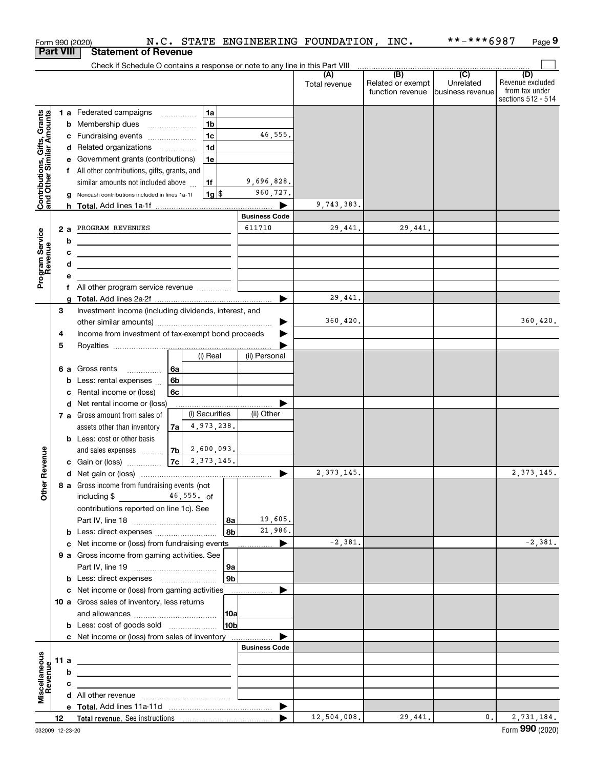Form 990 (2020) N.C. STATE ENGINEERING FOUNDATION, INC. **-***6987 Page 9

## Part VIII Statement of Revenue

Check if Schedule O contains a response or note to any line in this Part VIII

| | | | | (A) Total revenue | (B) Related or exempt function revenue | (C) Unrelated business revenue | (D) Revenue excluded from tax under sections 512 - 514 |
|---|---|---|---|---|---|---|---|
| Contributions, Gifts, Grants and Other Similar Amounts | 1 a | Federated campaigns | 1a | | | | |
| | b | Membership dues | 1b | | | | |
| | c | Fundraising events | 1c 46,555. | | | | |
| | d | Related organizations | 1d | | | | |
| | e | Government grants (contributions) | 1e | | | | |
| | f | All other contributions, gifts, grants, and similar amounts not included above | 1f 9,696,828. | | | | |
| | g | Noncash contributions included in lines 1a-1f | 1g $ 960,727. | | | | |
| | h | Total. Add lines 1a-1f | ▶ | 9,743,383. | | | |
| | | | Business Code | | | | |
| Program Service Revenue | 2 a | PROGRAM REVENUES | 611710 | 29,441. | 29,441. | | |
| | b | | | | | | |
| | c | | | | | | |
| | d | | | | | | |
| | e | | | | | | |
| | f | All other program service revenue | | | | | |
| | g | Total. Add lines 2a-2f | ▶ | 29,441. | | | |
| Other Revenue | 3 | Investment income (including dividends, interest, and other similar amounts) | ▶ | 360,420. | | | 360,420. |
| | 4 | Income from investment of tax-exempt bond proceeds | ▶ | | | | |
| | 5 | Royalties | ▶ | | | | |
| | | | (i) Real / (ii) Personal | | | | |
| | 6 a | Gross rents | 6a | | | | |
| | b | Less: rental expenses | 6b | | | | |
| | c | Rental income or (loss) | 6c | | | | |
| | d | Net rental income or (loss) | ▶ | | | | |
| | | | (i) Securities / (ii) Other | | | | |
| | 7 a | Gross amount from sales of assets other than inventory | 7a (i) 4,973,238. | | | | |
| | b | Less: cost or other basis and sales expenses | 7b (i) 2,600,093. | | | | |
| | c | Gain or (loss) | 7c (i) 2,373,145. | | | | |
| | d | Net gain or (loss) | ▶ | 2,373,145. | | | 2,373,145. |
| | 8 a | Gross income from fundraising events (not including $ 46,555. of contributions reported on line 1c). See Part IV, line 18 | 8a 19,605. | | | | |
| | b | Less: direct expenses | 8b 21,986. | | | | |
| | c | Net income or (loss) from fundraising events | ▶ | -2,381. | | | -2,381. |
| | 9 a | Gross income from gaming activities. See Part IV, line 19 | 9a | | | | |
| | b | Less: direct expenses | 9b | | | | |
| | c | Net income or (loss) from gaming activities | ▶ | | | | |
| | 10 a | Gross sales of inventory, less returns and allowances | 10a | | | | |
| | b | Less: cost of goods sold | 10b | | | | |
| | c | Net income or (loss) from sales of inventory | ▶ | | | | |
| | | | Business Code | | | | |
| Miscellaneous Revenue | 11 a | | | | | | |
| | b | | | | | | |
| | c | | | | | | |
| | d | All other revenue | | | | | |
| | e | Total. Add lines 11a-11d | ▶ | | | | |
| | 12 | Total revenue. See instructions | ▶ | 12,504,008. | 29,441. | 0. | 2,731,184. |

032009 12-23-20 Form 990 (2020)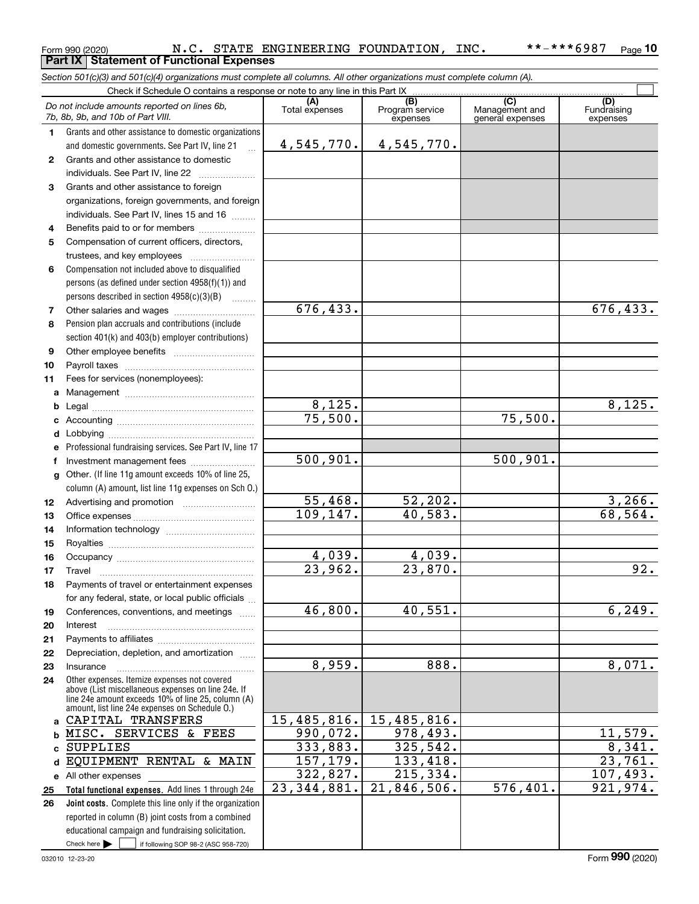Form 990 (2020) N.C. STATE ENGINEERING FOUNDATION, INC. **-***6987 Page 10

**Part IX Statement of Functional Expenses**

*Section 501(c)(3) and 501(c)(4) organizations must complete all columns. All other organizations must complete column (A).*

Check if Schedule O contains a response or note to any line in this Part IX ☐

| | *Do not include amounts reported on lines 6b, 7b, 8b, 9b, and 10b of Part VIII.* | (A) Total expenses | (B) Program service expenses | (C) Management and general expenses | (D) Fundraising expenses |
|---|---|---|---|---|---|
| 1 | Grants and other assistance to domestic organizations and domestic governments. See Part IV, line 21 | 4,545,770. | 4,545,770. | | |
| 2 | Grants and other assistance to domestic individuals. See Part IV, line 22 | | | | |
| 3 | Grants and other assistance to foreign organizations, foreign governments, and foreign individuals. See Part IV, lines 15 and 16 | | | | |
| 4 | Benefits paid to or for members | | | | |
| 5 | Compensation of current officers, directors, trustees, and key employees | | | | |
| 6 | Compensation not included above to disqualified persons (as defined under section 4958(f)(1)) and persons described in section 4958(c)(3)(B) | | | | |
| 7 | Other salaries and wages | 676,433. | | | 676,433. |
| 8 | Pension plan accruals and contributions (include section 401(k) and 403(b) employer contributions) | | | | |
| 9 | Other employee benefits | | | | |
| 10 | Payroll taxes | | | | |
| 11 | Fees for services (nonemployees): | | | | |
| a | Management | | | | |
| b | Legal | 8,125. | | | 8,125. |
| c | Accounting | 75,500. | | 75,500. | |
| d | Lobbying | | | | |
| e | Professional fundraising services. See Part IV, line 17 | | | | |
| f | Investment management fees | 500,901. | | 500,901. | |
| g | Other. (If line 11g amount exceeds 10% of line 25, column (A) amount, list line 11g expenses on Sch O.) | | | | |
| 12 | Advertising and promotion | 55,468. | 52,202. | | 3,266. |
| 13 | Office expenses | 109,147. | 40,583. | | 68,564. |
| 14 | Information technology | | | | |
| 15 | Royalties | | | | |
| 16 | Occupancy | 4,039. | 4,039. | | |
| 17 | Travel | 23,962. | 23,870. | | 92. |
| 18 | Payments of travel or entertainment expenses for any federal, state, or local public officials | | | | |
| 19 | Conferences, conventions, and meetings | 46,800. | 40,551. | | 6,249. |
| 20 | Interest | | | | |
| 21 | Payments to affiliates | | | | |
| 22 | Depreciation, depletion, and amortization | | | | |
| 23 | Insurance | 8,959. | 888. | | 8,071. |
| 24 | Other expenses. Itemize expenses not covered above (List miscellaneous expenses on line 24e. If line 24e amount exceeds 10% of line 25, column (A) amount, list line 24e expenses on Schedule O.) | | | | |
| a | CAPITAL TRANSFERS | 15,485,816. | 15,485,816. | | |
| b | MISC. SERVICES & FEES | 990,072. | 978,493. | | 11,579. |
| c | SUPPLIES | 333,883. | 325,542. | | 8,341. |
| d | EQUIPMENT RENTAL & MAIN | 157,179. | 133,418. | | 23,761. |
| e | All other expenses | 322,827. | 215,334. | | 107,493. |
| 25 | **Total functional expenses.** Add lines 1 through 24e | 23,344,881. | 21,846,506. | 576,401. | 921,974. |
| 26 | **Joint costs.** Complete this line only if the organization reported in column (B) joint costs from a combined educational campaign and fundraising solicitation. Check here ☐ if following SOP 98-2 (ASC 958-720) | | | | |

032010 12-23-20 Form **990** (2020)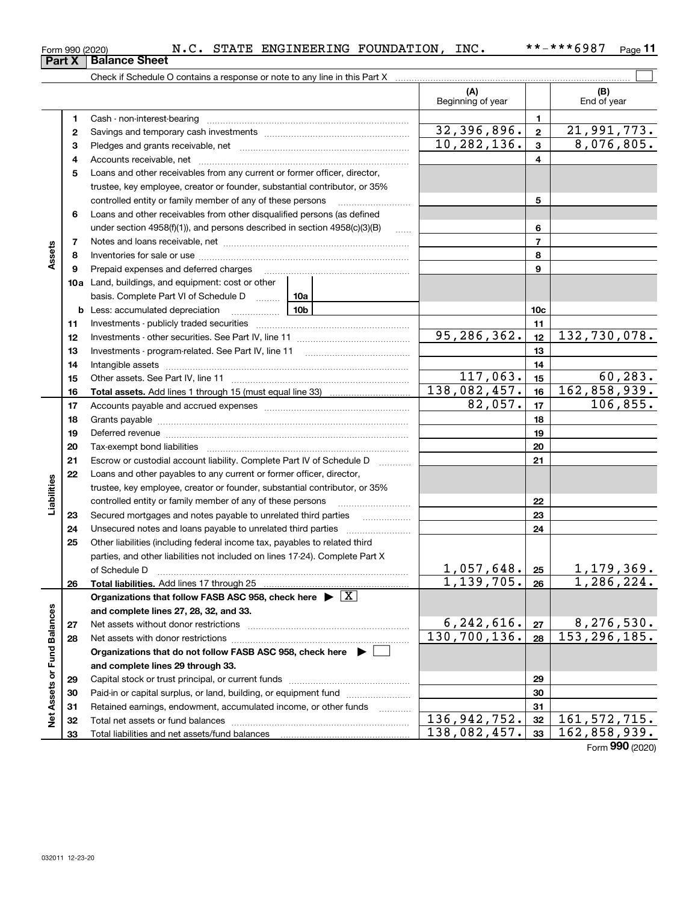Form 990 (2020) N.C. STATE ENGINEERING FOUNDATION, INC. **-***6987

## Part X Balance Sheet

Check if Schedule O contains a response or note to any line in this Part X

| | | | (A) Beginning of year | | (B) End of year |
|---|---|---|---|---|---|
| **Assets** | 1 | Cash - non-interest-bearing | | 1 | |
| | 2 | Savings and temporary cash investments | 32,396,896. | 2 | 21,991,773. |
| | 3 | Pledges and grants receivable, net | 10,282,136. | 3 | 8,076,805. |
| | 4 | Accounts receivable, net | | 4 | |
| | 5 | Loans and other receivables from any current or former officer, director, trustee, key employee, creator or founder, substantial contributor, or 35% controlled entity or family member of any of these persons | | 5 | |
| | 6 | Loans and other receivables from other disqualified persons (as defined under section 4958(f)(1)), and persons described in section 4958(c)(3)(B) | | 6 | |
| | 7 | Notes and loans receivable, net | | 7 | |
| | 8 | Inventories for sale or use | | 8 | |
| | 9 | Prepaid expenses and deferred charges | | 9 | |
| | 10a | Land, buildings, and equipment: cost or other basis. Complete Part VI of Schedule D (10a) | | | |
| | b | Less: accumulated depreciation (10b) | | 10c | |
| | 11 | Investments - publicly traded securities | | 11 | |
| | 12 | Investments - other securities. See Part IV, line 11 | 95,286,362. | 12 | 132,730,078. |
| | 13 | Investments - program-related. See Part IV, line 11 | | 13 | |
| | 14 | Intangible assets | | 14 | |
| | 15 | Other assets. See Part IV, line 11 | 117,063. | 15 | 60,283. |
| | 16 | **Total assets.** Add lines 1 through 15 (must equal line 33) | 138,082,457. | 16 | 162,858,939. |
| **Liabilities** | 17 | Accounts payable and accrued expenses | 82,057. | 17 | 106,855. |
| | 18 | Grants payable | | 18 | |
| | 19 | Deferred revenue | | 19 | |
| | 20 | Tax-exempt bond liabilities | | 20 | |
| | 21 | Escrow or custodial account liability. Complete Part IV of Schedule D | | 21 | |
| | 22 | Loans and other payables to any current or former officer, director, trustee, key employee, creator or founder, substantial contributor, or 35% controlled entity or family member of any of these persons | | 22 | |
| | 23 | Secured mortgages and notes payable to unrelated third parties | | 23 | |
| | 24 | Unsecured notes and loans payable to unrelated third parties | | 24 | |
| | 25 | Other liabilities (including federal income tax, payables to related third parties, and other liabilities not included on lines 17-24). Complete Part X of Schedule D | 1,057,648. | 25 | 1,179,369. |
| | 26 | **Total liabilities.** Add lines 17 through 25 | 1,139,705. | 26 | 1,286,224. |
| **Net Assets or Fund Balances** | | **Organizations that follow FASB ASC 958, check here** [X] **and complete lines 27, 28, 32, and 33.** | | | |
| | 27 | Net assets without donor restrictions | 6,242,616. | 27 | 8,276,530. |
| | 28 | Net assets with donor restrictions | 130,700,136. | 28 | 153,296,185. |
| | | **Organizations that do not follow FASB ASC 958, check here** [ ] **and complete lines 29 through 33.** | | | |
| | 29 | Capital stock or trust principal, or current funds | | 29 | |
| | 30 | Paid-in or capital surplus, or land, building, or equipment fund | | 30 | |
| | 31 | Retained earnings, endowment, accumulated income, or other funds | | 31 | |
| | 32 | Total net assets or fund balances | 136,942,752. | 32 | 161,572,715. |
| | 33 | Total liabilities and net assets/fund balances | 138,082,457. | 33 | 162,858,939. |

Form **990** (2020)

032011 12-23-20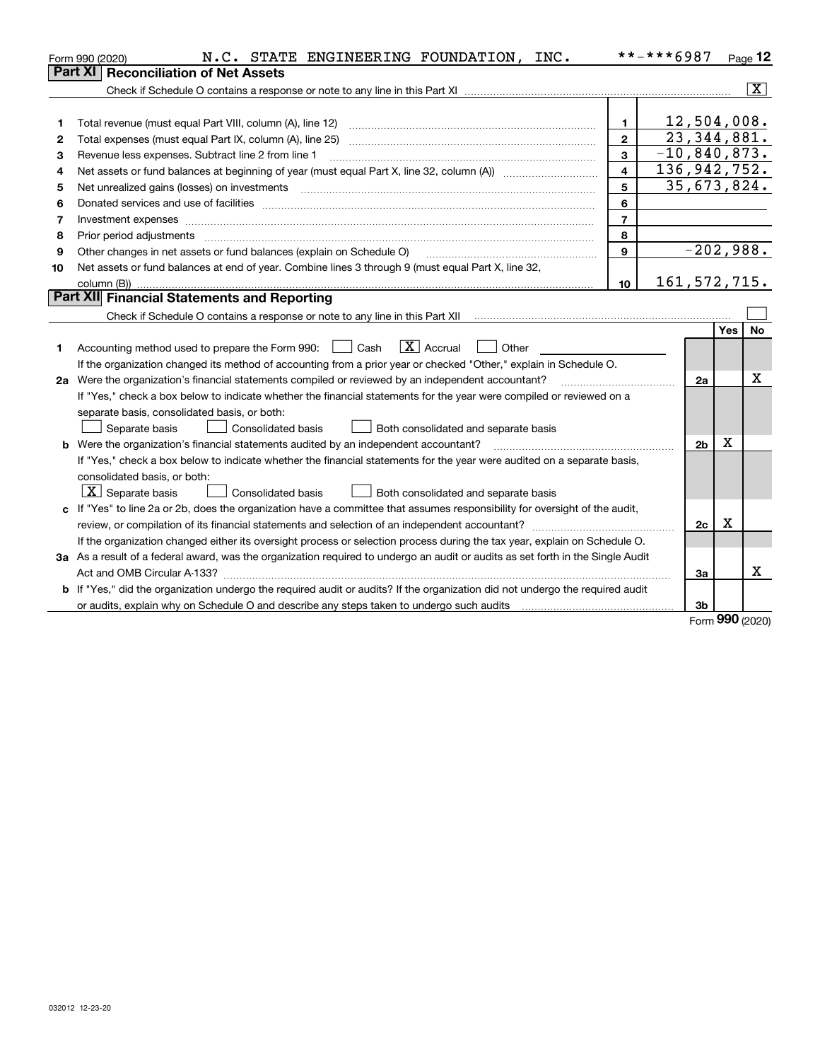Form 990 (2020) N.C. STATE ENGINEERING FOUNDATION, INC. **-***6987

## Part XI Reconciliation of Net Assets

Check if Schedule O contains a response or note to any line in this Part XI ..... [X]

| | | | |
|---|---|---|---|
| 1 | Total revenue (must equal Part VIII, column (A), line 12) | 1 | 12,504,008. |
| 2 | Total expenses (must equal Part IX, column (A), line 25) | 2 | 23,344,881. |
| 3 | Revenue less expenses. Subtract line 2 from line 1 | 3 | -10,840,873. |
| 4 | Net assets or fund balances at beginning of year (must equal Part X, line 32, column (A)) | 4 | 136,942,752. |
| 5 | Net unrealized gains (losses) on investments | 5 | 35,673,824. |
| 6 | Donated services and use of facilities | 6 | |
| 7 | Investment expenses | 7 | |
| 8 | Prior period adjustments | 8 | |
| 9 | Other changes in net assets or fund balances (explain on Schedule O) | 9 | -202,988. |
| 10 | Net assets or fund balances at end of year. Combine lines 3 through 9 (must equal Part X, line 32, column (B)) | 10 | 161,572,715. |

## Part XII Financial Statements and Reporting

Check if Schedule O contains a response or note to any line in this Part XII ..... [ ]

| | | | Yes | No |
|---|---|---|---|---|
| 1 | Accounting method used to prepare the Form 990: [ ] Cash [X] Accrual [ ] Other<br>If the organization changed its method of accounting from a prior year or checked "Other," explain in Schedule O. | | | |
| 2a | Were the organization's financial statements compiled or reviewed by an independent accountant?<br>If "Yes," check a box below to indicate whether the financial statements for the year were compiled or reviewed on a separate basis, consolidated basis, or both:<br>[ ] Separate basis [ ] Consolidated basis [ ] Both consolidated and separate basis | 2a | | X |
| b | Were the organization's financial statements audited by an independent accountant?<br>If "Yes," check a box below to indicate whether the financial statements for the year were audited on a separate basis, consolidated basis, or both:<br>[X] Separate basis [ ] Consolidated basis [ ] Both consolidated and separate basis | 2b | X | |
| c | If "Yes" to line 2a or 2b, does the organization have a committee that assumes responsibility for oversight of the audit, review, or compilation of its financial statements and selection of an independent accountant?<br>If the organization changed either its oversight process or selection process during the tax year, explain on Schedule O. | 2c | X | |
| 3a | As a result of a federal award, was the organization required to undergo an audit or audits as set forth in the Single Audit Act and OMB Circular A-133? | 3a | | X |
| b | If "Yes," did the organization undergo the required audit or audits? If the organization did not undergo the required audit or audits, explain why on Schedule O and describe any steps taken to undergo such audits | 3b | | |

Form **990** (2020)

032012 12-23-20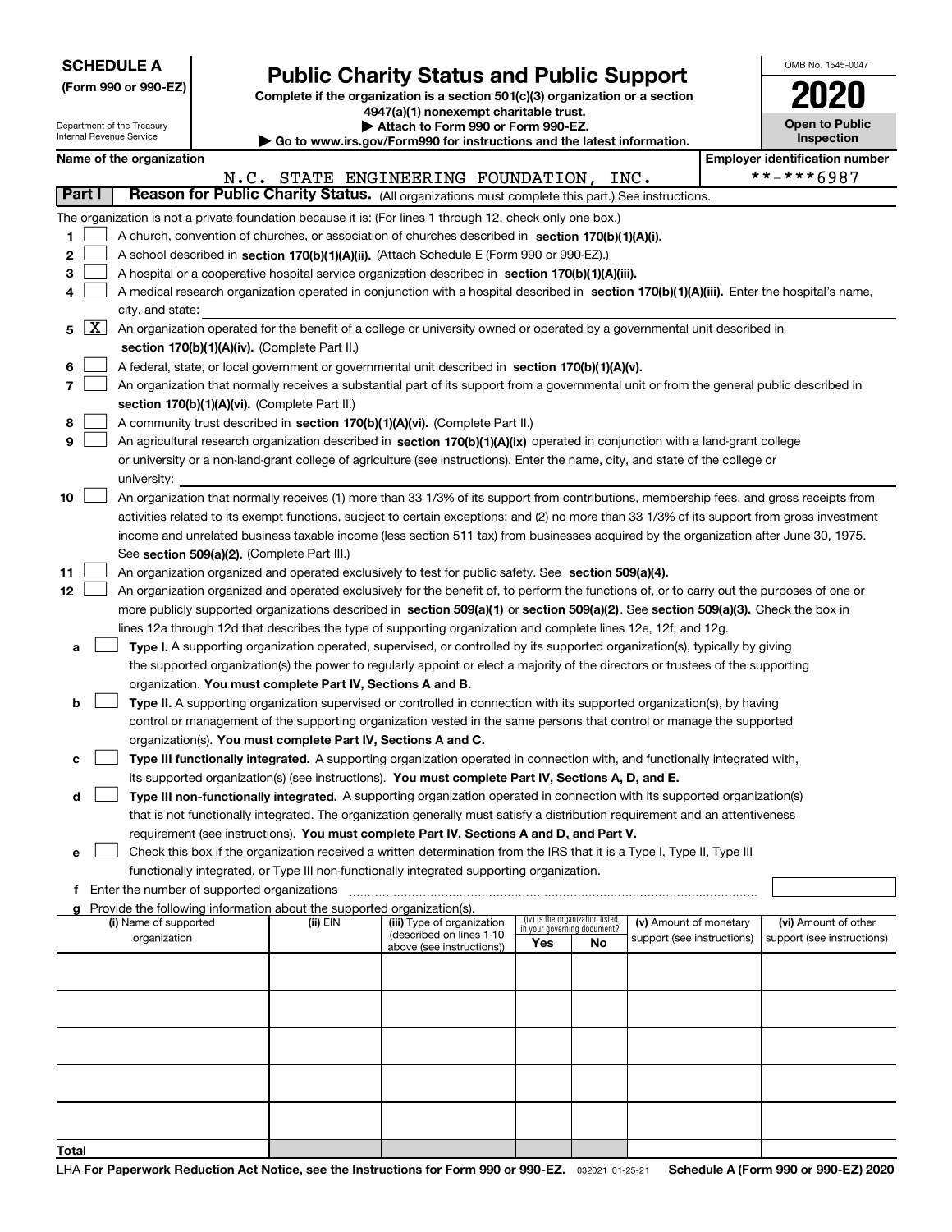**SCHEDULE A**
**(Form 990 or 990-EZ)**

Department of the Treasury
Internal Revenue Service

# Public Charity Status and Public Support

**Complete if the organization is a section 501(c)(3) organization or a section 4947(a)(1) nonexempt charitable trust.**
**▶ Attach to Form 990 or Form 990-EZ.**
**▶ Go to www.irs.gov/Form990 for instructions and the latest information.**

OMB No. 1545-0047

**2020**

**Open to Public Inspection**

**Name of the organization**: N.C. STATE ENGINEERING FOUNDATION, INC.

**Employer identification number**: **-***6987

**Part I** **Reason for Public Charity Status.** (All organizations must complete this part.) See instructions.

The organization is not a private foundation because it is: (For lines 1 through 12, check only one box.)

1. [ ] A church, convention of churches, or association of churches described in **section 170(b)(1)(A)(i).**
2. [ ] A school described in **section 170(b)(1)(A)(ii).** (Attach Schedule E (Form 990 or 990-EZ).)
3. [ ] A hospital or a cooperative hospital service organization described in **section 170(b)(1)(A)(iii).**
4. [ ] A medical research organization operated in conjunction with a hospital described in **section 170(b)(1)(A)(iii).** Enter the hospital's name, city, and state:
5. [X] An organization operated for the benefit of a college or university owned or operated by a governmental unit described in **section 170(b)(1)(A)(iv).** (Complete Part II.)
6. [ ] A federal, state, or local government or governmental unit described in **section 170(b)(1)(A)(v).**
7. [ ] An organization that normally receives a substantial part of its support from a governmental unit or from the general public described in **section 170(b)(1)(A)(vi).** (Complete Part II.)
8. [ ] A community trust described in **section 170(b)(1)(A)(vi).** (Complete Part II.)
9. [ ] An agricultural research organization described in **section 170(b)(1)(A)(ix)** operated in conjunction with a land-grant college or university or a non-land-grant college of agriculture (see instructions). Enter the name, city, and state of the college or university:
10. [ ] An organization that normally receives (1) more than 33 1/3% of its support from contributions, membership fees, and gross receipts from activities related to its exempt functions, subject to certain exceptions; and (2) no more than 33 1/3% of its support from gross investment income and unrelated business taxable income (less section 511 tax) from businesses acquired by the organization after June 30, 1975. See **section 509(a)(2).** (Complete Part III.)
11. [ ] An organization organized and operated exclusively to test for public safety. See **section 509(a)(4).**
12. [ ] An organization organized and operated exclusively for the benefit of, to perform the functions of, or to carry out the purposes of one or more publicly supported organizations described in **section 509(a)(1)** or **section 509(a)(2)**. See **section 509(a)(3).** Check the box in lines 12a through 12d that describes the type of supporting organization and complete lines 12e, 12f, and 12g.
   - **a** [ ] **Type I.** A supporting organization operated, supervised, or controlled by its supported organization(s), typically by giving the supported organization(s) the power to regularly appoint or elect a majority of the directors or trustees of the supporting organization. **You must complete Part IV, Sections A and B.**
   - **b** [ ] **Type II.** A supporting organization supervised or controlled in connection with its supported organization(s), by having control or management of the supporting organization vested in the same persons that control or manage the supported organization(s). **You must complete Part IV, Sections A and C.**
   - **c** [ ] **Type III functionally integrated.** A supporting organization operated in connection with, and functionally integrated with, its supported organization(s) (see instructions). **You must complete Part IV, Sections A, D, and E.**
   - **d** [ ] **Type III non-functionally integrated.** A supporting organization operated in connection with its supported organization(s) that is not functionally integrated. The organization generally must satisfy a distribution requirement and an attentiveness requirement (see instructions). **You must complete Part IV, Sections A and D, and Part V.**
   - **e** [ ] Check this box if the organization received a written determination from the IRS that it is a Type I, Type II, Type III functionally integrated, or Type III non-functionally integrated supporting organization.
   - **f** Enter the number of supported organizations
   - **g** Provide the following information about the supported organization(s).

| (i) Name of supported organization | (ii) EIN | (iii) Type of organization (described on lines 1-10 above (see instructions)) | (iv) Is the organization listed in your governing document? Yes | No | (v) Amount of monetary support (see instructions) | (vi) Amount of other support (see instructions) |
|---|---|---|---|---|---|---|
| | | | | | | |
| | | | | | | |
| | | | | | | |
| | | | | | | |
| | | | | | | |
| **Total** | | | | | | |

LHA **For Paperwork Reduction Act Notice, see the Instructions for Form 990 or 990-EZ.** 032021 01-25-21 **Schedule A (Form 990 or 990-EZ) 2020**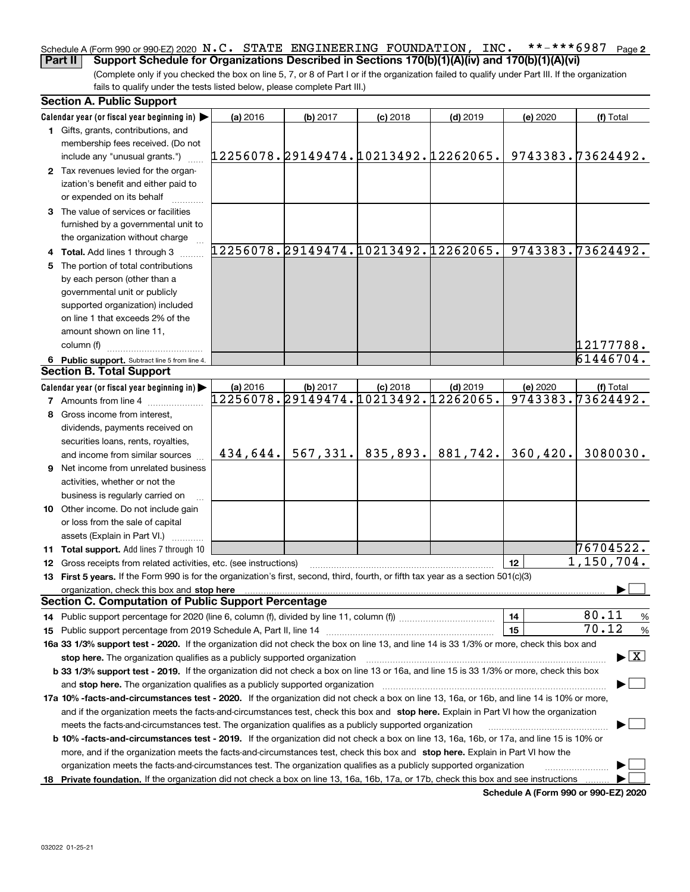Schedule A (Form 990 or 990-EZ) 2020 N.C. STATE ENGINEERING FOUNDATION, INC. **-***6987 Page 2

**Part II** **Support Schedule for Organizations Described in Sections 170(b)(1)(A)(iv) and 170(b)(1)(A)(vi)**

(Complete only if you checked the box on line 5, 7, or 8 of Part I or if the organization failed to qualify under Part III. If the organization fails to qualify under the tests listed below, please complete Part III.)

## Section A. Public Support

| Calendar year (or fiscal year beginning in) ▶ | (a) 2016 | (b) 2017 | (c) 2018 | (d) 2019 | (e) 2020 | (f) Total |
|---|---|---|---|---|---|---|
| **1** Gifts, grants, contributions, and membership fees received. (Do not include any "unusual grants.") | 12256078. | 29149474. | 10213492. | 12262065. | 9743383. | 73624492. |
| **2** Tax revenues levied for the organization's benefit and either paid to or expended on its behalf | | | | | | |
| **3** The value of services or facilities furnished by a governmental unit to the organization without charge | | | | | | |
| **4 Total.** Add lines 1 through 3 | 12256078. | 29149474. | 10213492. | 12262065. | 9743383. | 73624492. |
| **5** The portion of total contributions by each person (other than a governmental unit or publicly supported organization) included on line 1 that exceeds 2% of the amount shown on line 11, column (f) | | | | | | 12177788. |
| **6 Public support.** Subtract line 5 from line 4. | | | | | | 61446704. |

## Section B. Total Support

| Calendar year (or fiscal year beginning in) ▶ | (a) 2016 | (b) 2017 | (c) 2018 | (d) 2019 | (e) 2020 | (f) Total |
|---|---|---|---|---|---|---|
| **7** Amounts from line 4 | 12256078. | 29149474. | 10213492. | 12262065. | 9743383. | 73624492. |
| **8** Gross income from interest, dividends, payments received on securities loans, rents, royalties, and income from similar sources | 434,644. | 567,331. | 835,893. | 881,742. | 360,420. | 3080030. |
| **9** Net income from unrelated business activities, whether or not the business is regularly carried on | | | | | | |
| **10** Other income. Do not include gain or loss from the sale of capital assets (Explain in Part VI.) | | | | | | |
| **11 Total support.** Add lines 7 through 10 | | | | | | 76704522. |

**12** Gross receipts from related activities, etc. (see instructions) ..... **12** 1,150,704.

**13 First 5 years.** If the Form 990 is for the organization's first, second, third, fourth, or fifth tax year as a section 501(c)(3) organization, check this box and **stop here** ▶ ☐

## Section C. Computation of Public Support Percentage

**14** Public support percentage for 2020 (line 6, column (f), divided by line 11, column (f)) ..... **14** 80.11 %

**15** Public support percentage from 2019 Schedule A, Part II, line 14 ..... **15** 70.12 %

**16a 33 1/3% support test - 2020.** If the organization did not check the box on line 13, and line 14 is 33 1/3% or more, check this box and **stop here.** The organization qualifies as a publicly supported organization ▶ ☒

**b 33 1/3% support test - 2019.** If the organization did not check a box on line 13 or 16a, and line 15 is 33 1/3% or more, check this box and **stop here.** The organization qualifies as a publicly supported organization ▶ ☐

**17a 10% -facts-and-circumstances test - 2020.** If the organization did not check a box on line 13, 16a, or 16b, and line 14 is 10% or more, and if the organization meets the facts-and-circumstances test, check this box and **stop here.** Explain in Part VI how the organization meets the facts-and-circumstances test. The organization qualifies as a publicly supported organization ▶ ☐

**b 10% -facts-and-circumstances test - 2019.** If the organization did not check a box on line 13, 16a, 16b, or 17a, and line 15 is 10% or more, and if the organization meets the facts-and-circumstances test, check this box and **stop here.** Explain in Part VI how the organization meets the facts-and-circumstances test. The organization qualifies as a publicly supported organization ▶ ☐

**18 Private foundation.** If the organization did not check a box on line 13, 16a, 16b, 17a, or 17b, check this box and see instructions ▶ ☐

**Schedule A (Form 990 or 990-EZ) 2020**

032022 01-25-21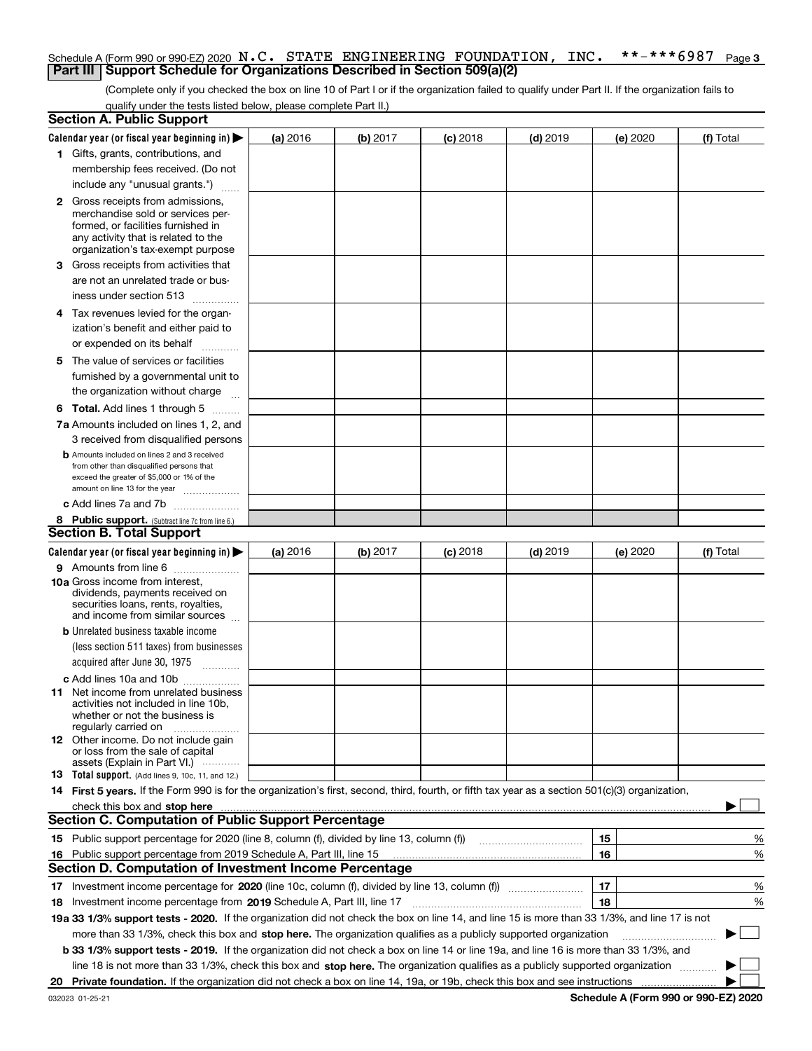Schedule A (Form 990 or 990-EZ) 2020 N.C. STATE ENGINEERING FOUNDATION, INC. **-***6987 Page 3

## Part III Support Schedule for Organizations Described in Section 509(a)(2)

(Complete only if you checked the box on line 10 of Part I or if the organization failed to qualify under Part II. If the organization fails to qualify under the tests listed below, please complete Part II.)

### Section A. Public Support

| Calendar year (or fiscal year beginning in) ▶ | (a) 2016 | (b) 2017 | (c) 2018 | (d) 2019 | (e) 2020 | (f) Total |
|---|---|---|---|---|---|---|
| 1 Gifts, grants, contributions, and membership fees received. (Do not include any "unusual grants.") | | | | | | |
| 2 Gross receipts from admissions, merchandise sold or services performed, or facilities furnished in any activity that is related to the organization's tax-exempt purpose | | | | | | |
| 3 Gross receipts from activities that are not an unrelated trade or business under section 513 | | | | | | |
| 4 Tax revenues levied for the organization's benefit and either paid to or expended on its behalf | | | | | | |
| 5 The value of services or facilities furnished by a governmental unit to the organization without charge | | | | | | |
| 6 Total. Add lines 1 through 5 | | | | | | |
| 7a Amounts included on lines 1, 2, and 3 received from disqualified persons | | | | | | |
| b Amounts included on lines 2 and 3 received from other than disqualified persons that exceed the greater of $5,000 or 1% of the amount on line 13 for the year | | | | | | |
| c Add lines 7a and 7b | | | | | | |
| 8 Public support. (Subtract line 7c from line 6.) | | | | | | |

### Section B. Total Support

| Calendar year (or fiscal year beginning in) ▶ | (a) 2016 | (b) 2017 | (c) 2018 | (d) 2019 | (e) 2020 | (f) Total |
|---|---|---|---|---|---|---|
| 9 Amounts from line 6 | | | | | | |
| 10a Gross income from interest, dividends, payments received on securities loans, rents, royalties, and income from similar sources | | | | | | |
| b Unrelated business taxable income (less section 511 taxes) from businesses acquired after June 30, 1975 | | | | | | |
| c Add lines 10a and 10b | | | | | | |
| 11 Net income from unrelated business activities not included in line 10b, whether or not the business is regularly carried on | | | | | | |
| 12 Other income. Do not include gain or loss from the sale of capital assets (Explain in Part VI.) | | | | | | |
| 13 Total support. (Add lines 9, 10c, 11, and 12.) | | | | | | |

14 **First 5 years.** If the Form 990 is for the organization's first, second, third, fourth, or fifth tax year as a section 501(c)(3) organization, check this box and **stop here** ▶ ☐

### Section C. Computation of Public Support Percentage

| | | | |
|---|---|---|---|
| 15 | Public support percentage for 2020 (line 8, column (f), divided by line 13, column (f)) | 15 | % |
| 16 | Public support percentage from 2019 Schedule A, Part III, line 15 | 16 | % |

### Section D. Computation of Investment Income Percentage

| | | | |
|---|---|---|---|
| 17 | Investment income percentage for **2020** (line 10c, column (f), divided by line 13, column (f)) | 17 | % |
| 18 | Investment income percentage from **2019** Schedule A, Part III, line 17 | 18 | % |

**19a 33 1/3% support tests - 2020.** If the organization did not check the box on line 14, and line 15 is more than 33 1/3%, and line 17 is not more than 33 1/3%, check this box and **stop here.** The organization qualifies as a publicly supported organization ▶ ☐

**b 33 1/3% support tests - 2019.** If the organization did not check a box on line 14 or line 19a, and line 16 is more than 33 1/3%, and line 18 is not more than 33 1/3%, check this box and **stop here.** The organization qualifies as a publicly supported organization ▶ ☐

**20 Private foundation.** If the organization did not check a box on line 14, 19a, or 19b, check this box and see instructions ▶ ☐

032023 01-25-21 **Schedule A (Form 990 or 990-EZ) 2020**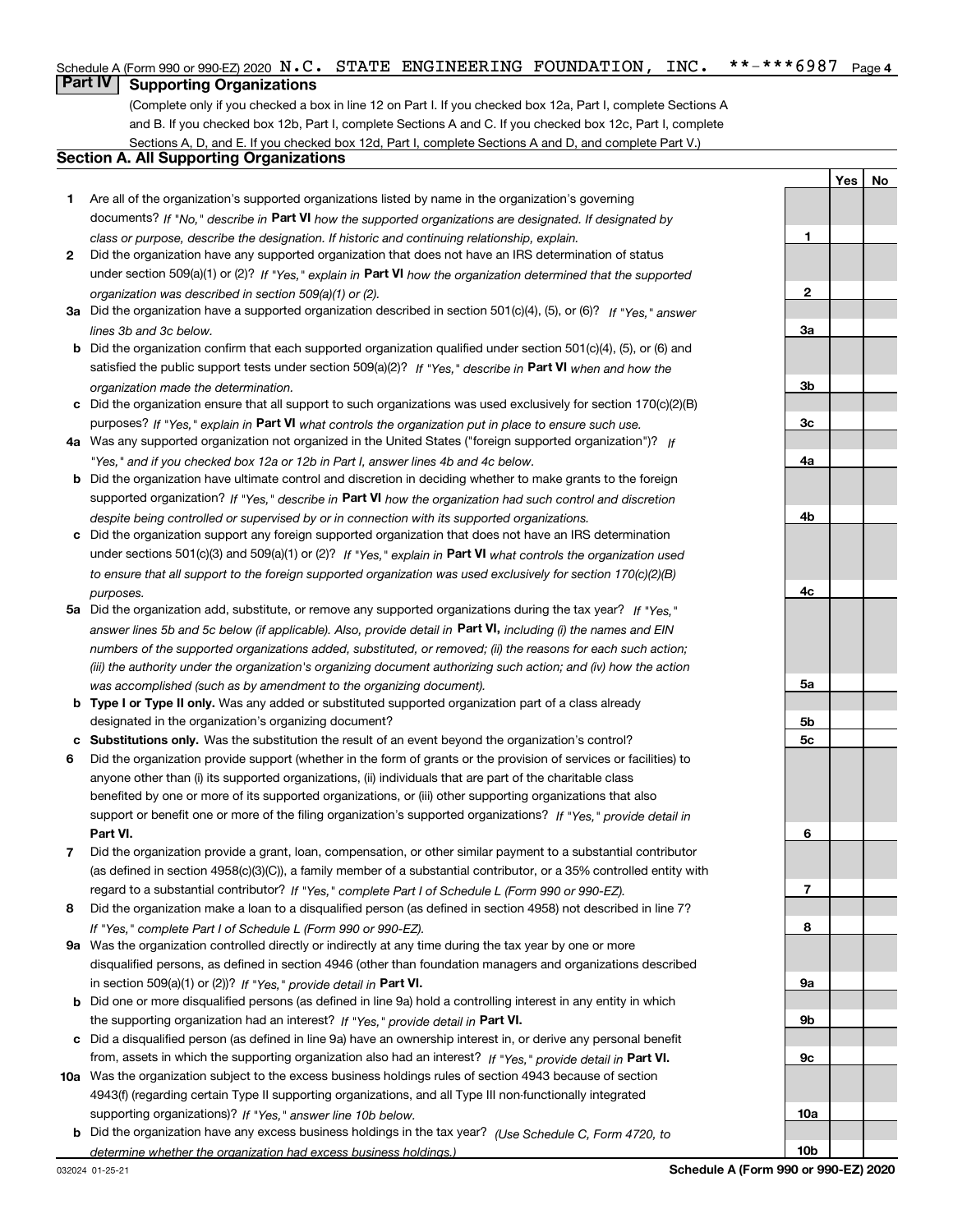Schedule A (Form 990 or 990-EZ) 2020 N.C. STATE ENGINEERING FOUNDATION, INC. **-***6987 Page 4

## Part IV Supporting Organizations

(Complete only if you checked a box in line 12 on Part I. If you checked box 12a, Part I, complete Sections A and B. If you checked box 12b, Part I, complete Sections A and C. If you checked box 12c, Part I, complete Sections A, D, and E. If you checked box 12d, Part I, complete Sections A and D, and complete Part V.)

### Section A. All Supporting Organizations

| | | | Yes | No |
|---|---|---|---|---|
| **1** | Are all of the organization's supported organizations listed by name in the organization's governing documents? *If "No," describe in* **Part VI** *how the supported organizations are designated. If designated by class or purpose, describe the designation. If historic and continuing relationship, explain.* | **1** | | |
| **2** | Did the organization have any supported organization that does not have an IRS determination of status under section 509(a)(1) or (2)? *If "Yes," explain in* **Part VI** *how the organization determined that the supported organization was described in section 509(a)(1) or (2).* | **2** | | |
| **3a** | Did the organization have a supported organization described in section 501(c)(4), (5), or (6)? *If "Yes," answer lines 3b and 3c below.* | **3a** | | |
| **b** | Did the organization confirm that each supported organization qualified under section 501(c)(4), (5), or (6) and satisfied the public support tests under section 509(a)(2)? *If "Yes," describe in* **Part VI** *when and how the organization made the determination.* | **3b** | | |
| **c** | Did the organization ensure that all support to such organizations was used exclusively for section 170(c)(2)(B) purposes? *If "Yes," explain in* **Part VI** *what controls the organization put in place to ensure such use.* | **3c** | | |
| **4a** | Was any supported organization not organized in the United States ("foreign supported organization")? *If "Yes," and if you checked box 12a or 12b in Part I, answer lines 4b and 4c below.* | **4a** | | |
| **b** | Did the organization have ultimate control and discretion in deciding whether to make grants to the foreign supported organization? *If "Yes," describe in* **Part VI** *how the organization had such control and discretion despite being controlled or supervised by or in connection with its supported organizations.* | **4b** | | |
| **c** | Did the organization support any foreign supported organization that does not have an IRS determination under sections 501(c)(3) and 509(a)(1) or (2)? *If "Yes," explain in* **Part VI** *what controls the organization used to ensure that all support to the foreign supported organization was used exclusively for section 170(c)(2)(B) purposes.* | **4c** | | |
| **5a** | Did the organization add, substitute, or remove any supported organizations during the tax year? *If "Yes," answer lines 5b and 5c below (if applicable). Also, provide detail in* **Part VI,** *including (i) the names and EIN numbers of the supported organizations added, substituted, or removed; (ii) the reasons for each such action; (iii) the authority under the organization's organizing document authorizing such action; and (iv) how the action was accomplished (such as by amendment to the organizing document).* | **5a** | | |
| **b** | **Type I or Type II only.** Was any added or substituted supported organization part of a class already designated in the organization's organizing document? | **5b** | | |
| **c** | **Substitutions only.** Was the substitution the result of an event beyond the organization's control? | **5c** | | |
| **6** | Did the organization provide support (whether in the form of grants or the provision of services or facilities) to anyone other than (i) its supported organizations, (ii) individuals that are part of the charitable class benefited by one or more of its supported organizations, or (iii) other supporting organizations that also support or benefit one or more of the filing organization's supported organizations? *If "Yes," provide detail in* **Part VI.** | **6** | | |
| **7** | Did the organization provide a grant, loan, compensation, or other similar payment to a substantial contributor (as defined in section 4958(c)(3)(C)), a family member of a substantial contributor, or a 35% controlled entity with regard to a substantial contributor? *If "Yes," complete Part I of Schedule L (Form 990 or 990-EZ).* | **7** | | |
| **8** | Did the organization make a loan to a disqualified person (as defined in section 4958) not described in line 7? *If "Yes," complete Part I of Schedule L (Form 990 or 990-EZ).* | **8** | | |
| **9a** | Was the organization controlled directly or indirectly at any time during the tax year by one or more disqualified persons, as defined in section 4946 (other than foundation managers and organizations described in section 509(a)(1) or (2))? *If "Yes," provide detail in* **Part VI.** | **9a** | | |
| **b** | Did one or more disqualified persons (as defined in line 9a) hold a controlling interest in any entity in which the supporting organization had an interest? *If "Yes," provide detail in* **Part VI.** | **9b** | | |
| **c** | Did a disqualified person (as defined in line 9a) have an ownership interest in, or derive any personal benefit from, assets in which the supporting organization also had an interest? *If "Yes," provide detail in* **Part VI.** | **9c** | | |
| **10a** | Was the organization subject to the excess business holdings rules of section 4943 because of section 4943(f) (regarding certain Type II supporting organizations, and all Type III non-functionally integrated supporting organizations)? *If "Yes," answer line 10b below.* | **10a** | | |
| **b** | Did the organization have any excess business holdings in the tax year? *(Use Schedule C, Form 4720, to determine whether the organization had excess business holdings.)* | **10b** | | |

032024 01-25-21 **Schedule A (Form 990 or 990-EZ) 2020**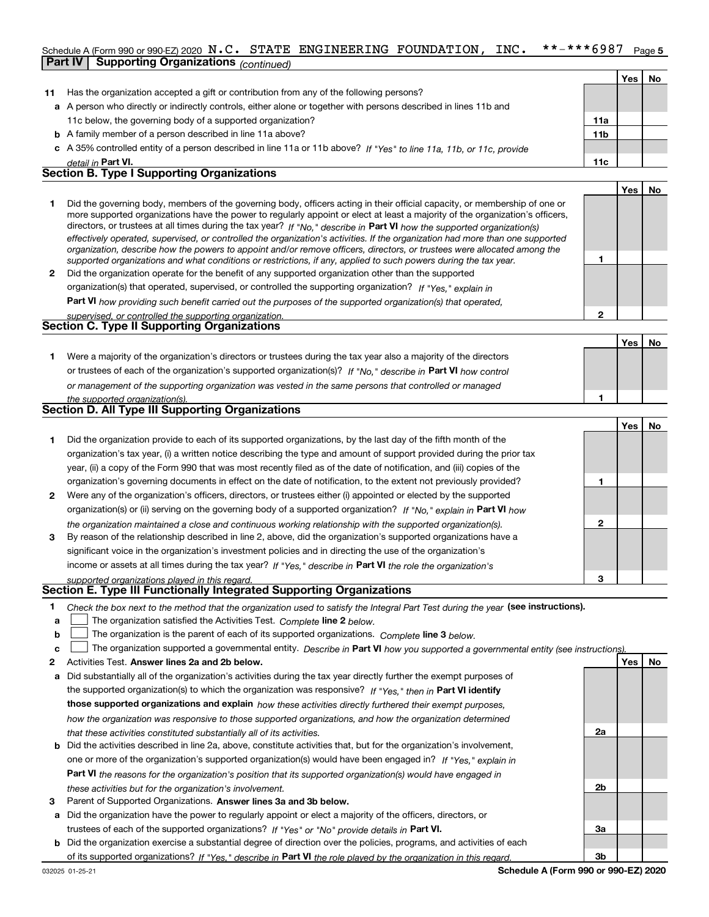Schedule A (Form 990 or 990-EZ) 2020 N.C. STATE ENGINEERING FOUNDATION, INC. **-***6987 Page 5

**Part IV | Supporting Organizations** *(continued)*

| | | | Yes | No |
|---|---|---|---|---|
| **11** | Has the organization accepted a gift or contribution from any of the following persons? | | | |
| **a** | A person who directly or indirectly controls, either alone or together with persons described in lines 11b and 11c below, the governing body of a supported organization? | **11a** | | |
| **b** | A family member of a person described in line 11a above? | **11b** | | |
| **c** | A 35% controlled entity of a person described in line 11a or 11b above? *If "Yes" to line 11a, 11b, or 11c, provide detail in* **Part VI.** | **11c** | | |

## Section B. Type I Supporting Organizations

| | | | Yes | No |
|---|---|---|---|---|
| **1** | Did the governing body, members of the governing body, officers acting in their official capacity, or membership of one or more supported organizations have the power to regularly appoint or elect at least a majority of the organization's officers, directors, or trustees at all times during the tax year? *If "No," describe in* **Part VI** *how the supported organization(s) effectively operated, supervised, or controlled the organization's activities. If the organization had more than one supported organization, describe how the powers to appoint and/or remove officers, directors, or trustees were allocated among the supported organizations and what conditions or restrictions, if any, applied to such powers during the tax year.* | **1** | | |
| **2** | Did the organization operate for the benefit of any supported organization other than the supported organization(s) that operated, supervised, or controlled the supporting organization? *If "Yes," explain in* **Part VI** *how providing such benefit carried out the purposes of the supported organization(s) that operated, supervised, or controlled the supporting organization.* | **2** | | |

## Section C. Type II Supporting Organizations

| | | | Yes | No |
|---|---|---|---|---|
| **1** | Were a majority of the organization's directors or trustees during the tax year also a majority of the directors or trustees of each of the organization's supported organization(s)? *If "No," describe in* **Part VI** *how control or management of the supporting organization was vested in the same persons that controlled or managed the supported organization(s).* | **1** | | |

## Section D. All Type III Supporting Organizations

| | | | Yes | No |
|---|---|---|---|---|
| **1** | Did the organization provide to each of its supported organizations, by the last day of the fifth month of the organization's tax year, (i) a written notice describing the type and amount of support provided during the prior tax year, (ii) a copy of the Form 990 that was most recently filed as of the date of notification, and (iii) copies of the organization's governing documents in effect on the date of notification, to the extent not previously provided? | **1** | | |
| **2** | Were any of the organization's officers, directors, or trustees either (i) appointed or elected by the supported organization(s) or (ii) serving on the governing body of a supported organization? *If "No," explain in* **Part VI** *how the organization maintained a close and continuous working relationship with the supported organization(s).* | **2** | | |
| **3** | By reason of the relationship described in line 2, above, did the organization's supported organizations have a significant voice in the organization's investment policies and in directing the use of the organization's income or assets at all times during the tax year? *If "Yes," describe in* **Part VI** *the role the organization's supported organizations played in this regard.* | **3** | | |

## Section E. Type III Functionally Integrated Supporting Organizations

**1** *Check the box next to the method that the organization used to satisfy the Integral Part Test during the year* **(see instructions).**

- **a** ☐ The organization satisfied the Activities Test. *Complete* **line 2** *below.*
- **b** ☐ The organization is the parent of each of its supported organizations. *Complete* **line 3** *below.*
- **c** ☐ The organization supported a governmental entity. *Describe in* **Part VI** *how you supported a governmental entity (see instructions).*

| | | | Yes | No |
|---|---|---|---|---|
| **2** | Activities Test. **Answer lines 2a and 2b below.** | | | |
| **a** | Did substantially all of the organization's activities during the tax year directly further the exempt purposes of the supported organization(s) to which the organization was responsive? *If "Yes," then in* **Part VI identify those supported organizations and explain** *how these activities directly furthered their exempt purposes, how the organization was responsive to those supported organizations, and how the organization determined that these activities constituted substantially all of its activities.* | **2a** | | |
| **b** | Did the activities described in line 2a, above, constitute activities that, but for the organization's involvement, one or more of the organization's supported organization(s) would have been engaged in? *If "Yes," explain in* **Part VI** *the reasons for the organization's position that its supported organization(s) would have engaged in these activities but for the organization's involvement.* | **2b** | | |
| **3** | Parent of Supported Organizations. **Answer lines 3a and 3b below.** | | | |
| **a** | Did the organization have the power to regularly appoint or elect a majority of the officers, directors, or trustees of each of the supported organizations? *If "Yes" or "No" provide details in* **Part VI.** | **3a** | | |
| **b** | Did the organization exercise a substantial degree of direction over the policies, programs, and activities of each of its supported organizations? *If "Yes," describe in* **Part VI** *the role played by the organization in this regard.* | **3b** | | |

032025 01-25-21 **Schedule A (Form 990 or 990-EZ) 2020**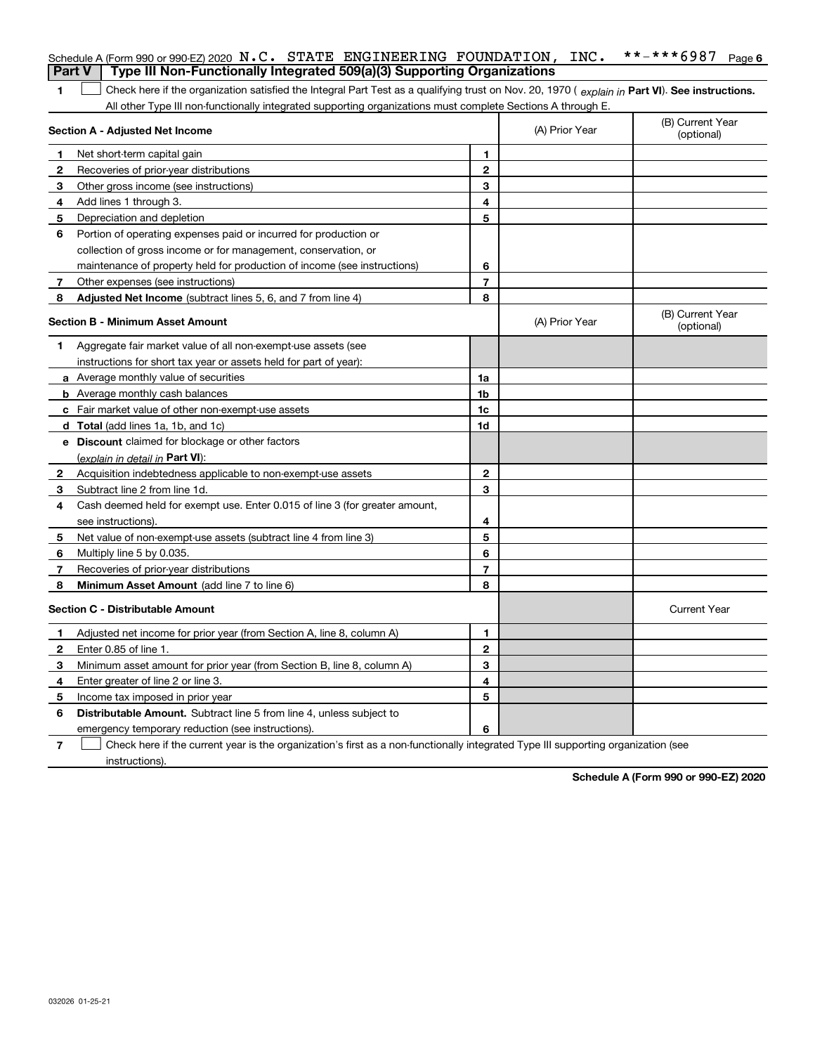Schedule A (Form 990 or 990-EZ) 2020 N.C. STATE ENGINEERING FOUNDATION, INC. **-***6987 Page 6

**Part V | Type III Non-Functionally Integrated 509(a)(3) Supporting Organizations**

1 ☐ Check here if the organization satisfied the Integral Part Test as a qualifying trust on Nov. 20, 1970 ( *explain in* **Part VI**). **See instructions.** All other Type III non-functionally integrated supporting organizations must complete Sections A through E.

| **Section A - Adjusted Net Income** | | | (A) Prior Year | (B) Current Year (optional) |
|---|---|---|---|---|
| **1** | Net short-term capital gain | **1** | | |
| **2** | Recoveries of prior-year distributions | **2** | | |
| **3** | Other gross income (see instructions) | **3** | | |
| **4** | Add lines 1 through 3. | **4** | | |
| **5** | Depreciation and depletion | **5** | | |
| **6** | Portion of operating expenses paid or incurred for production or collection of gross income or for management, conservation, or maintenance of property held for production of income (see instructions) | **6** | | |
| **7** | Other expenses (see instructions) | **7** | | |
| **8** | **Adjusted Net Income** (subtract lines 5, 6, and 7 from line 4) | **8** | | |

| **Section B - Minimum Asset Amount** | | | (A) Prior Year | (B) Current Year (optional) |
|---|---|---|---|---|
| **1** | Aggregate fair market value of all non-exempt-use assets (see instructions for short tax year or assets held for part of year): | | | |
| **a** | Average monthly value of securities | **1a** | | |
| **b** | Average monthly cash balances | **1b** | | |
| **c** | Fair market value of other non-exempt-use assets | **1c** | | |
| **d** | **Total** (add lines 1a, 1b, and 1c) | **1d** | | |
| **e** | **Discount** claimed for blockage or other factors (*explain in detail in* **Part VI**): | | | |
| **2** | Acquisition indebtedness applicable to non-exempt-use assets | **2** | | |
| **3** | Subtract line 2 from line 1d. | **3** | | |
| **4** | Cash deemed held for exempt use. Enter 0.015 of line 3 (for greater amount, see instructions). | **4** | | |
| **5** | Net value of non-exempt-use assets (subtract line 4 from line 3) | **5** | | |
| **6** | Multiply line 5 by 0.035. | **6** | | |
| **7** | Recoveries of prior-year distributions | **7** | | |
| **8** | **Minimum Asset Amount** (add line 7 to line 6) | **8** | | |

| **Section C - Distributable Amount** | | | | Current Year |
|---|---|---|---|---|
| **1** | Adjusted net income for prior year (from Section A, line 8, column A) | **1** | | |
| **2** | Enter 0.85 of line 1. | **2** | | |
| **3** | Minimum asset amount for prior year (from Section B, line 8, column A) | **3** | | |
| **4** | Enter greater of line 2 or line 3. | **4** | | |
| **5** | Income tax imposed in prior year | **5** | | |
| **6** | **Distributable Amount.** Subtract line 5 from line 4, unless subject to emergency temporary reduction (see instructions). | **6** | | |

7 ☐ Check here if the current year is the organization's first as a non-functionally integrated Type III supporting organization (see instructions).

**Schedule A (Form 990 or 990-EZ) 2020**

032026 01-25-21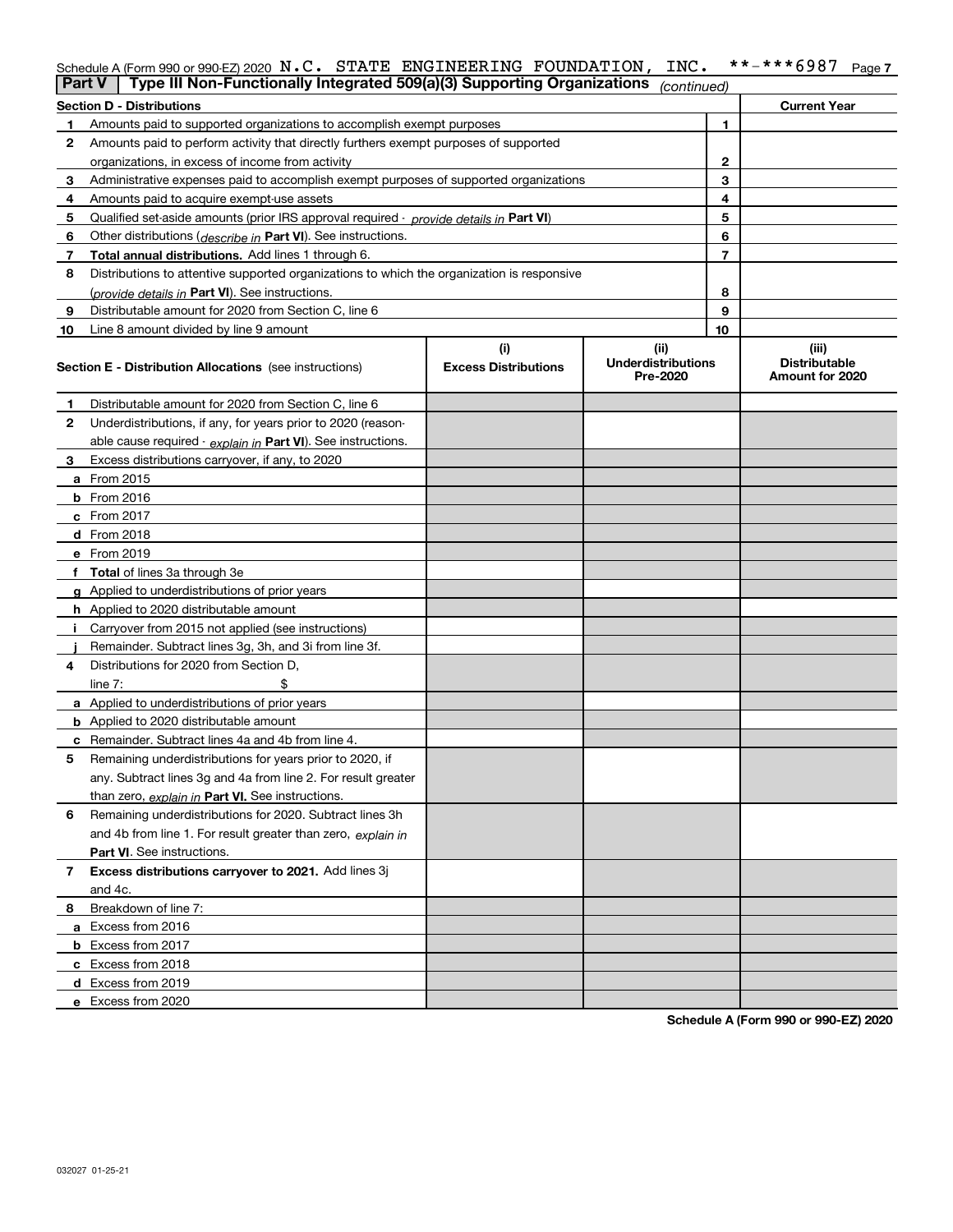Schedule A (Form 990 or 990-EZ) 2020 N.C. STATE ENGINEERING FOUNDATION, INC. **-***6987 Page 7

## Part V | Type III Non-Functionally Integrated 509(a)(3) Supporting Organizations *(continued)*

| Section D - Distributions | | | Current Year |
|---|---|---|---|
| 1 | Amounts paid to supported organizations to accomplish exempt purposes | 1 | |
| 2 | Amounts paid to perform activity that directly furthers exempt purposes of supported organizations, in excess of income from activity | 2 | |
| 3 | Administrative expenses paid to accomplish exempt purposes of supported organizations | 3 | |
| 4 | Amounts paid to acquire exempt-use assets | 4 | |
| 5 | Qualified set-aside amounts (prior IRS approval required - *provide details in* **Part VI**) | 5 | |
| 6 | Other distributions (*describe in* **Part VI**). See instructions. | 6 | |
| 7 | **Total annual distributions.** Add lines 1 through 6. | 7 | |
| 8 | Distributions to attentive supported organizations to which the organization is responsive (*provide details in* **Part VI**). See instructions. | 8 | |
| 9 | Distributable amount for 2020 from Section C, line 6 | 9 | |
| 10 | Line 8 amount divided by line 9 amount | 10 | |

| | Section E - Distribution Allocations (see instructions) | (i) Excess Distributions | (ii) Underdistributions Pre-2020 | (iii) Distributable Amount for 2020 |
|---|---|---|---|---|
| 1 | Distributable amount for 2020 from Section C, line 6 | | | |
| 2 | Underdistributions, if any, for years prior to 2020 (reasonable cause required - *explain in* **Part VI**). See instructions. | | | |
| 3 | Excess distributions carryover, if any, to 2020 | | | |
| a | From 2015 | | | |
| b | From 2016 | | | |
| c | From 2017 | | | |
| d | From 2018 | | | |
| e | From 2019 | | | |
| f | **Total** of lines 3a through 3e | | | |
| g | Applied to underdistributions of prior years | | | |
| h | Applied to 2020 distributable amount | | | |
| i | Carryover from 2015 not applied (see instructions) | | | |
| j | Remainder. Subtract lines 3g, 3h, and 3i from line 3f. | | | |
| 4 | Distributions for 2020 from Section D, line 7: $ | | | |
| a | Applied to underdistributions of prior years | | | |
| b | Applied to 2020 distributable amount | | | |
| c | Remainder. Subtract lines 4a and 4b from line 4. | | | |
| 5 | Remaining underdistributions for years prior to 2020, if any. Subtract lines 3g and 4a from line 2. For result greater than zero, *explain in* **Part VI.** See instructions. | | | |
| 6 | Remaining underdistributions for 2020. Subtract lines 3h and 4b from line 1. For result greater than zero, *explain in* **Part VI**. See instructions. | | | |
| 7 | **Excess distributions carryover to 2021.** Add lines 3j and 4c. | | | |
| 8 | Breakdown of line 7: | | | |
| a | Excess from 2016 | | | |
| b | Excess from 2017 | | | |
| c | Excess from 2018 | | | |
| d | Excess from 2019 | | | |
| e | Excess from 2020 | | | |

**Schedule A (Form 990 or 990-EZ) 2020**

032027 01-25-21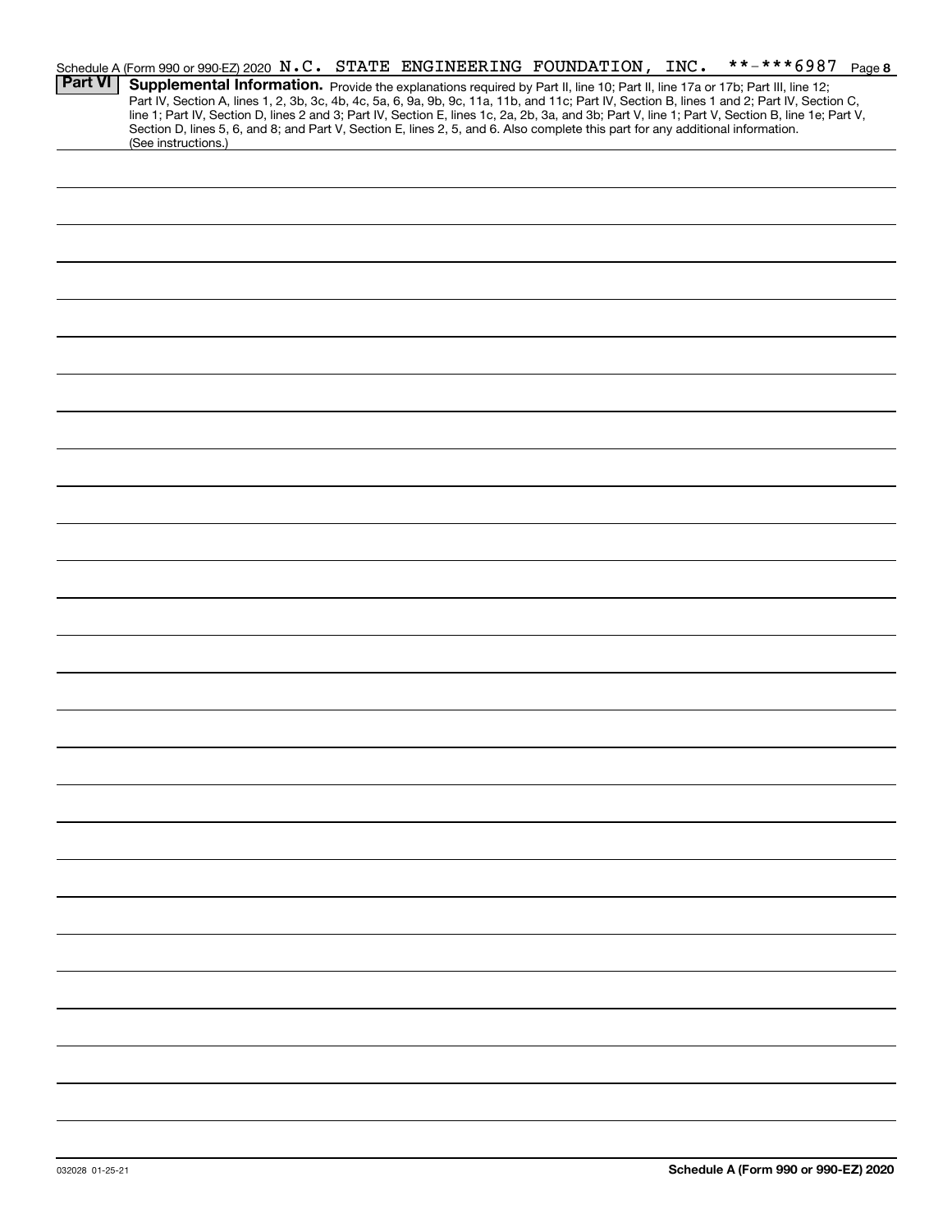Schedule A (Form 990 or 990-EZ) 2020 N.C. STATE ENGINEERING FOUNDATION, INC. **-***6987 Page 8

**Part VI** **Supplemental Information.** Provide the explanations required by Part II, line 10; Part II, line 17a or 17b; Part III, line 12; Part IV, Section A, lines 1, 2, 3b, 3c, 4b, 4c, 5a, 6, 9a, 9b, 9c, 11a, 11b, and 11c; Part IV, Section B, lines 1 and 2; Part IV, Section C, line 1; Part IV, Section D, lines 2 and 3; Part IV, Section E, lines 1c, 2a, 2b, 3a, and 3b; Part V, line 1; Part V, Section B, line 1e; Part V, Section D, lines 5, 6, and 8; and Part V, Section E, lines 2, 5, and 6. Also complete this part for any additional information. (See instructions.)

032028 01-25-21

**Schedule A (Form 990 or 990-EZ) 2020**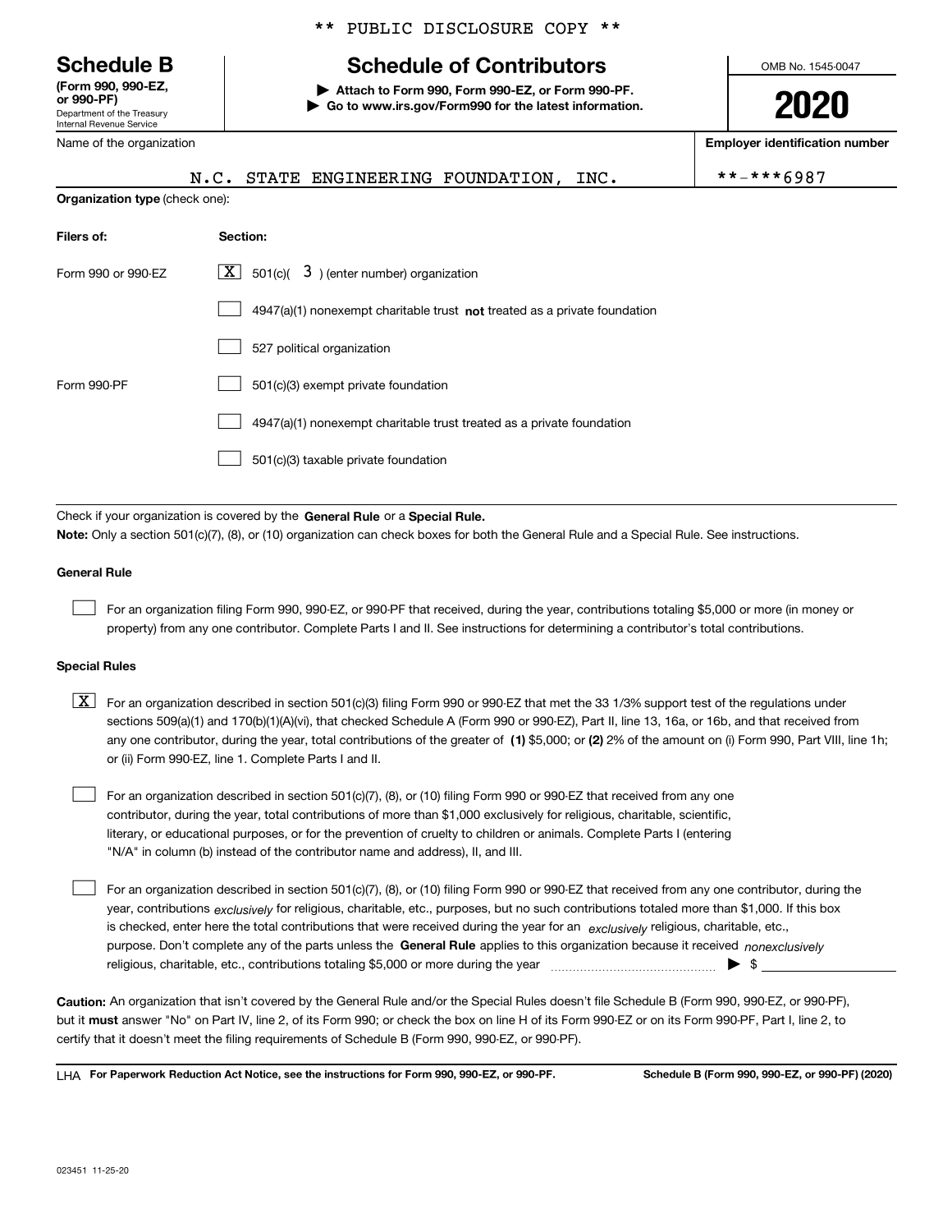** PUBLIC DISCLOSURE COPY **

**Schedule B**
**(Form 990, 990-EZ, or 990-PF)**
Department of the Treasury
Internal Revenue Service

# Schedule of Contributors

▶ **Attach to Form 990, Form 990-EZ, or Form 990-PF.**
▶ **Go to www.irs.gov/Form990 for the latest information.**

OMB No. 1545-0047

**2020**

Name of the organization: N.C. STATE ENGINEERING FOUNDATION, INC.

**Employer identification number**: **-***6987

**Organization type** (check one):

| Filers of: | Section: |
|---|---|
| Form 990 or 990-EZ | [X] 501(c)( 3 ) (enter number) organization |
| | [ ] 4947(a)(1) nonexempt charitable trust **not** treated as a private foundation |
| | [ ] 527 political organization |
| Form 990-PF | [ ] 501(c)(3) exempt private foundation |
| | [ ] 4947(a)(1) nonexempt charitable trust treated as a private foundation |
| | [ ] 501(c)(3) taxable private foundation |

Check if your organization is covered by the **General Rule** or a **Special Rule.**
**Note:** Only a section 501(c)(7), (8), or (10) organization can check boxes for both the General Rule and a Special Rule. See instructions.

**General Rule**

[ ] For an organization filing Form 990, 990-EZ, or 990-PF that received, during the year, contributions totaling $5,000 or more (in money or property) from any one contributor. Complete Parts I and II. See instructions for determining a contributor's total contributions.

**Special Rules**

[X] For an organization described in section 501(c)(3) filing Form 990 or 990-EZ that met the 33 1/3% support test of the regulations under sections 509(a)(1) and 170(b)(1)(A)(vi), that checked Schedule A (Form 990 or 990-EZ), Part II, line 13, 16a, or 16b, and that received from any one contributor, during the year, total contributions of the greater of **(1)** $5,000; or **(2)** 2% of the amount on (i) Form 990, Part VIII, line 1h; or (ii) Form 990-EZ, line 1. Complete Parts I and II.

[ ] For an organization described in section 501(c)(7), (8), or (10) filing Form 990 or 990-EZ that received from any one contributor, during the year, total contributions of more than $1,000 exclusively for religious, charitable, scientific, literary, or educational purposes, or for the prevention of cruelty to children or animals. Complete Parts I (entering "N/A" in column (b) instead of the contributor name and address), II, and III.

[ ] For an organization described in section 501(c)(7), (8), or (10) filing Form 990 or 990-EZ that received from any one contributor, during the year, contributions *exclusively* for religious, charitable, etc., purposes, but no such contributions totaled more than $1,000. If this box is checked, enter here the total contributions that were received during the year for an *exclusively* religious, charitable, etc., purpose. Don't complete any of the parts unless the **General Rule** applies to this organization because it received *nonexclusively* religious, charitable, etc., contributions totaling $5,000 or more during the year ▶ $

**Caution:** An organization that isn't covered by the General Rule and/or the Special Rules doesn't file Schedule B (Form 990, 990-EZ, or 990-PF), but it **must** answer "No" on Part IV, line 2, of its Form 990; or check the box on line H of its Form 990-EZ or on its Form 990-PF, Part I, line 2, to certify that it doesn't meet the filing requirements of Schedule B (Form 990, 990-EZ, or 990-PF).

LHA **For Paperwork Reduction Act Notice, see the instructions for Form 990, 990-EZ, or 990-PF.** **Schedule B (Form 990, 990-EZ, or 990-PF) (2020)**

023451 11-25-20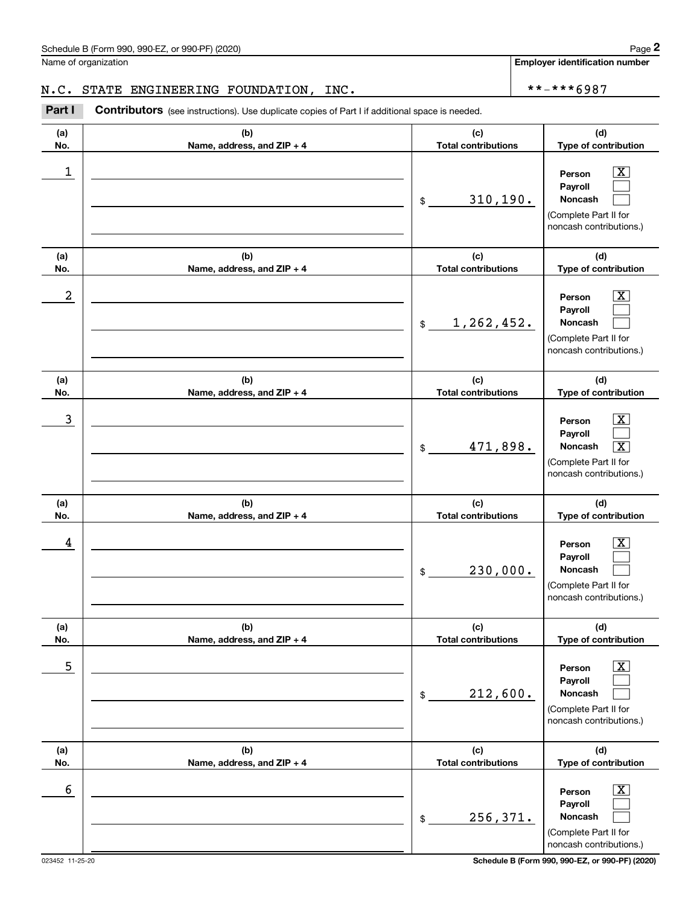Schedule B (Form 990, 990-EZ, or 990-PF) (2020)

Name of organization: N.C. STATE ENGINEERING FOUNDATION, INC.

Employer identification number: **-***6987

**Part I** **Contributors** (see instructions). Use duplicate copies of Part I if additional space is needed.

| (a) No. | (b) Name, address, and ZIP + 4 | (c) Total contributions | (d) Type of contribution |
|---|---|---|---|
| 1 | | $ 310,190. | Person [X] Payroll [ ] Noncash [ ] (Complete Part II for noncash contributions.) |
| 2 | | $ 1,262,452. | Person [X] Payroll [ ] Noncash [ ] (Complete Part II for noncash contributions.) |
| 3 | | $ 471,898. | Person [X] Payroll [ ] Noncash [X] (Complete Part II for noncash contributions.) |
| 4 | | $ 230,000. | Person [X] Payroll [ ] Noncash [ ] (Complete Part II for noncash contributions.) |
| 5 | | $ 212,600. | Person [X] Payroll [ ] Noncash [ ] (Complete Part II for noncash contributions.) |
| 6 | | $ 256,371. | Person [X] Payroll [ ] Noncash [ ] (Complete Part II for noncash contributions.) |

023452 11-25-20

Schedule B (Form 990, 990-EZ, or 990-PF) (2020)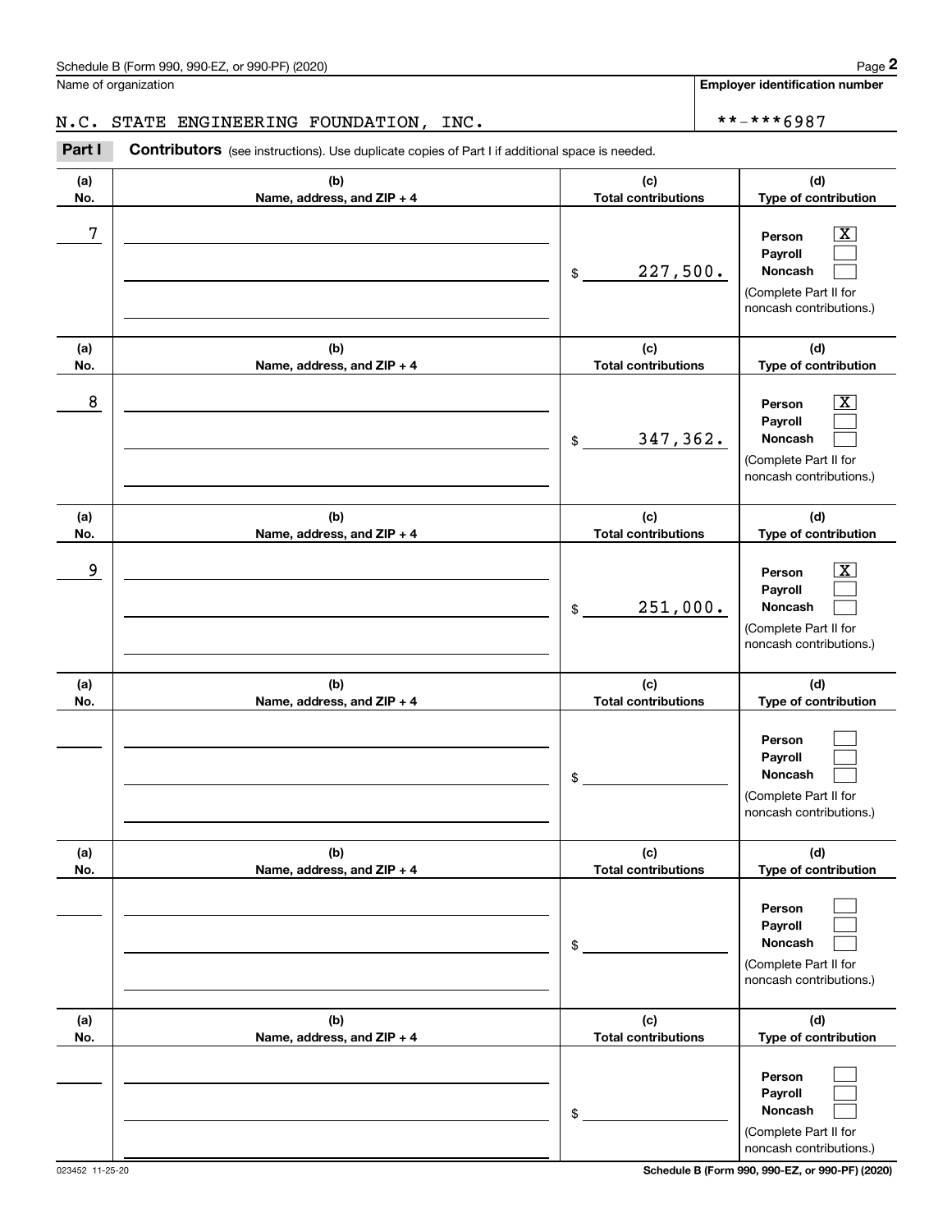Schedule B (Form 990, 990-EZ, or 990-PF) (2020)

Name of organization: N.C. STATE ENGINEERING FOUNDATION, INC.

Employer identification number: **-***6987

**Part I** **Contributors** (see instructions). Use duplicate copies of Part I if additional space is needed.

| (a) No. | (b) Name, address, and ZIP + 4 | (c) Total contributions | (d) Type of contribution |
|---|---|---|---|
| 7 | | $ 227,500. | Person [X] Payroll [ ] Noncash [ ] (Complete Part II for noncash contributions.) |
| 8 | | $ 347,362. | Person [X] Payroll [ ] Noncash [ ] (Complete Part II for noncash contributions.) |
| 9 | | $ 251,000. | Person [X] Payroll [ ] Noncash [ ] (Complete Part II for noncash contributions.) |
| | | $ | Person [ ] Payroll [ ] Noncash [ ] (Complete Part II for noncash contributions.) |
| | | $ | Person [ ] Payroll [ ] Noncash [ ] (Complete Part II for noncash contributions.) |
| | | $ | Person [ ] Payroll [ ] Noncash [ ] (Complete Part II for noncash contributions.) |

023452 11-25-20

Schedule B (Form 990, 990-EZ, or 990-PF) (2020)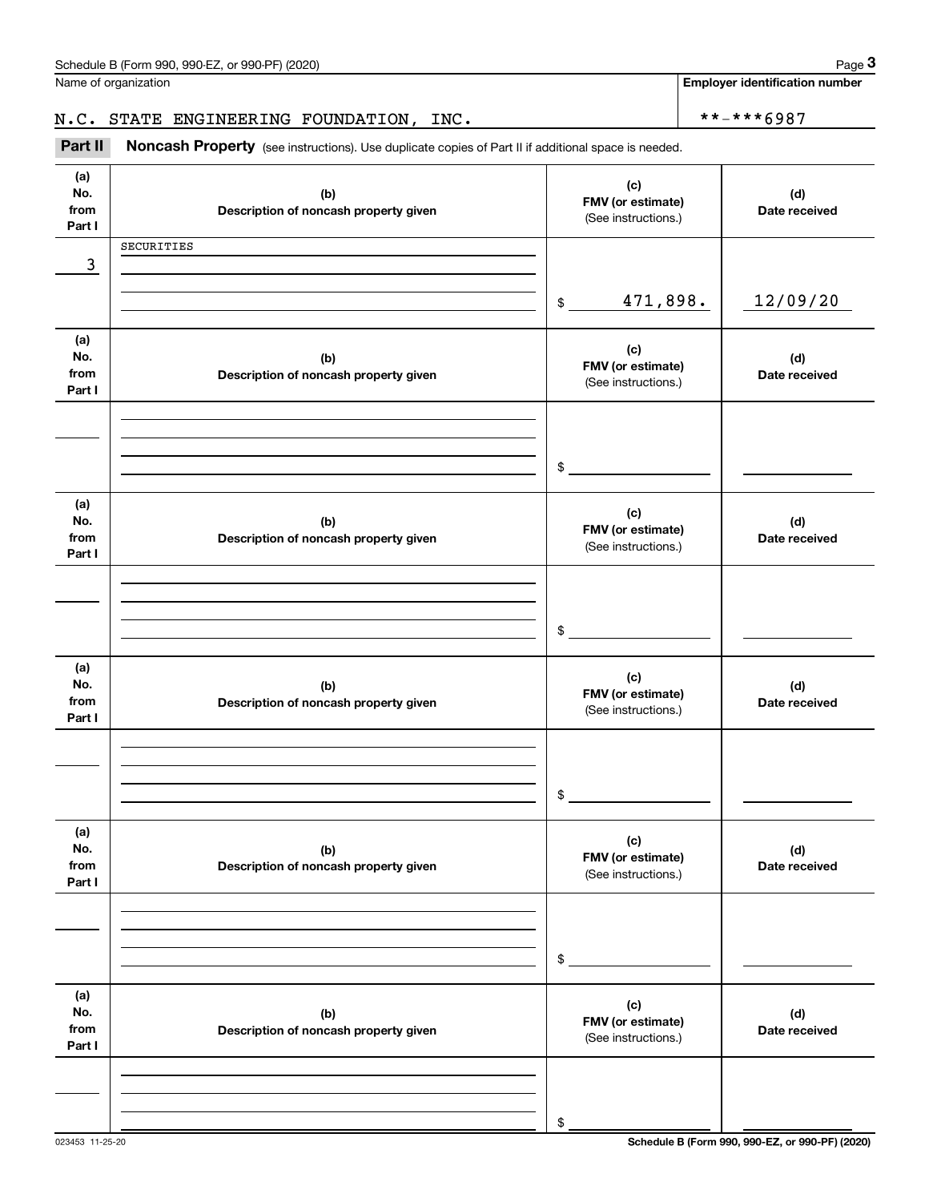Name of organization

N.C. STATE ENGINEERING FOUNDATION, INC.

Employer identification number

**-***6987

**Part II** **Noncash Property** (see instructions). Use duplicate copies of Part II if additional space is needed.

| (a) No. from Part I | (b) Description of noncash property given | (c) FMV (or estimate) (See instructions.) | (d) Date received |
|---|---|---|---|
| 3 | SECURITIES | $ 471,898. | 12/09/20 |
| | | $ | |
| | | $ | |
| | | $ | |
| | | $ | |
| | | $ | |

023453 11-25-20

**Schedule B (Form 990, 990-EZ, or 990-PF) (2020)**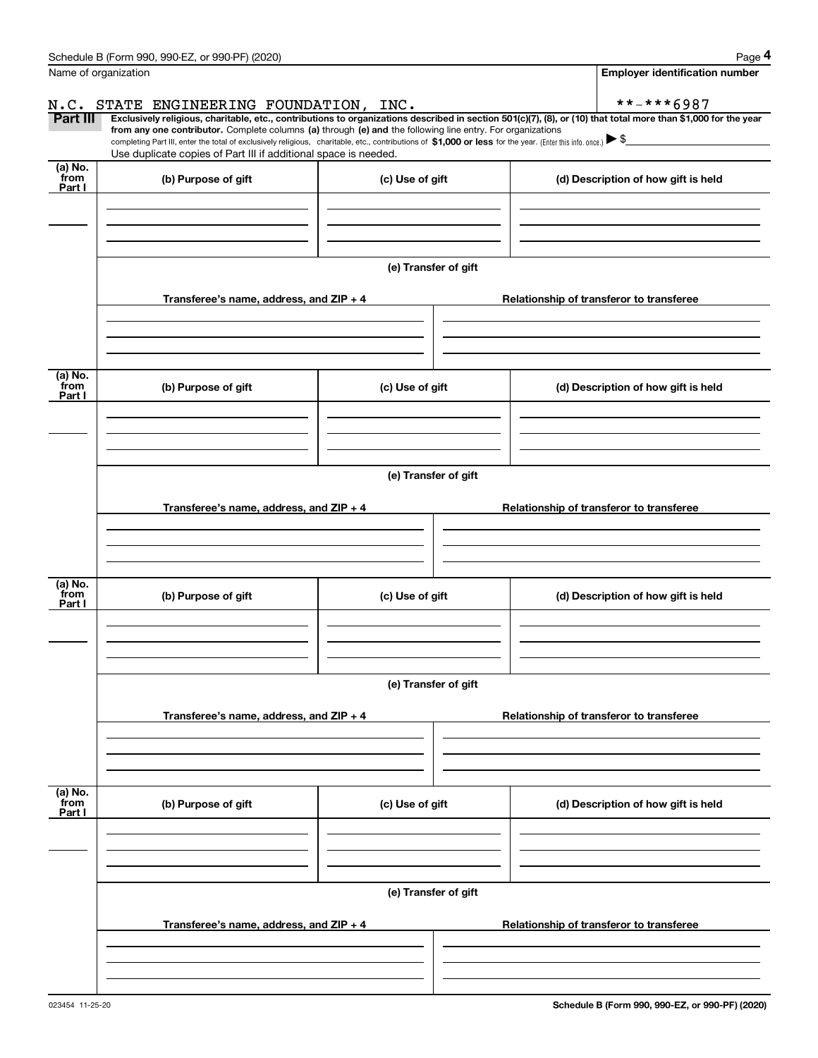Name of organization

**Employer identification number**

N.C. STATE ENGINEERING FOUNDATION, INC. **-***6987

**Part III** **Exclusively religious, charitable, etc., contributions to organizations described in section 501(c)(7), (8), or (10) that total more than $1,000 for the year from any one contributor.** Complete columns **(a)** through **(e) and** the following line entry. For organizations completing Part III, enter the total of exclusively religious, charitable, etc., contributions of **$1,000 or less** for the year. (Enter this info. once.) ▶ $

Use duplicate copies of Part III if additional space is needed.

| (a) No. from Part I | (b) Purpose of gift | (c) Use of gift | (d) Description of how gift is held |
|---|---|---|---|
| | | | |

**(e) Transfer of gift**

| Transferee's name, address, and ZIP + 4 | Relationship of transferor to transferee |
|---|---|
| | |

| (a) No. from Part I | (b) Purpose of gift | (c) Use of gift | (d) Description of how gift is held |
|---|---|---|---|
| | | | |

**(e) Transfer of gift**

| Transferee's name, address, and ZIP + 4 | Relationship of transferor to transferee |
|---|---|
| | |

| (a) No. from Part I | (b) Purpose of gift | (c) Use of gift | (d) Description of how gift is held |
|---|---|---|---|
| | | | |

**(e) Transfer of gift**

| Transferee's name, address, and ZIP + 4 | Relationship of transferor to transferee |
|---|---|
| | |

| (a) No. from Part I | (b) Purpose of gift | (c) Use of gift | (d) Description of how gift is held |
|---|---|---|---|
| | | | |

**(e) Transfer of gift**

| Transferee's name, address, and ZIP + 4 | Relationship of transferor to transferee |
|---|---|
| | |

023454 11-25-20 **Schedule B (Form 990, 990-EZ, or 990-PF) (2020)**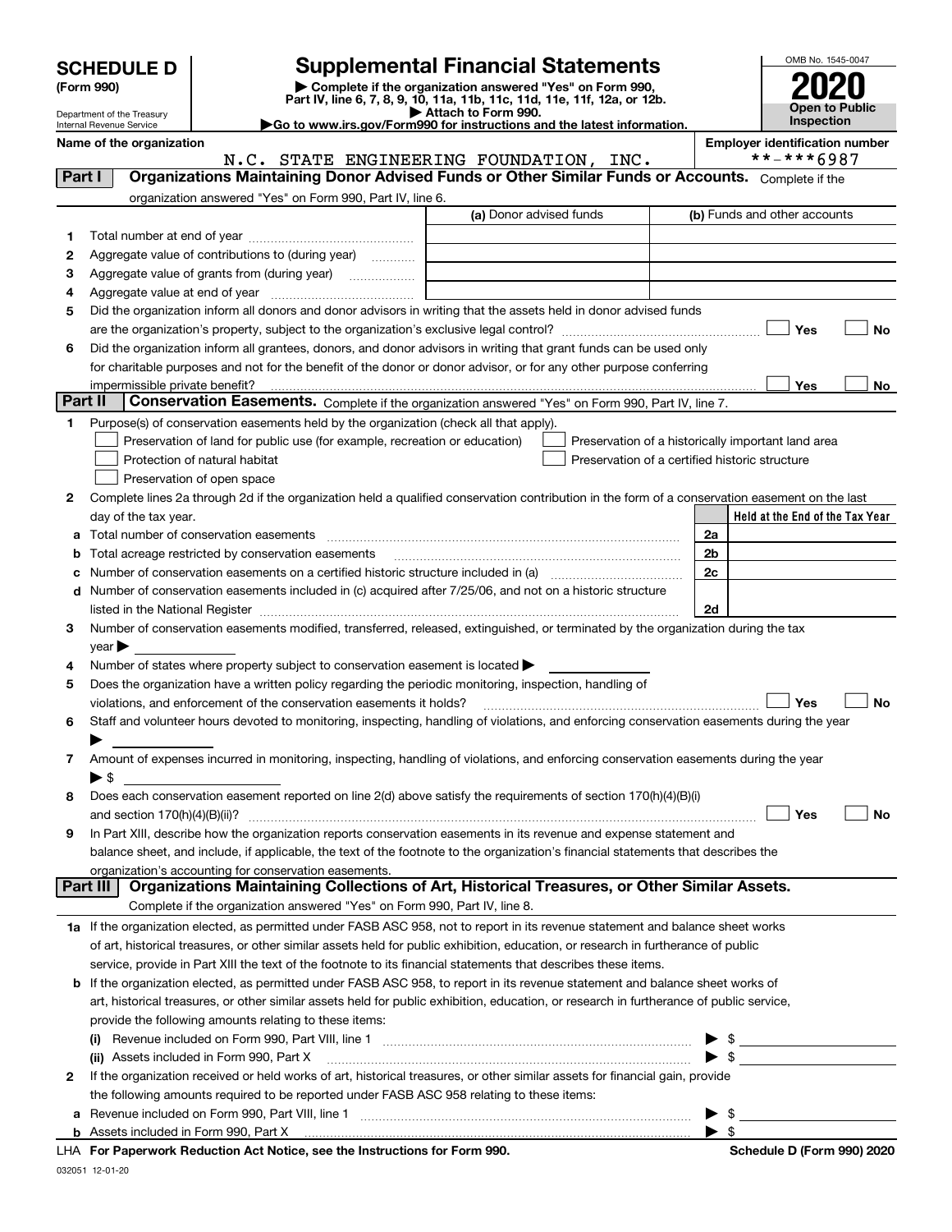# SCHEDULE D (Form 990)

Department of the Treasury
Internal Revenue Service

## Supplemental Financial Statements

▶ Complete if the organization answered "Yes" on Form 990, Part IV, line 6, 7, 8, 9, 10, 11a, 11b, 11c, 11d, 11e, 11f, 12a, or 12b.
▶ Attach to Form 990.
▶Go to www.irs.gov/Form990 for instructions and the latest information.

OMB No. 1545-0047

**2020**

**Open to Public Inspection**

Name of the organization: N.C. STATE ENGINEERING FOUNDATION, INC.

Employer identification number: **-***6987

## Part I Organizations Maintaining Donor Advised Funds or Other Similar Funds or Accounts.

Complete if the organization answered "Yes" on Form 990, Part IV, line 6.

| | | (a) Donor advised funds | (b) Funds and other accounts |
|---|---|---|---|
| 1 | Total number at end of year | | |
| 2 | Aggregate value of contributions to (during year) | | |
| 3 | Aggregate value of grants from (during year) | | |
| 4 | Aggregate value at end of year | | |

5 Did the organization inform all donors and donor advisors in writing that the assets held in donor advised funds are the organization's property, subject to the organization's exclusive legal control? ☐ Yes ☐ No

6 Did the organization inform all grantees, donors, and donor advisors in writing that grant funds can be used only for charitable purposes and not for the benefit of the donor or donor advisor, or for any other purpose conferring impermissible private benefit? ☐ Yes ☐ No

## Part II Conservation Easements.

Complete if the organization answered "Yes" on Form 990, Part IV, line 7.

1 Purpose(s) of conservation easements held by the organization (check all that apply).

☐ Preservation of land for public use (for example, recreation or education)
☐ Protection of natural habitat
☐ Preservation of open space
☐ Preservation of a historically important land area
☐ Preservation of a certified historic structure

2 Complete lines 2a through 2d if the organization held a qualified conservation contribution in the form of a conservation easement on the last day of the tax year.

| | | | Held at the End of the Tax Year |
|---|---|---|---|
| a | Total number of conservation easements | 2a | |
| b | Total acreage restricted by conservation easements | 2b | |
| c | Number of conservation easements on a certified historic structure included in (a) | 2c | |
| d | Number of conservation easements included in (c) acquired after 7/25/06, and not on a historic structure listed in the National Register | 2d | |

3 Number of conservation easements modified, transferred, released, extinguished, or terminated by the organization during the tax year ▶

4 Number of states where property subject to conservation easement is located ▶

5 Does the organization have a written policy regarding the periodic monitoring, inspection, handling of violations, and enforcement of the conservation easements it holds? ☐ Yes ☐ No

6 Staff and volunteer hours devoted to monitoring, inspecting, handling of violations, and enforcing conservation easements during the year ▶

7 Amount of expenses incurred in monitoring, inspecting, handling of violations, and enforcing conservation easements during the year ▶ $

8 Does each conservation easement reported on line 2(d) above satisfy the requirements of section 170(h)(4)(B)(i) and section 170(h)(4)(B)(ii)? ☐ Yes ☐ No

9 In Part XIII, describe how the organization reports conservation easements in its revenue and expense statement and balance sheet, and include, if applicable, the text of the footnote to the organization's financial statements that describes the organization's accounting for conservation easements.

## Part III Organizations Maintaining Collections of Art, Historical Treasures, or Other Similar Assets.

Complete if the organization answered "Yes" on Form 990, Part IV, line 8.

1a If the organization elected, as permitted under FASB ASC 958, not to report in its revenue statement and balance sheet works of art, historical treasures, or other similar assets held for public exhibition, education, or research in furtherance of public service, provide in Part XIII the text of the footnote to its financial statements that describes these items.

b If the organization elected, as permitted under FASB ASC 958, to report in its revenue statement and balance sheet works of art, historical treasures, or other similar assets held for public exhibition, education, or research in furtherance of public service, provide the following amounts relating to these items:

(i) Revenue included on Form 990, Part VIII, line 1 ▶ $

(ii) Assets included in Form 990, Part X ▶ $

2 If the organization received or held works of art, historical treasures, or other similar assets for financial gain, provide the following amounts required to be reported under FASB ASC 958 relating to these items:

a Revenue included on Form 990, Part VIII, line 1 ▶ $

b Assets included in Form 990, Part X ▶ $

LHA For Paperwork Reduction Act Notice, see the Instructions for Form 990. Schedule D (Form 990) 2020

032051 12-01-20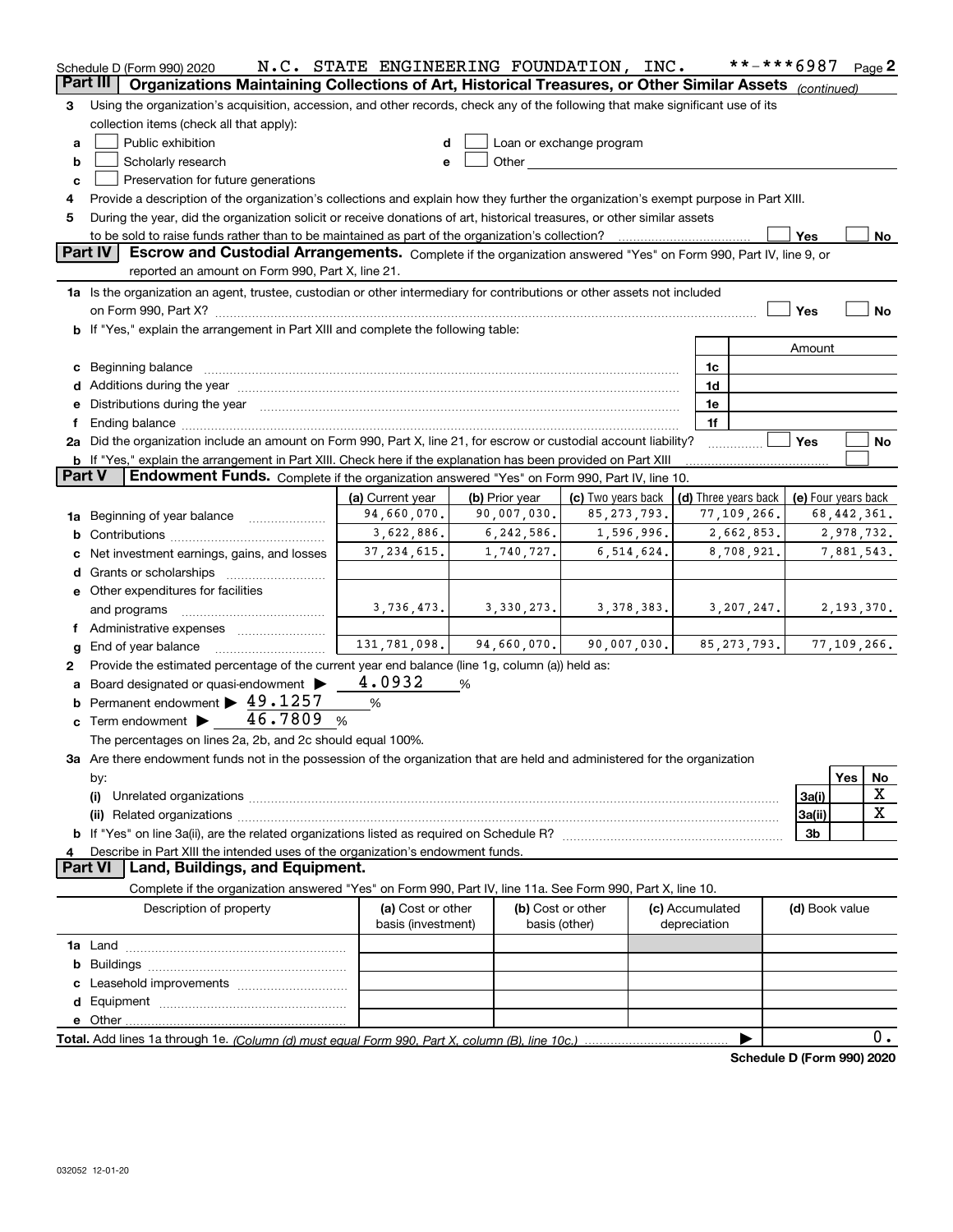Schedule D (Form 990) 2020 N.C. STATE ENGINEERING FOUNDATION, INC. **-***6987 Page 2

## Part III Organizations Maintaining Collections of Art, Historical Treasures, or Other Similar Assets *(continued)*

3 Using the organization's acquisition, accession, and other records, check any of the following that make significant use of its collection items (check all that apply):

a ☐ Public exhibition
b ☐ Scholarly research
c ☐ Preservation for future generations
d ☐ Loan or exchange program
e ☐ Other

4 Provide a description of the organization's collections and explain how they further the organization's exempt purpose in Part XIII.

5 During the year, did the organization solicit or receive donations of art, historical treasures, or other similar assets to be sold to raise funds rather than to be maintained as part of the organization's collection? ☐ Yes ☐ No

## Part IV Escrow and Custodial Arrangements.

Complete if the organization answered "Yes" on Form 990, Part IV, line 9, or reported an amount on Form 990, Part X, line 21.

1a Is the organization an agent, trustee, custodian or other intermediary for contributions or other assets not included on Form 990, Part X? ☐ Yes ☐ No

b If "Yes," explain the arrangement in Part XIII and complete the following table:

| | | Amount |
|---|---|---|
| c Beginning balance | 1c | |
| d Additions during the year | 1d | |
| e Distributions during the year | 1e | |
| f Ending balance | 1f | |

2a Did the organization include an amount on Form 990, Part X, line 21, for escrow or custodial account liability? ☐ Yes ☐ No

b If "Yes," explain the arrangement in Part XIII. Check here if the explanation has been provided on Part XIII ☐

## Part V Endowment Funds.

Complete if the organization answered "Yes" on Form 990, Part IV, line 10.

| | (a) Current year | (b) Prior year | (c) Two years back | (d) Three years back | (e) Four years back |
|---|---|---|---|---|---|
| 1a Beginning of year balance | 94,660,070. | 90,007,030. | 85,273,793. | 77,109,266. | 68,442,361. |
| b Contributions | 3,622,886. | 6,242,586. | 1,596,996. | 2,662,853. | 2,978,732. |
| c Net investment earnings, gains, and losses | 37,234,615. | 1,740,727. | 6,514,624. | 8,708,921. | 7,881,543. |
| d Grants or scholarships | | | | | |
| e Other expenditures for facilities and programs | 3,736,473. | 3,330,273. | 3,378,383. | 3,207,247. | 2,193,370. |
| f Administrative expenses | | | | | |
| g End of year balance | 131,781,098. | 94,660,070. | 90,007,030. | 85,273,793. | 77,109,266. |

2 Provide the estimated percentage of the current year end balance (line 1g, column (a)) held as:

a Board designated or quasi-endowment ▶ 4.0932 %
b Permanent endowment ▶ 49.1257 %
c Term endowment ▶ 46.7809 %

The percentages on lines 2a, 2b, and 2c should equal 100%.

3a Are there endowment funds not in the possession of the organization that are held and administered for the organization by:

| | | Yes | No |
|---|---|---|---|
| (i) Unrelated organizations | 3a(i) | | X |
| (ii) Related organizations | 3a(ii) | | X |
| b If "Yes" on line 3a(ii), are the related organizations listed as required on Schedule R? | 3b | | |

4 Describe in Part XIII the intended uses of the organization's endowment funds.

## Part VI Land, Buildings, and Equipment.

Complete if the organization answered "Yes" on Form 990, Part IV, line 11a. See Form 990, Part X, line 10.

| Description of property | (a) Cost or other basis (investment) | (b) Cost or other basis (other) | (c) Accumulated depreciation | (d) Book value |
|---|---|---|---|---|
| 1a Land | | | | |
| b Buildings | | | | |
| c Leasehold improvements | | | | |
| d Equipment | | | | |
| e Other | | | | |
| **Total.** Add lines 1a through 1e. *(Column (d) must equal Form 990, Part X, column (B), line 10c.)* | | | | 0. |

Schedule D (Form 990) 2020

032052 12-01-20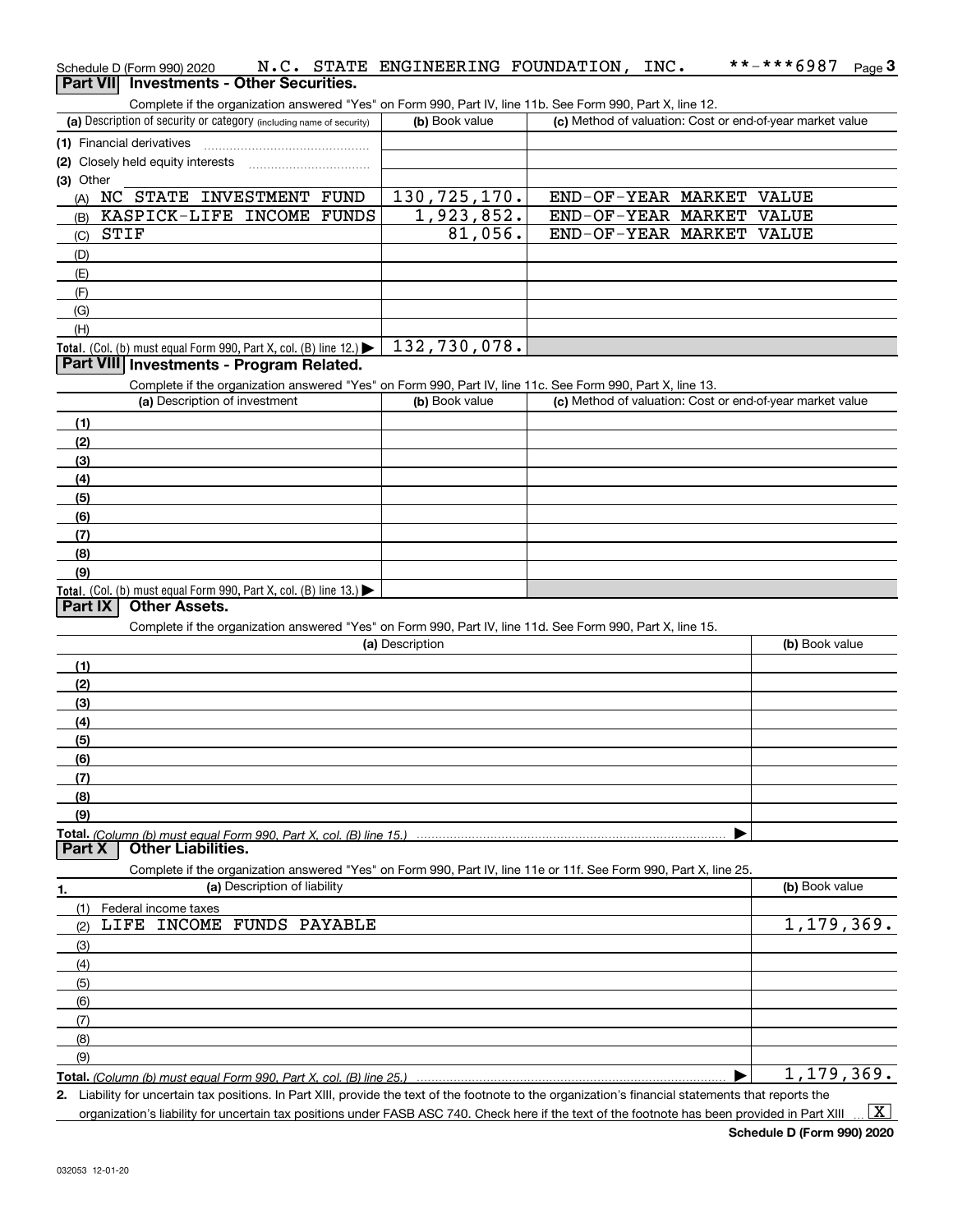Schedule D (Form 990) 2020 N.C. STATE ENGINEERING FOUNDATION, INC. **-***6987 Page 3

## Part VII Investments - Other Securities.

Complete if the organization answered "Yes" on Form 990, Part IV, line 11b. See Form 990, Part X, line 12.

| (a) Description of security or category (including name of security) | (b) Book value | (c) Method of valuation: Cost or end-of-year market value |
|---|---|---|
| (1) Financial derivatives | | |
| (2) Closely held equity interests | | |
| (3) Other | | |
| (A) NC STATE INVESTMENT FUND | 130,725,170. | END-OF-YEAR MARKET VALUE |
| (B) KASPICK-LIFE INCOME FUNDS | 1,923,852. | END-OF-YEAR MARKET VALUE |
| (C) STIF | 81,056. | END-OF-YEAR MARKET VALUE |
| (D) | | |
| (E) | | |
| (F) | | |
| (G) | | |
| (H) | | |
| **Total.** (Col. (b) must equal Form 990, Part X, col. (B) line 12.) ▶ | 132,730,078. | |

## Part VIII Investments - Program Related.

Complete if the organization answered "Yes" on Form 990, Part IV, line 11c. See Form 990, Part X, line 13.

| (a) Description of investment | (b) Book value | (c) Method of valuation: Cost or end-of-year market value |
|---|---|---|
| (1) | | |
| (2) | | |
| (3) | | |
| (4) | | |
| (5) | | |
| (6) | | |
| (7) | | |
| (8) | | |
| (9) | | |
| **Total.** (Col. (b) must equal Form 990, Part X, col. (B) line 13.) ▶ | | |

## Part IX Other Assets.

Complete if the organization answered "Yes" on Form 990, Part IV, line 11d. See Form 990, Part X, line 15.

| (a) Description | (b) Book value |
|---|---|
| (1) | |
| (2) | |
| (3) | |
| (4) | |
| (5) | |
| (6) | |
| (7) | |
| (8) | |
| (9) | |
| **Total.** *(Column (b) must equal Form 990, Part X, col. (B) line 15.)* ▶ | |

## Part X Other Liabilities.

Complete if the organization answered "Yes" on Form 990, Part IV, line 11e or 11f. See Form 990, Part X, line 25.

| 1. (a) Description of liability | (b) Book value |
|---|---|
| (1) Federal income taxes | |
| (2) LIFE INCOME FUNDS PAYABLE | 1,179,369. |
| (3) | |
| (4) | |
| (5) | |
| (6) | |
| (7) | |
| (8) | |
| (9) | |
| **Total.** *(Column (b) must equal Form 990, Part X, col. (B) line 25.)* ▶ | 1,179,369. |

2. Liability for uncertain tax positions. In Part XIII, provide the text of the footnote to the organization's financial statements that reports the organization's liability for uncertain tax positions under FASB ASC 740. Check here if the text of the footnote has been provided in Part XIII ... [X]

**Schedule D (Form 990) 2020**

032053 12-01-20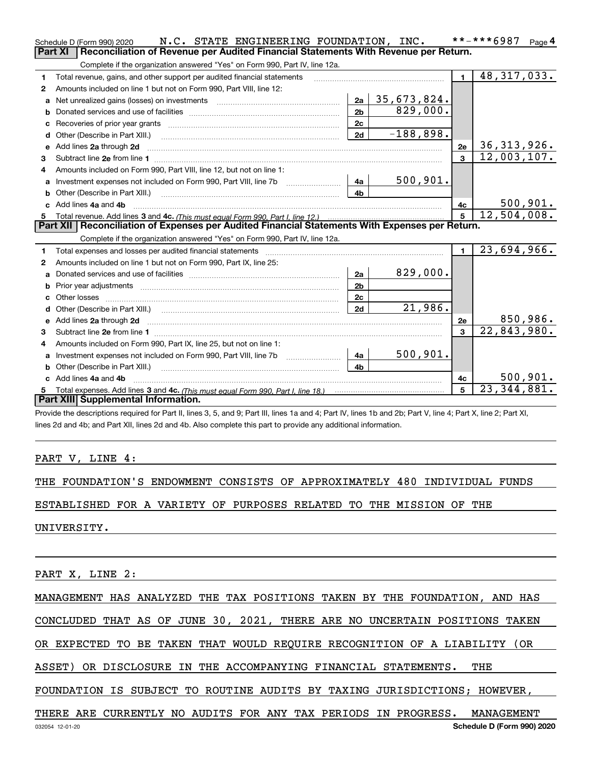Schedule D (Form 990) 2020 N.C. STATE ENGINEERING FOUNDATION, INC. **-***6987 Page 4

## Part XI Reconciliation of Revenue per Audited Financial Statements With Revenue per Return.

Complete if the organization answered "Yes" on Form 990, Part IV, line 12a.

| | | | | | |
|---|---|---|---|---|---|
| 1 | Total revenue, gains, and other support per audited financial statements | | | 1 | 48,317,033. |
| 2 | Amounts included on line 1 but not on Form 990, Part VIII, line 12: | | | | |
| a | Net unrealized gains (losses) on investments | 2a | 35,673,824. | | |
| b | Donated services and use of facilities | 2b | 829,000. | | |
| c | Recoveries of prior year grants | 2c | | | |
| d | Other (Describe in Part XIII.) | 2d | -188,898. | | |
| e | Add lines 2a through 2d | | | 2e | 36,313,926. |
| 3 | Subtract line 2e from line 1 | | | 3 | 12,003,107. |
| 4 | Amounts included on Form 990, Part VIII, line 12, but not on line 1: | | | | |
| a | Investment expenses not included on Form 990, Part VIII, line 7b | 4a | 500,901. | | |
| b | Other (Describe in Part XIII.) | 4b | | | |
| c | Add lines 4a and 4b | | | 4c | 500,901. |
| 5 | Total revenue. Add lines 3 and 4c. *(This must equal Form 990, Part I, line 12.)* | | | 5 | 12,504,008. |

## Part XII Reconciliation of Expenses per Audited Financial Statements With Expenses per Return.

Complete if the organization answered "Yes" on Form 990, Part IV, line 12a.

| | | | | | |
|---|---|---|---|---|---|
| 1 | Total expenses and losses per audited financial statements | | | 1 | 23,694,966. |
| 2 | Amounts included on line 1 but not on Form 990, Part IX, line 25: | | | | |
| a | Donated services and use of facilities | 2a | 829,000. | | |
| b | Prior year adjustments | 2b | | | |
| c | Other losses | 2c | | | |
| d | Other (Describe in Part XIII.) | 2d | 21,986. | | |
| e | Add lines 2a through 2d | | | 2e | 850,986. |
| 3 | Subtract line 2e from line 1 | | | 3 | 22,843,980. |
| 4 | Amounts included on Form 990, Part IX, line 25, but not on line 1: | | | | |
| a | Investment expenses not included on Form 990, Part VIII, line 7b | 4a | 500,901. | | |
| b | Other (Describe in Part XIII.) | 4b | | | |
| c | Add lines 4a and 4b | | | 4c | 500,901. |
| 5 | Total expenses. Add lines 3 and 4c. *(This must equal Form 990, Part I, line 18.)* | | | 5 | 23,344,881. |

## Part XIII Supplemental Information.

Provide the descriptions required for Part II, lines 3, 5, and 9; Part III, lines 1a and 4; Part IV, lines 1b and 2b; Part V, line 4; Part X, line 2; Part XI, lines 2d and 4b; and Part XII, lines 2d and 4b. Also complete this part to provide any additional information.

PART V, LINE 4:

THE FOUNDATION'S ENDOWMENT CONSISTS OF APPROXIMATELY 480 INDIVIDUAL FUNDS ESTABLISHED FOR A VARIETY OF PURPOSES RELATED TO THE MISSION OF THE UNIVERSITY.

PART X, LINE 2:

MANAGEMENT HAS ANALYZED THE TAX POSITIONS TAKEN BY THE FOUNDATION, AND HAS CONCLUDED THAT AS OF JUNE 30, 2021, THERE ARE NO UNCERTAIN POSITIONS TAKEN OR EXPECTED TO BE TAKEN THAT WOULD REQUIRE RECOGNITION OF A LIABILITY (OR ASSET) OR DISCLOSURE IN THE ACCOMPANYING FINANCIAL STATEMENTS. THE FOUNDATION IS SUBJECT TO ROUTINE AUDITS BY TAXING JURISDICTIONS; HOWEVER, THERE ARE CURRENTLY NO AUDITS FOR ANY TAX PERIODS IN PROGRESS. MANAGEMENT

032054 12-01-20 Schedule D (Form 990) 2020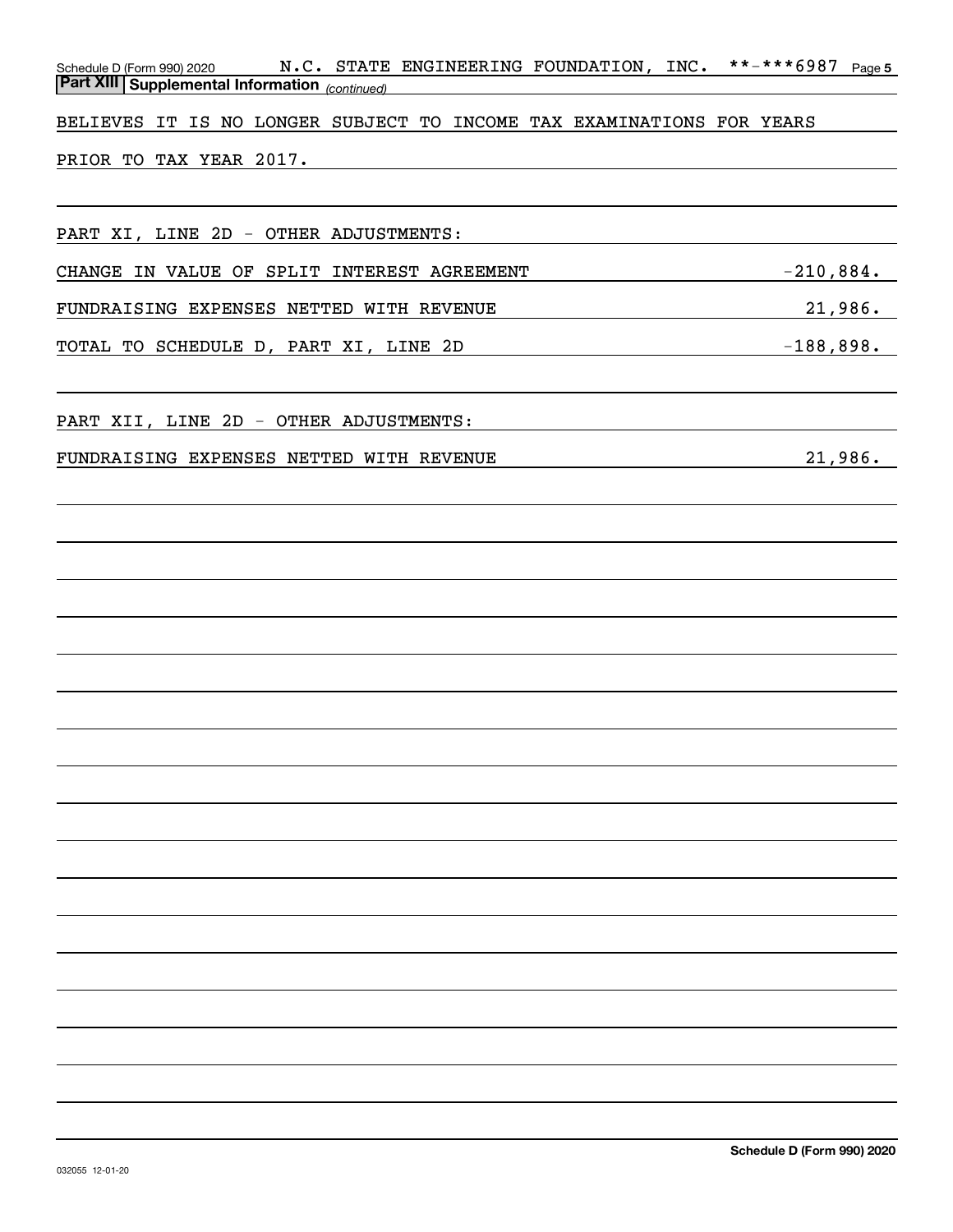Schedule D (Form 990) 2020 N.C. STATE ENGINEERING FOUNDATION, INC. **-***6987 Page 5

**Part XIII Supplemental Information** *(continued)*

BELIEVES IT IS NO LONGER SUBJECT TO INCOME TAX EXAMINATIONS FOR YEARS PRIOR TO TAX YEAR 2017.

PART XI, LINE 2D - OTHER ADJUSTMENTS:

| | |
|---|---|
| CHANGE IN VALUE OF SPLIT INTEREST AGREEMENT | -210,884. |
| FUNDRAISING EXPENSES NETTED WITH REVENUE | 21,986. |
| TOTAL TO SCHEDULE D, PART XI, LINE 2D | -188,898. |

PART XII, LINE 2D - OTHER ADJUSTMENTS:

| | |
|---|---|
| FUNDRAISING EXPENSES NETTED WITH REVENUE | 21,986. |

Schedule D (Form 990) 2020

032055 12-01-20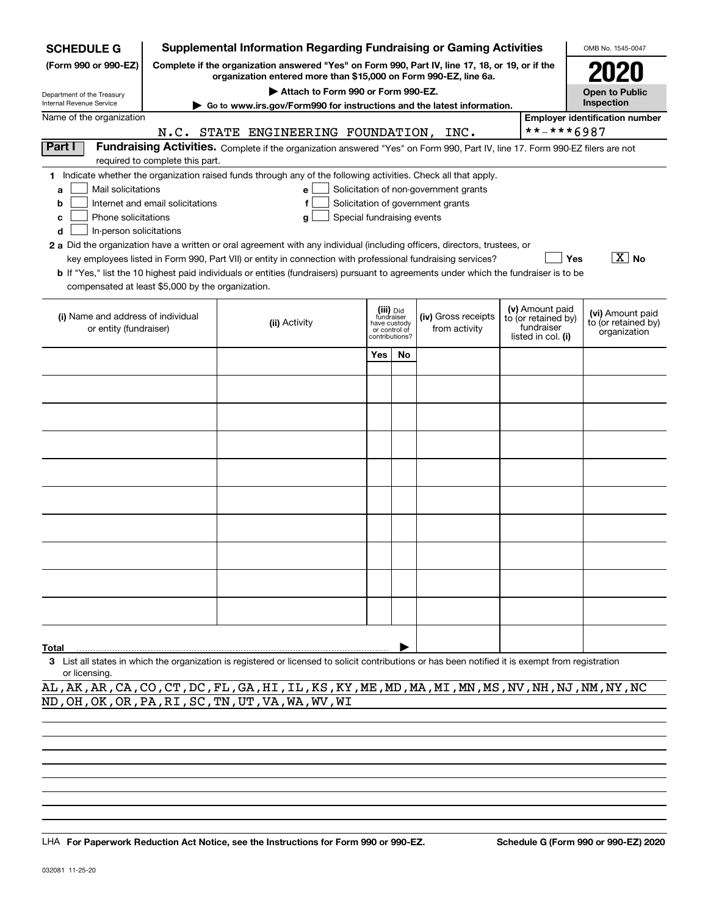**SCHEDULE G** (Form 990 or 990-EZ)

Department of the Treasury
Internal Revenue Service

# Supplemental Information Regarding Fundraising or Gaming Activities

**Complete if the organization answered "Yes" on Form 990, Part IV, line 17, 18, or 19, or if the organization entered more than $15,000 on Form 990-EZ, line 6a.**

**▶ Attach to Form 990 or Form 990-EZ.**

**▶ Go to www.irs.gov/Form990 for instructions and the latest information.**

OMB No. 1545-0047

**2020**

**Open to Public Inspection**

Name of the organization: N.C. STATE ENGINEERING FOUNDATION, INC.

Employer identification number: **-***6987

## Part I Fundraising Activities.

Complete if the organization answered "Yes" on Form 990, Part IV, line 17. Form 990-EZ filers are not required to complete this part.

**1** Indicate whether the organization raised funds through any of the following activities. Check all that apply.

- **a** ☐ Mail solicitations
- **b** ☐ Internet and email solicitations
- **c** ☐ Phone solicitations
- **d** ☐ In-person solicitations
- **e** ☐ Solicitation of non-government grants
- **f** ☐ Solicitation of government grants
- **g** ☐ Special fundraising events

**2a** Did the organization have a written or oral agreement with any individual (including officers, directors, trustees, or key employees listed in Form 990, Part VII) or entity in connection with professional fundraising services? ☐ Yes ☒ No

**b** If "Yes," list the 10 highest paid individuals or entities (fundraisers) pursuant to agreements under which the fundraiser is to be compensated at least $5,000 by the organization.

| (i) Name and address of individual or entity (fundraiser) | (ii) Activity | (iii) Did fundraiser have custody or control of contributions? Yes | No | (iv) Gross receipts from activity | (v) Amount paid to (or retained by) fundraiser listed in col. (i) | (vi) Amount paid to (or retained by) organization |
|---|---|---|---|---|---|---|
| | | | | | | |
| | | | | | | |
| | | | | | | |
| | | | | | | |
| | | | | | | |
| | | | | | | |
| | | | | | | |
| | | | | | | |
| | | | | | | |
| | | | | | | |
| **Total** ▶ | | | | | | |

**3** List all states in which the organization is registered or licensed to solicit contributions or has been notified it is exempt from registration or licensing.

AL,AK,AR,CA,CO,CT,DC,FL,GA,HI,IL,KS,KY,ME,MD,MA,MI,MN,MS,NV,NH,NJ,NM,NY,NC
ND,OH,OK,OR,PA,RI,SC,TN,UT,VA,WA,WV,WI

LHA **For Paperwork Reduction Act Notice, see the Instructions for Form 990 or 990-EZ.** **Schedule G (Form 990 or 990-EZ) 2020**

032081 11-25-20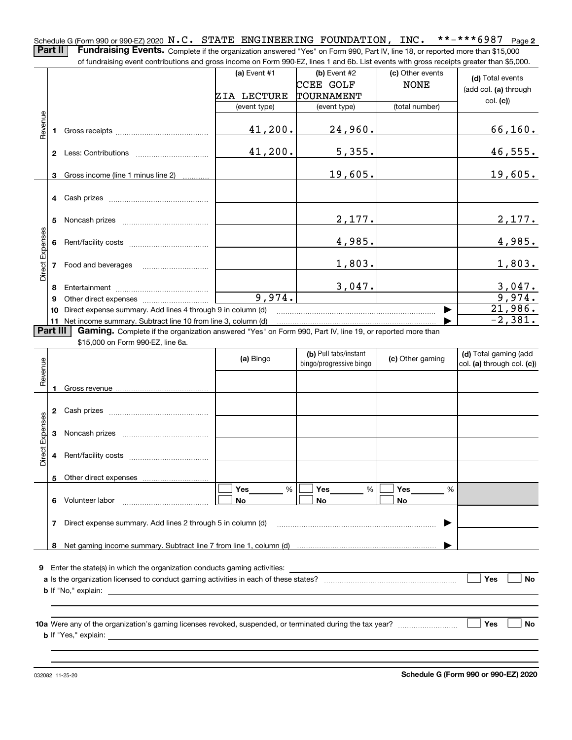Schedule G (Form 990 or 990-EZ) 2020 N.C. STATE ENGINEERING FOUNDATION, INC. **-***6987 Page 2

**Part II** **Fundraising Events.** Complete if the organization answered "Yes" on Form 990, Part IV, line 18, or reported more than $15,000 of fundraising event contributions and gross income on Form 990-EZ, lines 1 and 6b. List events with gross receipts greater than $5,000.

| | | (a) Event #1 ZIA LECTURE (event type) | (b) Event #2 CCEE GOLF TOURNAMENT (event type) | (c) Other events NONE (total number) | (d) Total events (add col. (a) through col. (c)) |
|---|---|---|---|---|---|
| Revenue | 1 Gross receipts | 41,200. | 24,960. | | 66,160. |
| | 2 Less: Contributions | 41,200. | 5,355. | | 46,555. |
| | 3 Gross income (line 1 minus line 2) | | 19,605. | | 19,605. |
| Direct Expenses | 4 Cash prizes | | | | |
| | 5 Noncash prizes | | 2,177. | | 2,177. |
| | 6 Rent/facility costs | | 4,985. | | 4,985. |
| | 7 Food and beverages | | 1,803. | | 1,803. |
| | 8 Entertainment | | 3,047. | | 3,047. |
| | 9 Other direct expenses | 9,974. | | | 9,974. |
| | 10 Direct expense summary. Add lines 4 through 9 in column (d) | | | | 21,986. |
| | 11 Net income summary. Subtract line 10 from line 3, column (d) | | | | -2,381. |

**Part III** **Gaming.** Complete if the organization answered "Yes" on Form 990, Part IV, line 19, or reported more than $15,000 on Form 990-EZ, line 6a.

| | | (a) Bingo | (b) Pull tabs/instant bingo/progressive bingo | (c) Other gaming | (d) Total gaming (add col. (a) through col. (c)) |
|---|---|---|---|---|---|
| Revenue | 1 Gross revenue | | | | |
| Direct Expenses | 2 Cash prizes | | | | |
| | 3 Noncash prizes | | | | |
| | 4 Rent/facility costs | | | | |
| | 5 Other direct expenses | | | | |
| | 6 Volunteer labor | Yes ___ % No | Yes ___ % No | Yes ___ % No | |
| | 7 Direct expense summary. Add lines 2 through 5 in column (d) | | | | |
| | 8 Net gaming income summary. Subtract line 7 from line 1, column (d) | | | | |

**9** Enter the state(s) in which the organization conducts gaming activities: ____________

**a** Is the organization licensed to conduct gaming activities in each of these states? ☐ Yes ☐ No

**b** If "No," explain: ____________

**10a** Were any of the organization's gaming licenses revoked, suspended, or terminated during the tax year? ☐ Yes ☐ No

**b** If "Yes," explain: ____________

032082 11-25-20 **Schedule G (Form 990 or 990-EZ) 2020**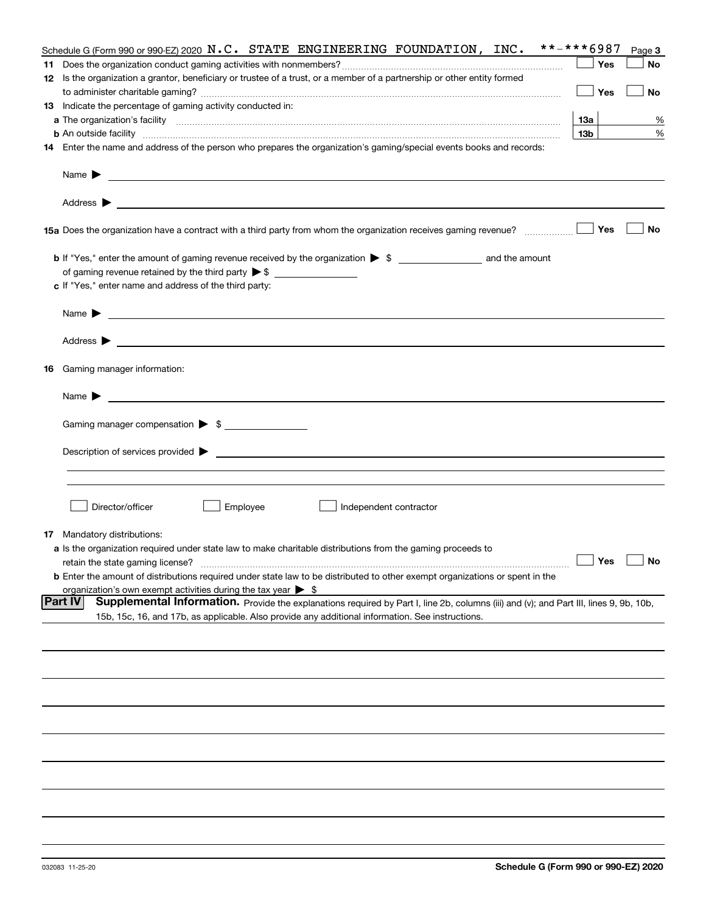Schedule G (Form 990 or 990-EZ) 2020 N.C. STATE ENGINEERING FOUNDATION, INC. **-***6987 Page 3

**11** Does the organization conduct gaming activities with nonmembers? ☐ Yes ☐ No

**12** Is the organization a grantor, beneficiary or trustee of a trust, or a member of a partnership or other entity formed to administer charitable gaming? ☐ Yes ☐ No

**13** Indicate the percentage of gaming activity conducted in:

**a** The organization's facility **13a** %

**b** An outside facility **13b** %

**14** Enter the name and address of the person who prepares the organization's gaming/special events books and records:

Name ▶

Address ▶

**15a** Does the organization have a contract with a third party from whom the organization receives gaming revenue? ☐ Yes ☐ No

**b** If "Yes," enter the amount of gaming revenue received by the organization ▶ $ ______ and the amount of gaming revenue retained by the third party ▶ $ ______

**c** If "Yes," enter name and address of the third party:

Name ▶

Address ▶

**16** Gaming manager information:

Name ▶

Gaming manager compensation ▶ $

Description of services provided ▶

☐ Director/officer ☐ Employee ☐ Independent contractor

**17** Mandatory distributions:

**a** Is the organization required under state law to make charitable distributions from the gaming proceeds to retain the state gaming license? ☐ Yes ☐ No

**b** Enter the amount of distributions required under state law to be distributed to other exempt organizations or spent in the organization's own exempt activities during the tax year ▶ $

**Part IV** **Supplemental Information.** Provide the explanations required by Part I, line 2b, columns (iii) and (v); and Part III, lines 9, 9b, 10b, 15b, 15c, 16, and 17b, as applicable. Also provide any additional information. See instructions.

032083 11-25-20 **Schedule G (Form 990 or 990-EZ) 2020**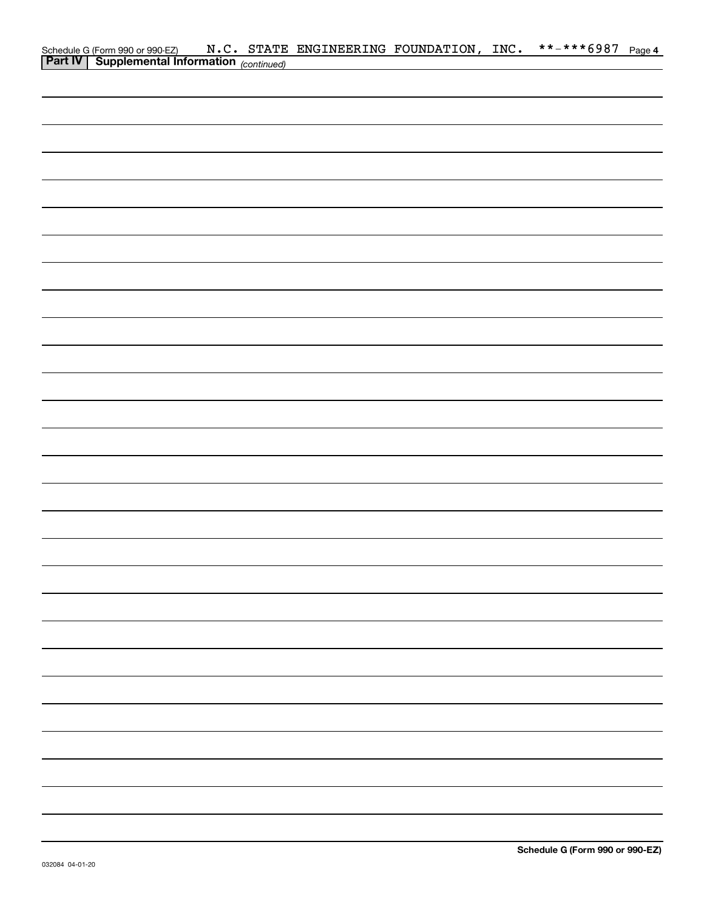Schedule G (Form 990 or 990-EZ) N.C. STATE ENGINEERING FOUNDATION, INC. **-***6987 Page 4

**Part IV | Supplemental Information** *(continued)*

**Schedule G (Form 990 or 990-EZ)**

032084 04-01-20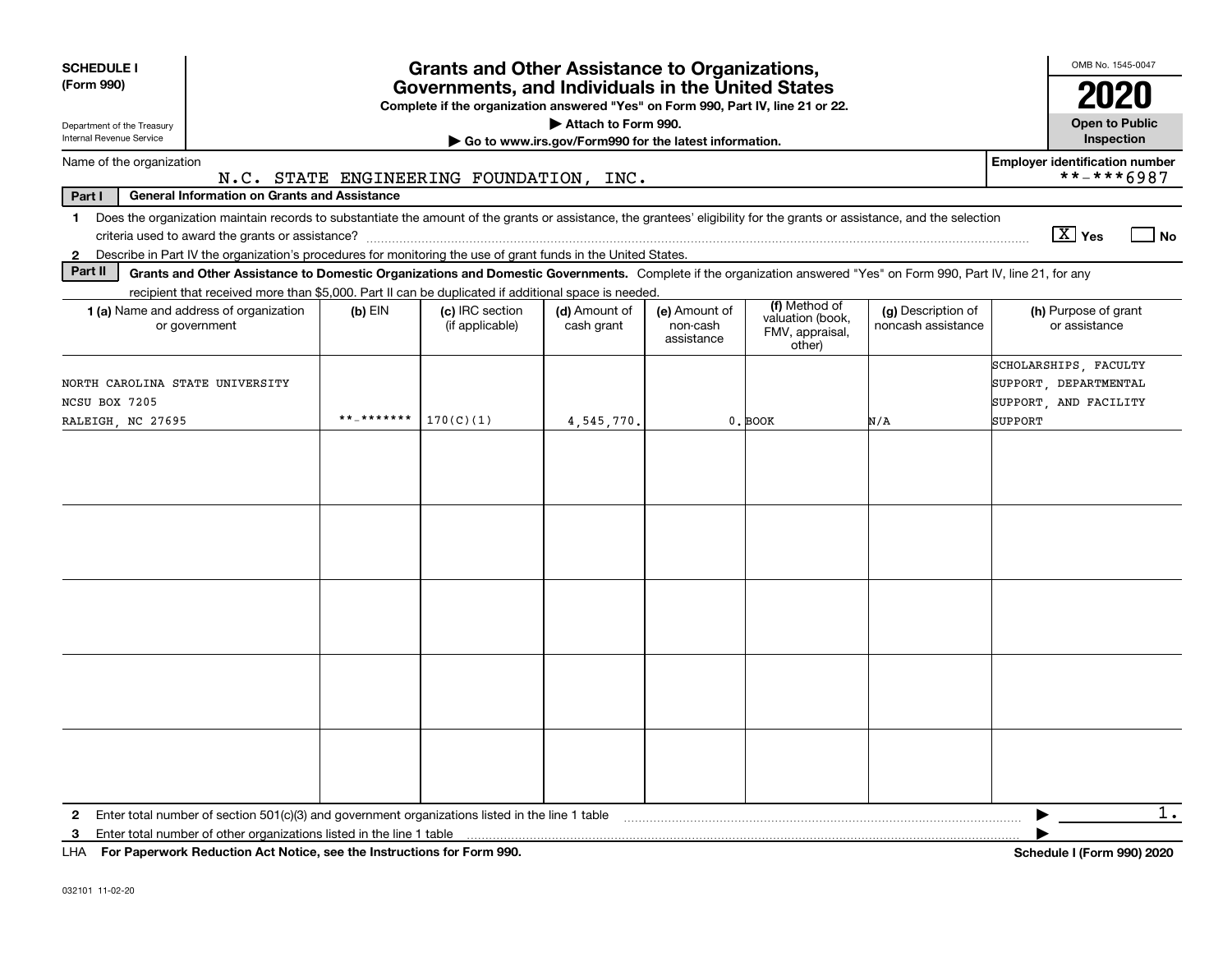**SCHEDULE I**
**(Form 990)**

Department of the Treasury
Internal Revenue Service

# Grants and Other Assistance to Organizations, Governments, and Individuals in the United States

**Complete if the organization answered "Yes" on Form 990, Part IV, line 21 or 22.**
**▶ Attach to Form 990.**
**▶ Go to www.irs.gov/Form990 for the latest information.**

OMB No. 1545-0047
**2020**
**Open to Public Inspection**

Name of the organization: N.C. STATE ENGINEERING FOUNDATION, INC.

**Employer identification number** **-***6987

**Part I — General Information on Grants and Assistance**

1 Does the organization maintain records to substantiate the amount of the grants or assistance, the grantees' eligibility for the grants or assistance, and the selection criteria used to award the grants or assistance? [X] Yes [ ] No

2 Describe in Part IV the organization's procedures for monitoring the use of grant funds in the United States.

**Part II — Grants and Other Assistance to Domestic Organizations and Domestic Governments.** Complete if the organization answered "Yes" on Form 990, Part IV, line 21, for any recipient that received more than $5,000. Part II can be duplicated if additional space is needed.

| 1 (a) Name and address of organization or government | (b) EIN | (c) IRC section (if applicable) | (d) Amount of cash grant | (e) Amount of non-cash assistance | (f) Method of valuation (book, FMV, appraisal, other) | (g) Description of noncash assistance | (h) Purpose of grant or assistance |
|---|---|---|---|---|---|---|---|
| NORTH CAROLINA STATE UNIVERSITY<br>NCSU BOX 7205<br>RALEIGH, NC 27695 | **-******* | 170(C)(1) | 4,545,770. | 0. | BOOK | N/A | SCHOLARSHIPS, FACULTY SUPPORT, DEPARTMENTAL SUPPORT, AND FACILITY SUPPORT |
| | | | | | | | |
| | | | | | | | |
| | | | | | | | |
| | | | | | | | |
| | | | | | | | |

2 Enter total number of section 501(c)(3) and government organizations listed in the line 1 table ▶ 1.

3 Enter total number of other organizations listed in the line 1 table ▶

LHA **For Paperwork Reduction Act Notice, see the Instructions for Form 990.** **Schedule I (Form 990) 2020**

032101 11-02-20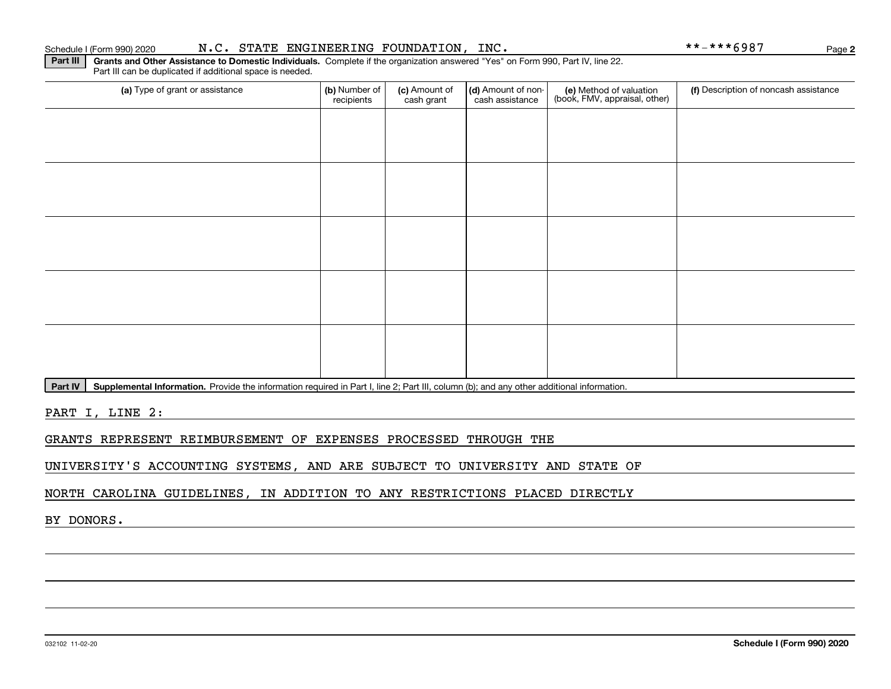Schedule I (Form 990) 2020 N.C. STATE ENGINEERING FOUNDATION, INC. **-***6987 Page 2

**Part III** **Grants and Other Assistance to Domestic Individuals.** Complete if the organization answered "Yes" on Form 990, Part IV, line 22. Part III can be duplicated if additional space is needed.

| (a) Type of grant or assistance | (b) Number of recipients | (c) Amount of cash grant | (d) Amount of non-cash assistance | (e) Method of valuation (book, FMV, appraisal, other) | (f) Description of noncash assistance |
|---|---|---|---|---|---|
| | | | | | |
| | | | | | |
| | | | | | |
| | | | | | |
| | | | | | |

**Part IV** **Supplemental Information.** Provide the information required in Part I, line 2; Part III, column (b); and any other additional information.

PART I, LINE 2:

GRANTS REPRESENT REIMBURSEMENT OF EXPENSES PROCESSED THROUGH THE UNIVERSITY'S ACCOUNTING SYSTEMS, AND ARE SUBJECT TO UNIVERSITY AND STATE OF NORTH CAROLINA GUIDELINES, IN ADDITION TO ANY RESTRICTIONS PLACED DIRECTLY BY DONORS.

032102 11-02-20 **Schedule I (Form 990) 2020**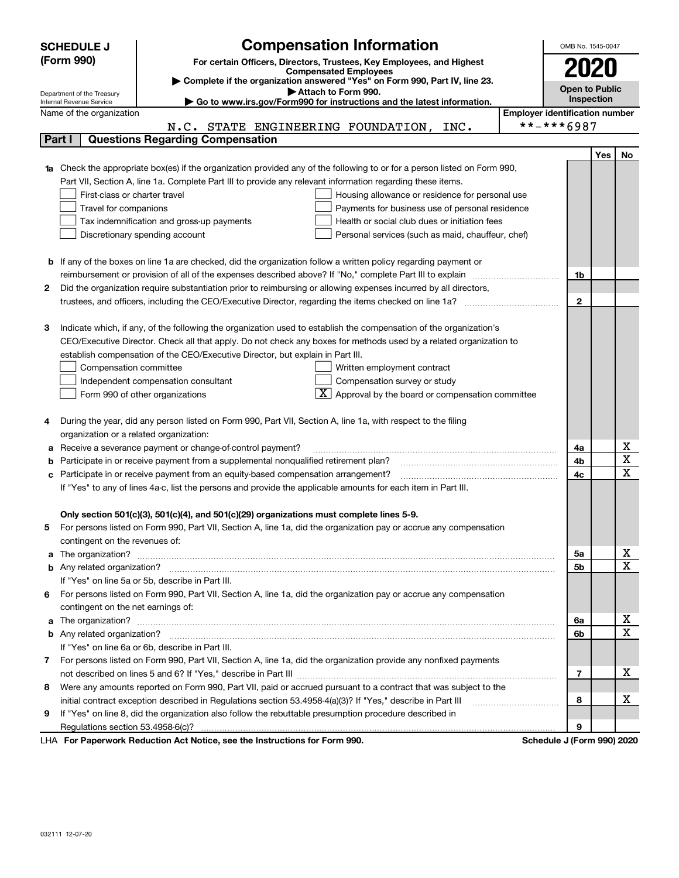# SCHEDULE J (Form 990)

# Compensation Information

**For certain Officers, Directors, Trustees, Key Employees, and Highest Compensated Employees**

▶ Complete if the organization answered "Yes" on Form 990, Part IV, line 23.

▶ Attach to Form 990.

▶ Go to www.irs.gov/Form990 for instructions and the latest information.

Department of the Treasury
Internal Revenue Service

OMB No. 1545-0047

**2020**

**Open to Public Inspection**

Name of the organization: N.C. STATE ENGINEERING FOUNDATION, INC.

Employer identification number: **-***6987

## Part I — Questions Regarding Compensation

| | | Line | Yes | No |
|---|---|---|---|---|
| **1a** | Check the appropriate box(es) if the organization provided any of the following to or for a person listed on Form 990, Part VII, Section A, line 1a. Complete Part III to provide any relevant information regarding these items.<br>☐ First-class or charter travel ☐ Housing allowance or residence for personal use<br>☐ Travel for companions ☐ Payments for business use of personal residence<br>☐ Tax indemnification and gross-up payments ☐ Health or social club dues or initiation fees<br>☐ Discretionary spending account ☐ Personal services (such as maid, chauffeur, chef) | | | |
| **b** | If any of the boxes on line 1a are checked, did the organization follow a written policy regarding payment or reimbursement or provision of all of the expenses described above? If "No," complete Part III to explain | 1b | | |
| **2** | Did the organization require substantiation prior to reimbursing or allowing expenses incurred by all directors, trustees, and officers, including the CEO/Executive Director, regarding the items checked on line 1a? | 2 | | |
| **3** | Indicate which, if any, of the following the organization used to establish the compensation of the organization's CEO/Executive Director. Check all that apply. Do not check any boxes for methods used by a related organization to establish compensation of the CEO/Executive Director, but explain in Part III.<br>☐ Compensation committee ☐ Written employment contract<br>☐ Independent compensation consultant ☐ Compensation survey or study<br>☐ Form 990 of other organizations ☒ Approval by the board or compensation committee | | | |
| **4** | During the year, did any person listed on Form 990, Part VII, Section A, line 1a, with respect to the filing organization or a related organization: | | | |
| **a** | Receive a severance payment or change-of-control payment? | 4a | | X |
| **b** | Participate in or receive payment from a supplemental nonqualified retirement plan? | 4b | | X |
| **c** | Participate in or receive payment from an equity-based compensation arrangement? | 4c | | X |
| | If "Yes" to any of lines 4a-c, list the persons and provide the applicable amounts for each item in Part III. | | | |
| | **Only section 501(c)(3), 501(c)(4), and 501(c)(29) organizations must complete lines 5-9.** | | | |
| **5** | For persons listed on Form 990, Part VII, Section A, line 1a, did the organization pay or accrue any compensation contingent on the revenues of: | | | |
| **a** | The organization? | 5a | | X |
| **b** | Any related organization? | 5b | | X |
| | If "Yes" on line 5a or 5b, describe in Part III. | | | |
| **6** | For persons listed on Form 990, Part VII, Section A, line 1a, did the organization pay or accrue any compensation contingent on the net earnings of: | | | |
| **a** | The organization? | 6a | | X |
| **b** | Any related organization? | 6b | | X |
| | If "Yes" on line 6a or 6b, describe in Part III. | | | |
| **7** | For persons listed on Form 990, Part VII, Section A, line 1a, did the organization provide any nonfixed payments not described on lines 5 and 6? If "Yes," describe in Part III | 7 | | X |
| **8** | Were any amounts reported on Form 990, Part VII, paid or accrued pursuant to a contract that was subject to the initial contract exception described in Regulations section 53.4958-4(a)(3)? If "Yes," describe in Part III | 8 | | X |
| **9** | If "Yes" on line 8, did the organization also follow the rebuttable presumption procedure described in Regulations section 53.4958-6(c)? | 9 | | |

LHA **For Paperwork Reduction Act Notice, see the Instructions for Form 990.** **Schedule J (Form 990) 2020**

032111 12-07-20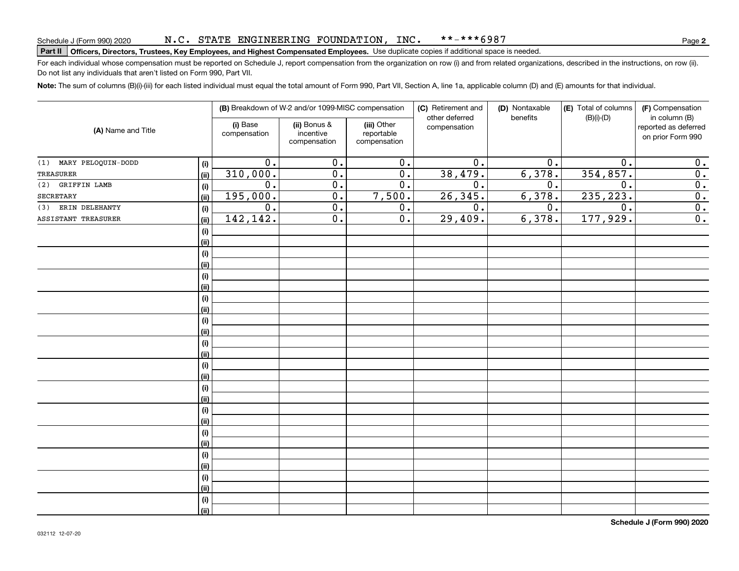Schedule J (Form 990) 2020 N.C. STATE ENGINEERING FOUNDATION, INC. **-***6987

**Part II** **Officers, Directors, Trustees, Key Employees, and Highest Compensated Employees.** Use duplicate copies if additional space is needed.

For each individual whose compensation must be reported on Schedule J, report compensation from the organization on row (i) and from related organizations, described in the instructions, on row (ii). Do not list any individuals that aren't listed on Form 990, Part VII.

**Note:** The sum of columns (B)(i)-(iii) for each listed individual must equal the total amount of Form 990, Part VII, Section A, line 1a, applicable column (D) and (E) amounts for that individual.

| (A) Name and Title | | (B) Breakdown of W-2 and/or 1099-MISC compensation | | | (C) Retirement and other deferred compensation | (D) Nontaxable benefits | (E) Total of columns (B)(i)-(D) | (F) Compensation in column (B) reported as deferred on prior Form 990 |
|---|---|---|---|---|---|---|---|---|
| | | (i) Base compensation | (ii) Bonus & incentive compensation | (iii) Other reportable compensation | | | | |
| (1) MARY PELOQUIN-DODD | (i) | 0. | 0. | 0. | 0. | 0. | 0. | 0. |
| TREASURER | (ii) | 310,000. | 0. | 0. | 38,479. | 6,378. | 354,857. | 0. |
| (2) GRIFFIN LAMB | (i) | 0. | 0. | 0. | 0. | 0. | 0. | 0. |
| SECRETARY | (ii) | 195,000. | 0. | 7,500. | 26,345. | 6,378. | 235,223. | 0. |
| (3) ERIN DELEHANTY | (i) | 0. | 0. | 0. | 0. | 0. | 0. | 0. |
| ASSISTANT TREASURER | (ii) | 142,142. | 0. | 0. | 29,409. | 6,378. | 177,929. | 0. |
| | (i) | | | | | | | |
| | (ii) | | | | | | | |
| | (i) | | | | | | | |
| | (ii) | | | | | | | |
| | (i) | | | | | | | |
| | (ii) | | | | | | | |
| | (i) | | | | | | | |
| | (ii) | | | | | | | |
| | (i) | | | | | | | |
| | (ii) | | | | | | | |
| | (i) | | | | | | | |
| | (ii) | | | | | | | |
| | (i) | | | | | | | |
| | (ii) | | | | | | | |
| | (i) | | | | | | | |
| | (ii) | | | | | | | |
| | (i) | | | | | | | |
| | (ii) | | | | | | | |
| | (i) | | | | | | | |
| | (ii) | | | | | | | |
| | (i) | | | | | | | |
| | (ii) | | | | | | | |
| | (i) | | | | | | | |
| | (ii) | | | | | | | |
| | (i) | | | | | | | |
| | (ii) | | | | | | | |

**Schedule J (Form 990) 2020**

032112 12-07-20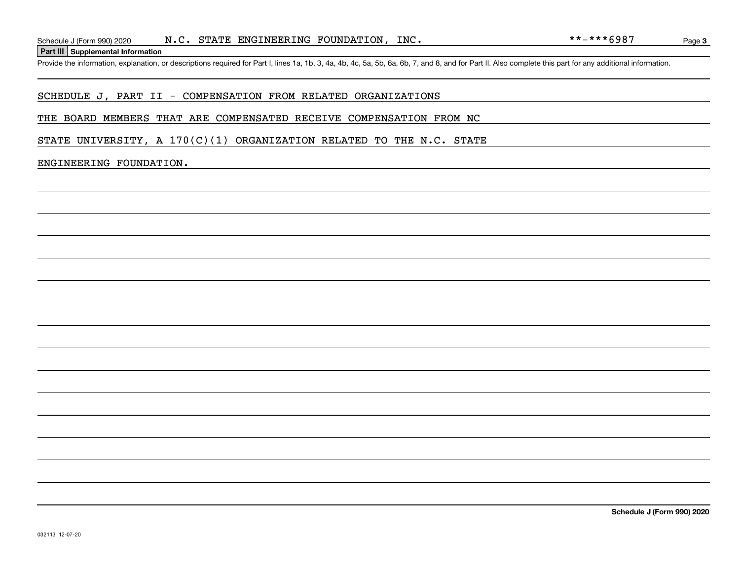## Part III Supplemental Information

Provide the information, explanation, or descriptions required for Part I, lines 1a, 1b, 3, 4a, 4b, 4c, 5a, 5b, 6a, 6b, 7, and 8, and for Part II. Also complete this part for any additional information.

SCHEDULE J, PART II - COMPENSATION FROM RELATED ORGANIZATIONS

THE BOARD MEMBERS THAT ARE COMPENSATED RECEIVE COMPENSATION FROM NC STATE UNIVERSITY, A 170(C)(1) ORGANIZATION RELATED TO THE N.C. STATE ENGINEERING FOUNDATION.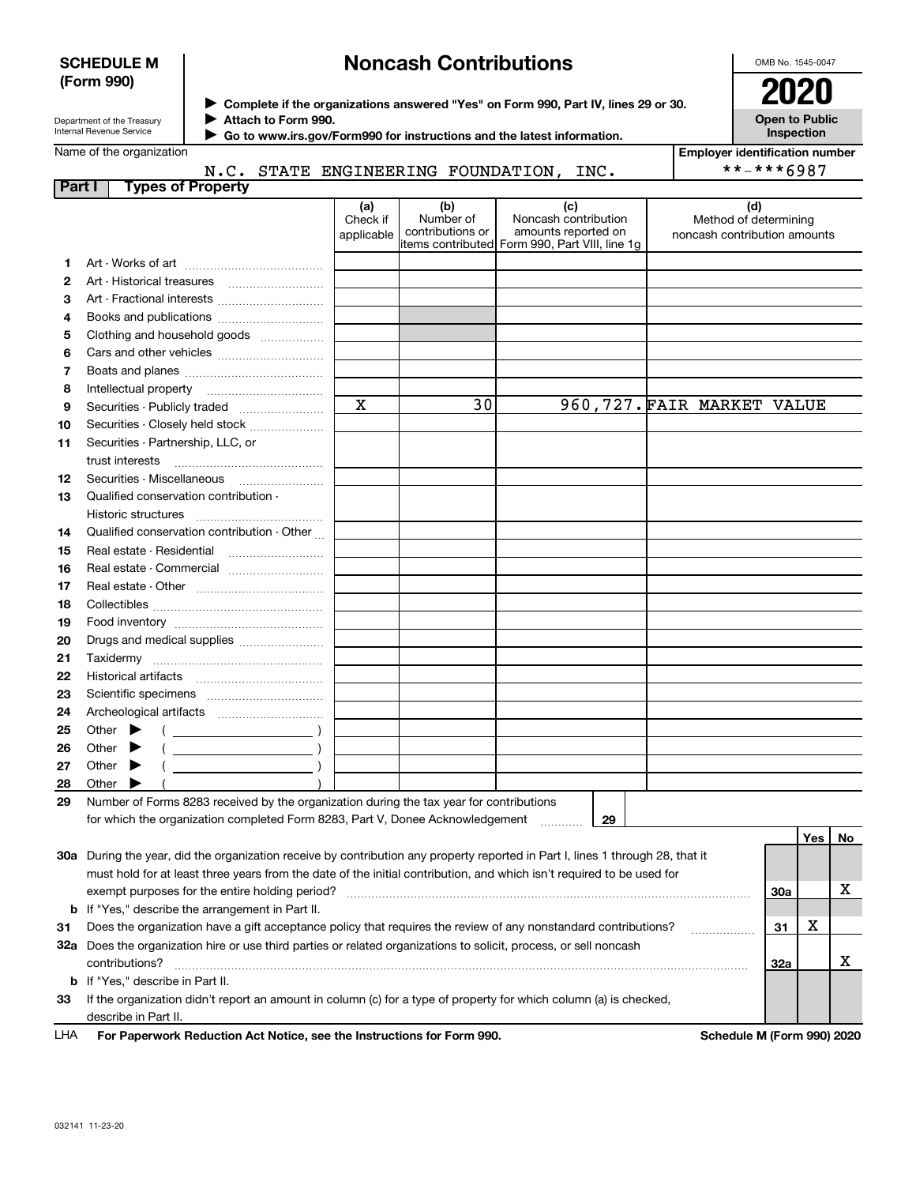**SCHEDULE M (Form 990)**

Department of the Treasury
Internal Revenue Service

# Noncash Contributions

▶ Complete if the organizations answered "Yes" on Form 990, Part IV, lines 29 or 30.
▶ Attach to Form 990.
▶ Go to www.irs.gov/Form990 for instructions and the latest information.

OMB No. 1545-0047

**2020**

**Open to Public Inspection**

Name of the organization: N.C. STATE ENGINEERING FOUNDATION, INC.

Employer identification number: **-***6987

## Part I Types of Property

| | | (a) Check if applicable | (b) Number of contributions or items contributed | (c) Noncash contribution amounts reported on Form 990, Part VIII, line 1g | (d) Method of determining noncash contribution amounts |
|---|---|---|---|---|---|
| 1 | Art - Works of art | | | | |
| 2 | Art - Historical treasures | | | | |
| 3 | Art - Fractional interests | | | | |
| 4 | Books and publications | | | | |
| 5 | Clothing and household goods | | | | |
| 6 | Cars and other vehicles | | | | |
| 7 | Boats and planes | | | | |
| 8 | Intellectual property | | | | |
| 9 | Securities - Publicly traded | X | 30 | 960,727. | FAIR MARKET VALUE |
| 10 | Securities - Closely held stock | | | | |
| 11 | Securities - Partnership, LLC, or trust interests | | | | |
| 12 | Securities - Miscellaneous | | | | |
| 13 | Qualified conservation contribution - Historic structures | | | | |
| 14 | Qualified conservation contribution - Other | | | | |
| 15 | Real estate - Residential | | | | |
| 16 | Real estate - Commercial | | | | |
| 17 | Real estate - Other | | | | |
| 18 | Collectibles | | | | |
| 19 | Food inventory | | | | |
| 20 | Drugs and medical supplies | | | | |
| 21 | Taxidermy | | | | |
| 22 | Historical artifacts | | | | |
| 23 | Scientific specimens | | | | |
| 24 | Archeological artifacts | | | | |
| 25 | Other ▶ ( ) | | | | |
| 26 | Other ▶ ( ) | | | | |
| 27 | Other ▶ ( ) | | | | |
| 28 | Other ▶ ( ) | | | | |

29 Number of Forms 8283 received by the organization during the tax year for contributions for which the organization completed Form 8283, Part V, Donee Acknowledgement ..... 29

| | | | Yes | No |
|---|---|---|---|---|
| 30a | During the year, did the organization receive by contribution any property reported in Part I, lines 1 through 28, that it must hold for at least three years from the date of the initial contribution, and which isn't required to be used for exempt purposes for the entire holding period? | 30a | | X |
| b | If "Yes," describe the arrangement in Part II. | | | |
| 31 | Does the organization have a gift acceptance policy that requires the review of any nonstandard contributions? | 31 | X | |
| 32a | Does the organization hire or use third parties or related organizations to solicit, process, or sell noncash contributions? | 32a | | X |
| b | If "Yes," describe in Part II. | | | |
| 33 | If the organization didn't report an amount in column (c) for a type of property for which column (a) is checked, describe in Part II. | | | |

LHA **For Paperwork Reduction Act Notice, see the Instructions for Form 990.** **Schedule M (Form 990) 2020**

032141 11-23-20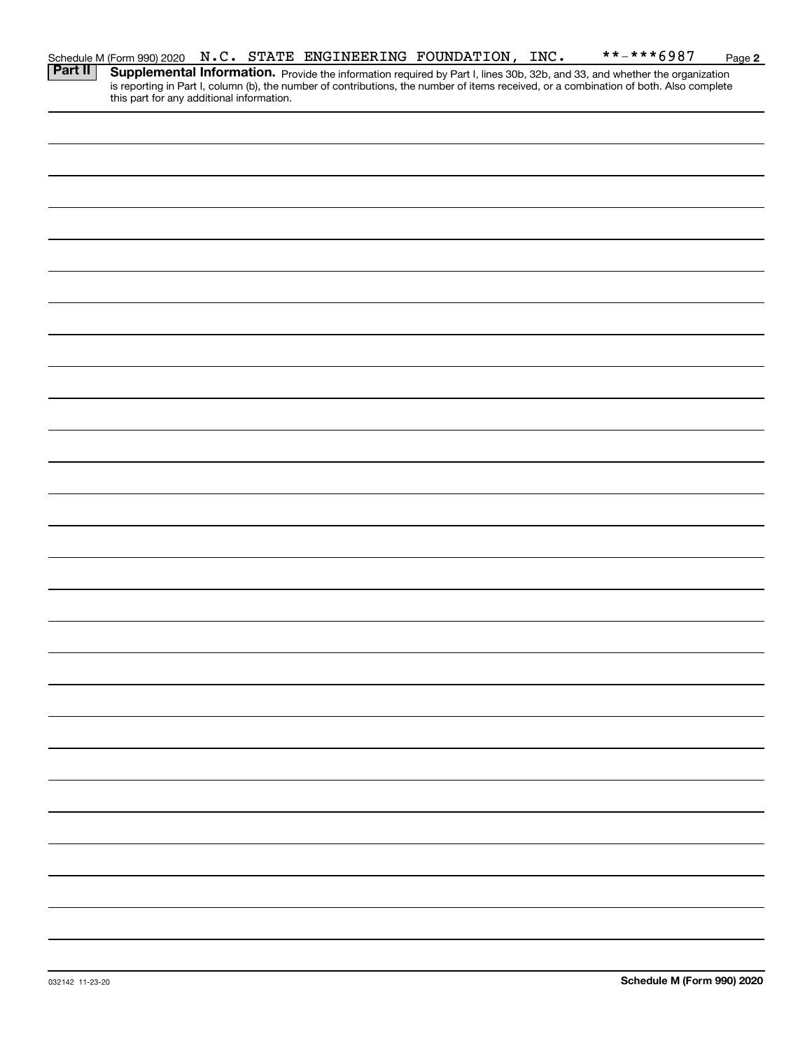Schedule M (Form 990) 2020 N.C. STATE ENGINEERING FOUNDATION, INC. **-***6987 Page **2**

**Part II** **Supplemental Information.** Provide the information required by Part I, lines 30b, 32b, and 33, and whether the organization is reporting in Part I, column (b), the number of contributions, the number of items received, or a combination of both. Also complete this part for any additional information.

032142 11-23-20 **Schedule M (Form 990) 2020**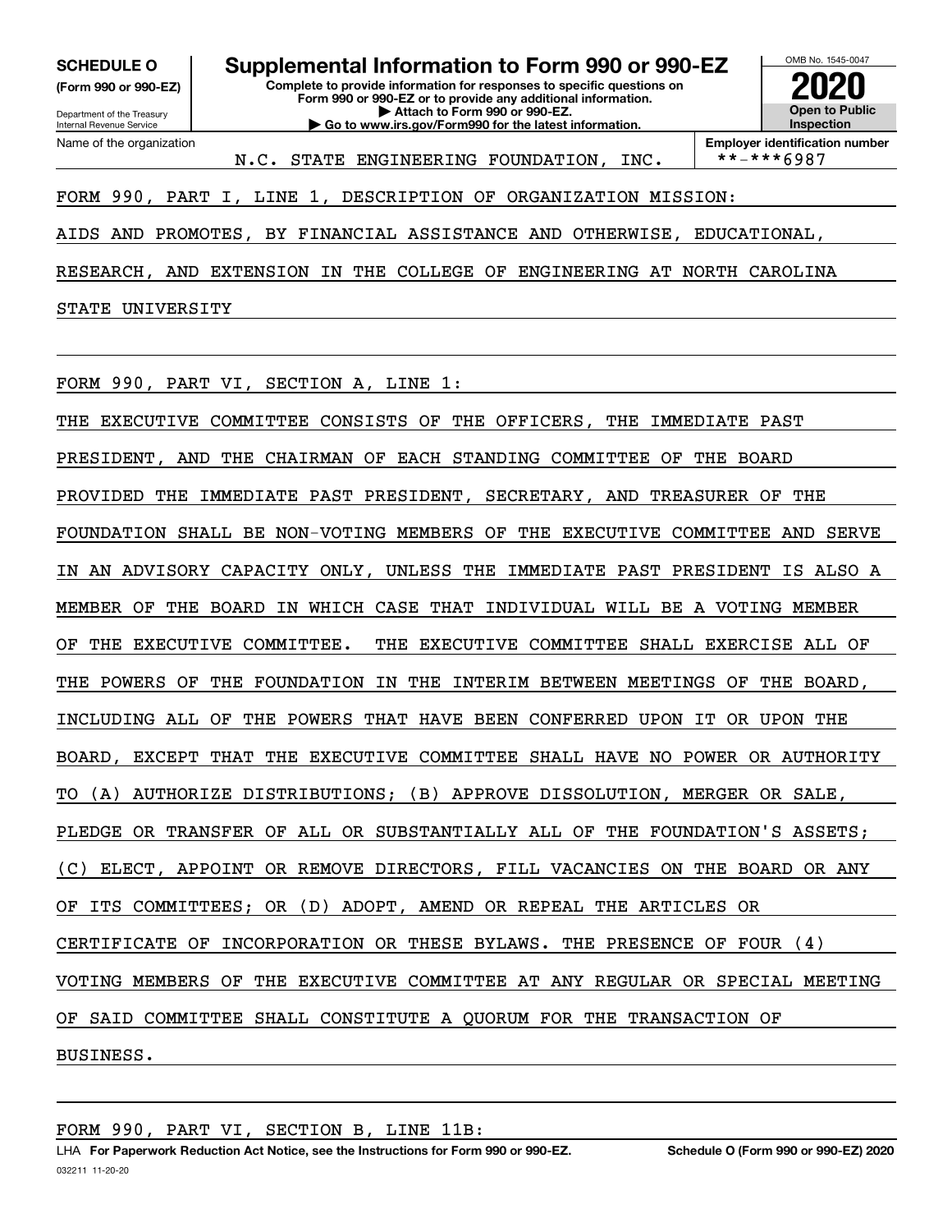**SCHEDULE O**
**(Form 990 or 990-EZ)**

Department of the Treasury
Internal Revenue Service

# Supplemental Information to Form 990 or 990-EZ

**Complete to provide information for responses to specific questions on Form 990 or 990-EZ or to provide any additional information.**
**▶ Attach to Form 990 or 990-EZ.**
**▶ Go to www.irs.gov/Form990 for the latest information.**

OMB No. 1545-0047
**2020**
**Open to Public Inspection**

Name of the organization: N.C. STATE ENGINEERING FOUNDATION, INC.
**Employer identification number**: **-***6987

FORM 990, PART I, LINE 1, DESCRIPTION OF ORGANIZATION MISSION:

AIDS AND PROMOTES, BY FINANCIAL ASSISTANCE AND OTHERWISE, EDUCATIONAL, RESEARCH, AND EXTENSION IN THE COLLEGE OF ENGINEERING AT NORTH CAROLINA STATE UNIVERSITY

FORM 990, PART VI, SECTION A, LINE 1:

THE EXECUTIVE COMMITTEE CONSISTS OF THE OFFICERS, THE IMMEDIATE PAST PRESIDENT, AND THE CHAIRMAN OF EACH STANDING COMMITTEE OF THE BOARD PROVIDED THE IMMEDIATE PAST PRESIDENT, SECRETARY, AND TREASURER OF THE FOUNDATION SHALL BE NON-VOTING MEMBERS OF THE EXECUTIVE COMMITTEE AND SERVE IN AN ADVISORY CAPACITY ONLY, UNLESS THE IMMEDIATE PAST PRESIDENT IS ALSO A MEMBER OF THE BOARD IN WHICH CASE THAT INDIVIDUAL WILL BE A VOTING MEMBER OF THE EXECUTIVE COMMITTEE. THE EXECUTIVE COMMITTEE SHALL EXERCISE ALL OF THE POWERS OF THE FOUNDATION IN THE INTERIM BETWEEN MEETINGS OF THE BOARD, INCLUDING ALL OF THE POWERS THAT HAVE BEEN CONFERRED UPON IT OR UPON THE BOARD, EXCEPT THAT THE EXECUTIVE COMMITTEE SHALL HAVE NO POWER OR AUTHORITY TO (A) AUTHORIZE DISTRIBUTIONS; (B) APPROVE DISSOLUTION, MERGER OR SALE, PLEDGE OR TRANSFER OF ALL OR SUBSTANTIALLY ALL OF THE FOUNDATION'S ASSETS; (C) ELECT, APPOINT OR REMOVE DIRECTORS, FILL VACANCIES ON THE BOARD OR ANY OF ITS COMMITTEES; OR (D) ADOPT, AMEND OR REPEAL THE ARTICLES OR CERTIFICATE OF INCORPORATION OR THESE BYLAWS. THE PRESENCE OF FOUR (4) VOTING MEMBERS OF THE EXECUTIVE COMMITTEE AT ANY REGULAR OR SPECIAL MEETING OF SAID COMMITTEE SHALL CONSTITUTE A QUORUM FOR THE TRANSACTION OF BUSINESS.

FORM 990, PART VI, SECTION B, LINE 11B:

LHA **For Paperwork Reduction Act Notice, see the Instructions for Form 990 or 990-EZ.** **Schedule O (Form 990 or 990-EZ) 2020**
032211 11-20-20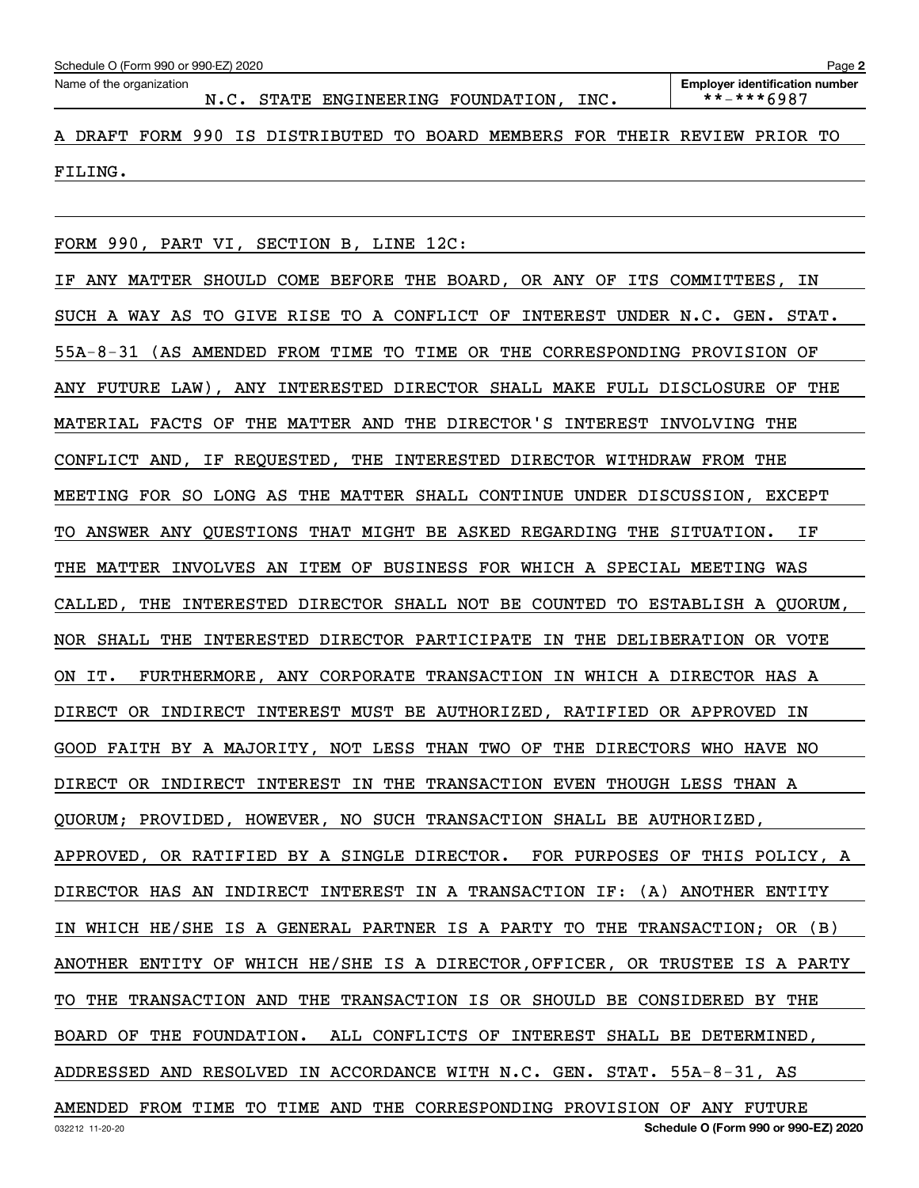Schedule O (Form 990 or 990-EZ) 2020

Name of the organization: N.C. STATE ENGINEERING FOUNDATION, INC.

Employer identification number: **-***6987

A DRAFT FORM 990 IS DISTRIBUTED TO BOARD MEMBERS FOR THEIR REVIEW PRIOR TO FILING.

FORM 990, PART VI, SECTION B, LINE 12C:

IF ANY MATTER SHOULD COME BEFORE THE BOARD, OR ANY OF ITS COMMITTEES, IN SUCH A WAY AS TO GIVE RISE TO A CONFLICT OF INTEREST UNDER N.C. GEN. STAT. 55A-8-31 (AS AMENDED FROM TIME TO TIME OR THE CORRESPONDING PROVISION OF ANY FUTURE LAW), ANY INTERESTED DIRECTOR SHALL MAKE FULL DISCLOSURE OF THE MATERIAL FACTS OF THE MATTER AND THE DIRECTOR'S INTEREST INVOLVING THE CONFLICT AND, IF REQUESTED, THE INTERESTED DIRECTOR WITHDRAW FROM THE MEETING FOR SO LONG AS THE MATTER SHALL CONTINUE UNDER DISCUSSION, EXCEPT TO ANSWER ANY QUESTIONS THAT MIGHT BE ASKED REGARDING THE SITUATION. IF THE MATTER INVOLVES AN ITEM OF BUSINESS FOR WHICH A SPECIAL MEETING WAS CALLED, THE INTERESTED DIRECTOR SHALL NOT BE COUNTED TO ESTABLISH A QUORUM, NOR SHALL THE INTERESTED DIRECTOR PARTICIPATE IN THE DELIBERATION OR VOTE ON IT. FURTHERMORE, ANY CORPORATE TRANSACTION IN WHICH A DIRECTOR HAS A DIRECT OR INDIRECT INTEREST MUST BE AUTHORIZED, RATIFIED OR APPROVED IN GOOD FAITH BY A MAJORITY, NOT LESS THAN TWO OF THE DIRECTORS WHO HAVE NO DIRECT OR INDIRECT INTEREST IN THE TRANSACTION EVEN THOUGH LESS THAN A QUORUM; PROVIDED, HOWEVER, NO SUCH TRANSACTION SHALL BE AUTHORIZED, APPROVED, OR RATIFIED BY A SINGLE DIRECTOR. FOR PURPOSES OF THIS POLICY, A DIRECTOR HAS AN INDIRECT INTEREST IN A TRANSACTION IF: (A) ANOTHER ENTITY IN WHICH HE/SHE IS A GENERAL PARTNER IS A PARTY TO THE TRANSACTION; OR (B) ANOTHER ENTITY OF WHICH HE/SHE IS A DIRECTOR,OFFICER, OR TRUSTEE IS A PARTY TO THE TRANSACTION AND THE TRANSACTION IS OR SHOULD BE CONSIDERED BY THE BOARD OF THE FOUNDATION. ALL CONFLICTS OF INTEREST SHALL BE DETERMINED, ADDRESSED AND RESOLVED IN ACCORDANCE WITH N.C. GEN. STAT. 55A-8-31, AS AMENDED FROM TIME TO TIME AND THE CORRESPONDING PROVISION OF ANY FUTURE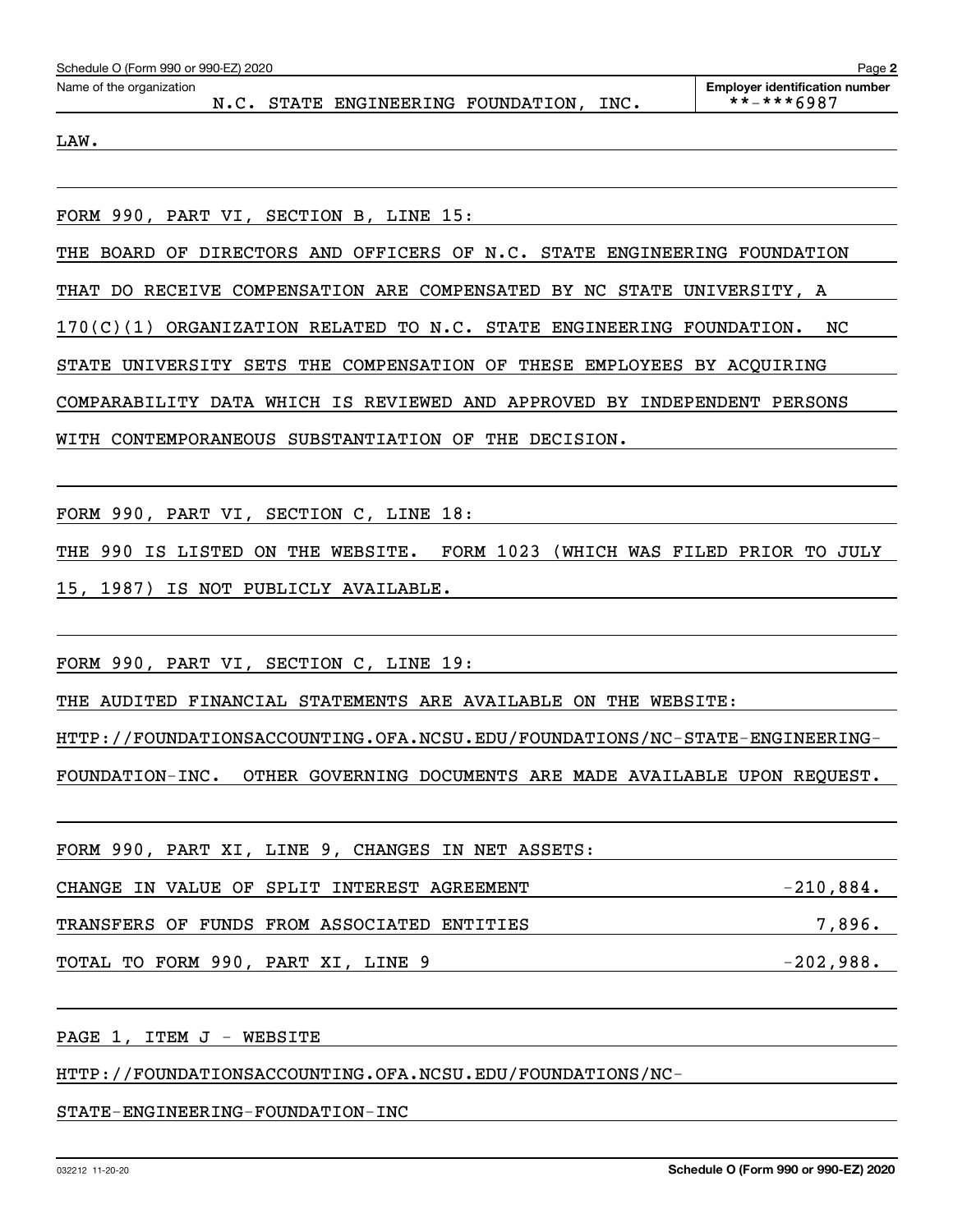Name of the organization: N.C. STATE ENGINEERING FOUNDATION, INC.

Employer identification number: **-***6987

LAW.

FORM 990, PART VI, SECTION B, LINE 15:

THE BOARD OF DIRECTORS AND OFFICERS OF N.C. STATE ENGINEERING FOUNDATION THAT DO RECEIVE COMPENSATION ARE COMPENSATED BY NC STATE UNIVERSITY, A 170(C)(1) ORGANIZATION RELATED TO N.C. STATE ENGINEERING FOUNDATION. NC STATE UNIVERSITY SETS THE COMPENSATION OF THESE EMPLOYEES BY ACQUIRING COMPARABILITY DATA WHICH IS REVIEWED AND APPROVED BY INDEPENDENT PERSONS WITH CONTEMPORANEOUS SUBSTANTIATION OF THE DECISION.

FORM 990, PART VI, SECTION C, LINE 18:

THE 990 IS LISTED ON THE WEBSITE. FORM 1023 (WHICH WAS FILED PRIOR TO JULY 15, 1987) IS NOT PUBLICLY AVAILABLE.

FORM 990, PART VI, SECTION C, LINE 19:

THE AUDITED FINANCIAL STATEMENTS ARE AVAILABLE ON THE WEBSITE: HTTP://FOUNDATIONSACCOUNTING.OFA.NCSU.EDU/FOUNDATIONS/NC-STATE-ENGINEERING-FOUNDATION-INC. OTHER GOVERNING DOCUMENTS ARE MADE AVAILABLE UPON REQUEST.

FORM 990, PART XI, LINE 9, CHANGES IN NET ASSETS:

| | |
|---|---|
| CHANGE IN VALUE OF SPLIT INTEREST AGREEMENT | -210,884. |
| TRANSFERS OF FUNDS FROM ASSOCIATED ENTITIES | 7,896. |
| TOTAL TO FORM 990, PART XI, LINE 9 | -202,988. |

PAGE 1, ITEM J - WEBSITE

HTTP://FOUNDATIONSACCOUNTING.OFA.NCSU.EDU/FOUNDATIONS/NC-STATE-ENGINEERING-FOUNDATION-INC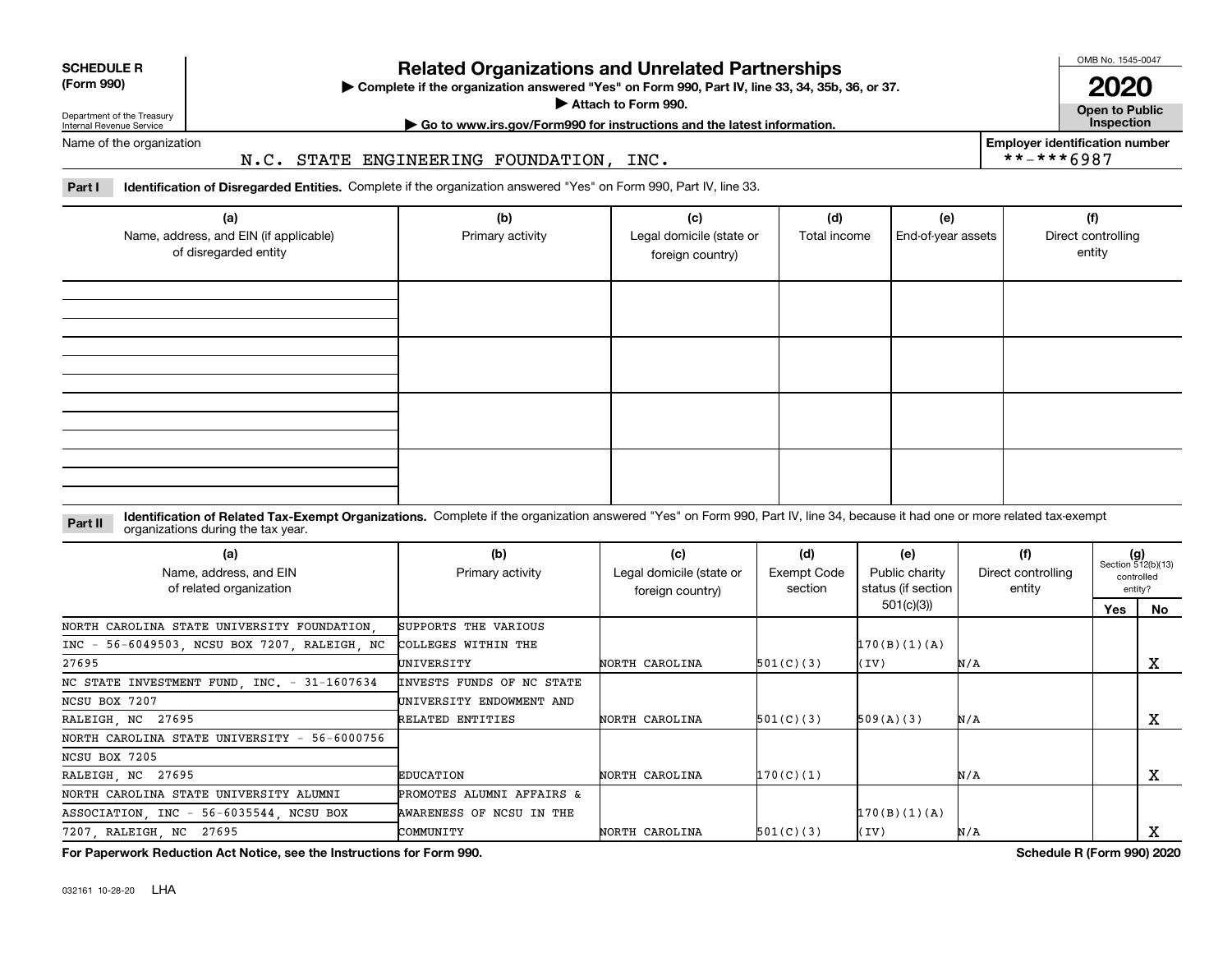**SCHEDULE R (Form 990)**

Department of the Treasury Internal Revenue Service

# Related Organizations and Unrelated Partnerships

▶ Complete if the organization answered "Yes" on Form 990, Part IV, line 33, 34, 35b, 36, or 37.

▶ Attach to Form 990.

▶ Go to www.irs.gov/Form990 for instructions and the latest information.

OMB No. 1545-0047

**2020**

**Open to Public Inspection**

Name of the organization: N.C. STATE ENGINEERING FOUNDATION, INC.

Employer identification number: **-***6987

**Part I Identification of Disregarded Entities.** Complete if the organization answered "Yes" on Form 990, Part IV, line 33.

| (a) Name, address, and EIN (if applicable) of disregarded entity | (b) Primary activity | (c) Legal domicile (state or foreign country) | (d) Total income | (e) End-of-year assets | (f) Direct controlling entity |
|---|---|---|---|---|---|
| | | | | | |
| | | | | | |
| | | | | | |
| | | | | | |

**Part II Identification of Related Tax-Exempt Organizations.** Complete if the organization answered "Yes" on Form 990, Part IV, line 34, because it had one or more related tax-exempt organizations during the tax year.

| (a) Name, address, and EIN of related organization | (b) Primary activity | (c) Legal domicile (state or foreign country) | (d) Exempt Code section | (e) Public charity status (if section 501(c)(3)) | (f) Direct controlling entity | (g) Section 512(b)(13) controlled entity? Yes | No |
|---|---|---|---|---|---|---|---|
| NORTH CAROLINA STATE UNIVERSITY FOUNDATION, INC - 56-6049503, NCSU BOX 7207, RALEIGH, NC 27695 | SUPPORTS THE VARIOUS COLLEGES WITHIN THE UNIVERSITY | NORTH CAROLINA | 501(C)(3) | 170(B)(1)(A)(IV) | N/A | | X |
| NC STATE INVESTMENT FUND, INC. - 31-1607634 NCSU BOX 7207 RALEIGH, NC 27695 | INVESTS FUNDS OF NC STATE UNIVERSITY ENDOWMENT AND RELATED ENTITIES | NORTH CAROLINA | 501(C)(3) | 509(A)(3) | N/A | | X |
| NORTH CAROLINA STATE UNIVERSITY - 56-6000756 NCSU BOX 7205 RALEIGH, NC 27695 | EDUCATION | NORTH CAROLINA | 170(C)(1) | | N/A | | X |
| NORTH CAROLINA STATE UNIVERSITY ALUMNI ASSOCIATION, INC - 56-6035544, NCSU BOX 7207, RALEIGH, NC 27695 | PROMOTES ALUMNI AFFAIRS & AWARENESS OF NCSU IN THE COMMUNITY | NORTH CAROLINA | 501(C)(3) | 170(B)(1)(A)(IV) | N/A | | X |

**For Paperwork Reduction Act Notice, see the Instructions for Form 990.** **Schedule R (Form 990) 2020**

032161 10-28-20 LHA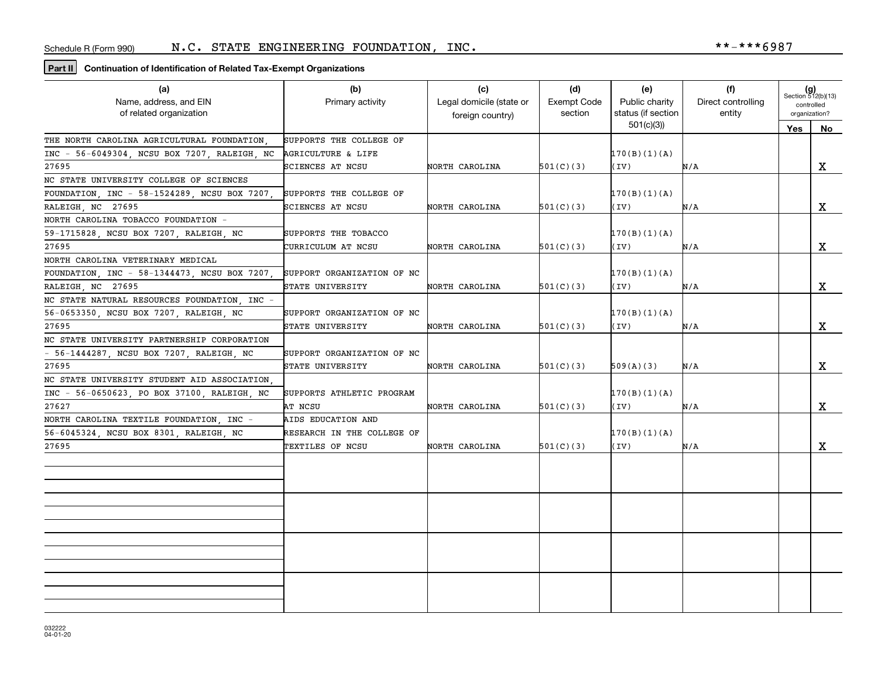Schedule R (Form 990) N.C. STATE ENGINEERING FOUNDATION, INC. **-***6987

**Part II** **Continuation of Identification of Related Tax-Exempt Organizations**

| (a) Name, address, and EIN of related organization | (b) Primary activity | (c) Legal domicile (state or foreign country) | (d) Exempt Code section | (e) Public charity status (if section 501(c)(3)) | (f) Direct controlling entity | (g) Section 512(b)(13) controlled organization? Yes | No |
|---|---|---|---|---|---|---|---|
| THE NORTH CAROLINA AGRICULTURAL FOUNDATION, INC - 56-6049304, NCSU BOX 7207, RALEIGH, NC 27695 | SUPPORTS THE COLLEGE OF AGRICULTURE & LIFE SCIENCES AT NCSU | NORTH CAROLINA | 501(C)(3) | 170(B)(1)(A)(IV) | N/A | | X |
| NC STATE UNIVERSITY COLLEGE OF SCIENCES FOUNDATION, INC - 58-1524289, NCSU BOX 7207, RALEIGH, NC 27695 | SUPPORTS THE COLLEGE OF SCIENCES AT NCSU | NORTH CAROLINA | 501(C)(3) | 170(B)(1)(A)(IV) | N/A | | X |
| NORTH CAROLINA TOBACCO FOUNDATION - 59-1715828, NCSU BOX 7207, RALEIGH, NC 27695 | SUPPORTS THE TOBACCO CURRICULUM AT NCSU | NORTH CAROLINA | 501(C)(3) | 170(B)(1)(A)(IV) | N/A | | X |
| NORTH CAROLINA VETERINARY MEDICAL FOUNDATION, INC - 58-1344473, NCSU BOX 7207, RALEIGH, NC 27695 | SUPPORT ORGANIZATION OF NC STATE UNIVERSITY | NORTH CAROLINA | 501(C)(3) | 170(B)(1)(A)(IV) | N/A | | X |
| NC STATE NATURAL RESOURCES FOUNDATION, INC - 56-0653350, NCSU BOX 7207, RALEIGH, NC 27695 | SUPPORT ORGANIZATION OF NC STATE UNIVERSITY | NORTH CAROLINA | 501(C)(3) | 170(B)(1)(A)(IV) | N/A | | X |
| NC STATE UNIVERSITY PARTNERSHIP CORPORATION - 56-1444287, NCSU BOX 7207, RALEIGH, NC 27695 | SUPPORT ORGANIZATION OF NC STATE UNIVERSITY | NORTH CAROLINA | 501(C)(3) | 509(A)(3) | N/A | | X |
| NC STATE UNIVERSITY STUDENT AID ASSOCIATION, INC - 56-0650623, PO BOX 37100, RALEIGH, NC 27627 | SUPPORTS ATHLETIC PROGRAM AT NCSU | NORTH CAROLINA | 501(C)(3) | 170(B)(1)(A)(IV) | N/A | | X |
| NORTH CAROLINA TEXTILE FOUNDATION, INC - 56-6045324, NCSU BOX 8301, RALEIGH, NC 27695 | AIDS EDUCATION AND RESEARCH IN THE COLLEGE OF TEXTILES OF NCSU | NORTH CAROLINA | 501(C)(3) | 170(B)(1)(A)(IV) | N/A | | X |
| | | | | | | | |
| | | | | | | | |
| | | | | | | | |
| | | | | | | | |

032222 04-01-20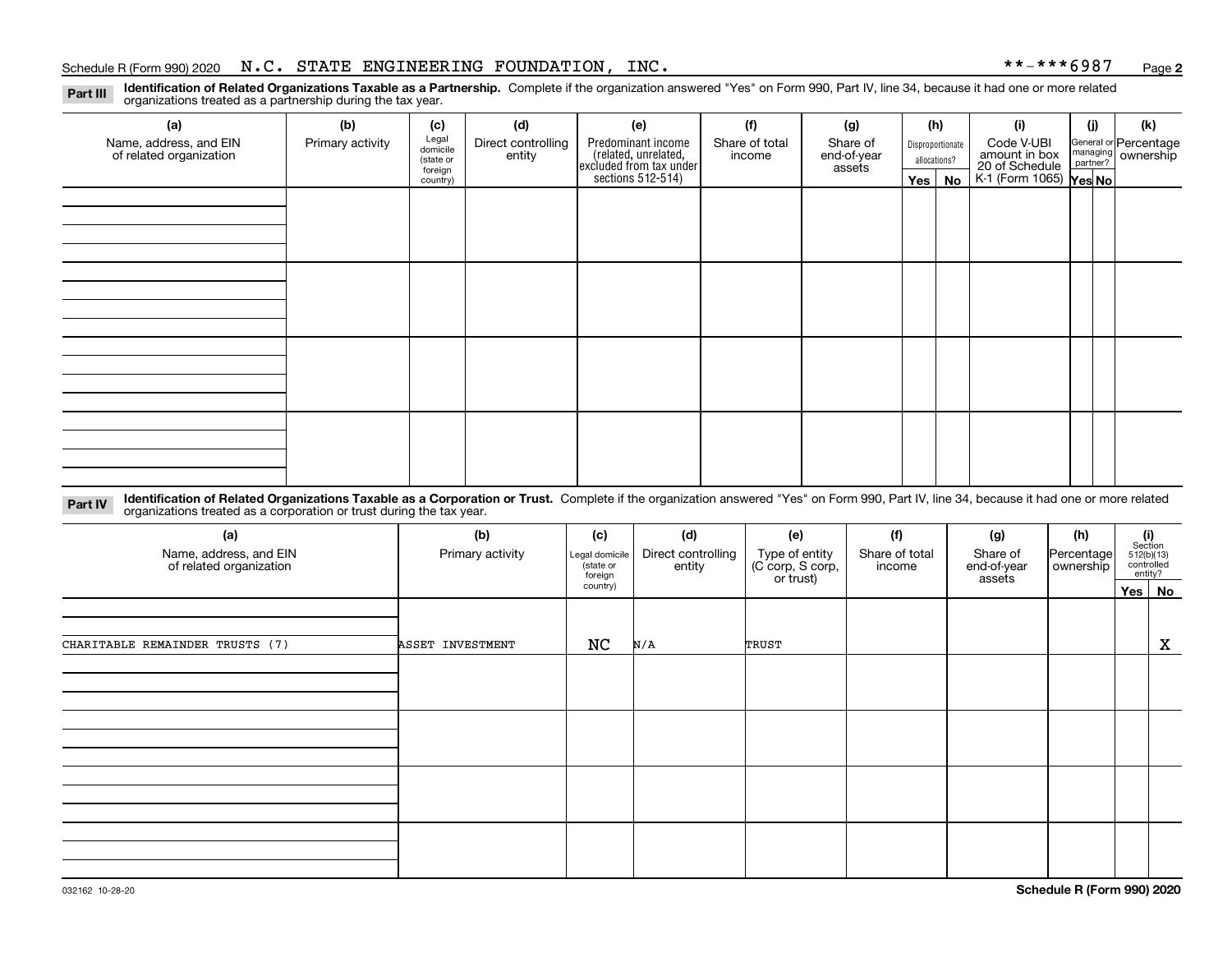Schedule R (Form 990) 2020 N.C. STATE ENGINEERING FOUNDATION, INC. **-***6987

**Part III** **Identification of Related Organizations Taxable as a Partnership.** Complete if the organization answered "Yes" on Form 990, Part IV, line 34, because it had one or more related organizations treated as a partnership during the tax year.

| (a) Name, address, and EIN of related organization | (b) Primary activity | (c) Legal domicile (state or foreign country) | (d) Direct controlling entity | (e) Predominant income (related, unrelated, excluded from tax under sections 512-514) | (f) Share of total income | (g) Share of end-of-year assets | (h) Disproportionate allocations? Yes | No | (i) Code V-UBI amount in box 20 of Schedule K-1 (Form 1065) | (j) General or managing partner? Yes | No | (k) Percentage ownership |
|---|---|---|---|---|---|---|---|---|---|---|---|---|
| | | | | | | | | | | | | |
| | | | | | | | | | | | | |
| | | | | | | | | | | | | |
| | | | | | | | | | | | | |

**Part IV** **Identification of Related Organizations Taxable as a Corporation or Trust.** Complete if the organization answered "Yes" on Form 990, Part IV, line 34, because it had one or more related organizations treated as a corporation or trust during the tax year.

| (a) Name, address, and EIN of related organization | (b) Primary activity | (c) Legal domicile (state or foreign country) | (d) Direct controlling entity | (e) Type of entity (C corp, S corp, or trust) | (f) Share of total income | (g) Share of end-of-year assets | (h) Percentage ownership | (i) Section 512(b)(13) controlled entity? Yes | No |
|---|---|---|---|---|---|---|---|---|---|
| CHARITABLE REMAINDER TRUSTS (7) | ASSET INVESTMENT | NC | N/A | TRUST | | | | | X |
| | | | | | | | | | |
| | | | | | | | | | |
| | | | | | | | | | |
| | | | | | | | | | |

032162 10-28-20 Schedule R (Form 990) 2020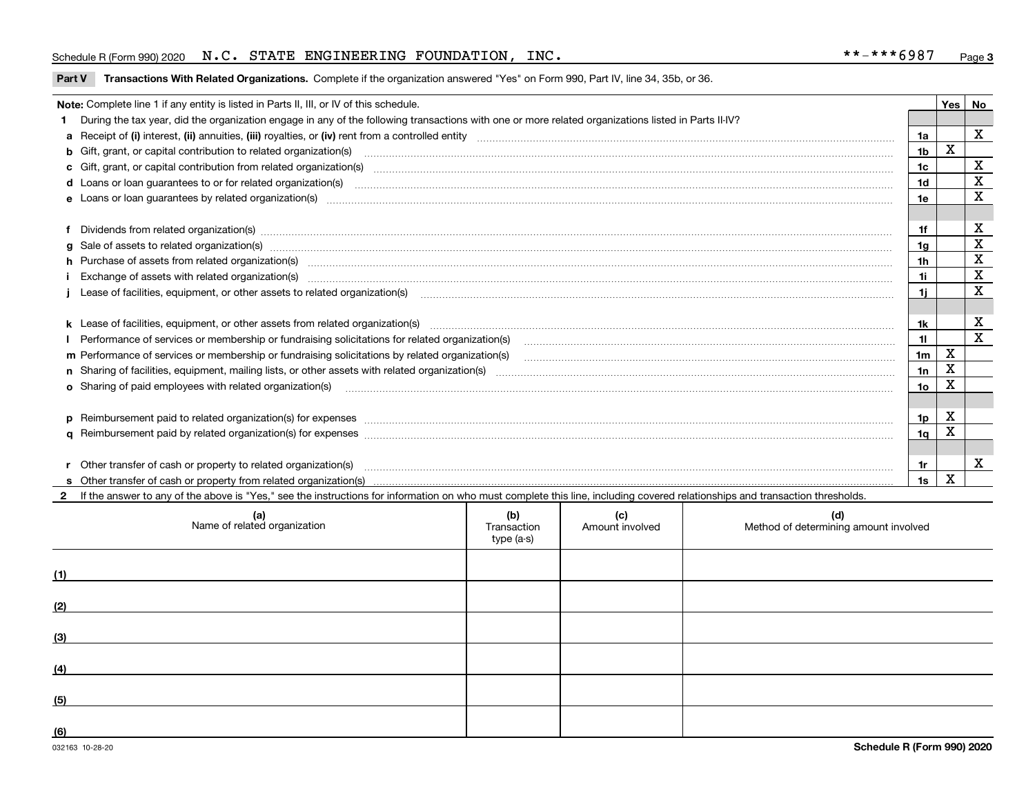Schedule R (Form 990) 2020 N.C. STATE ENGINEERING FOUNDATION, INC. **-***6987

**Part V Transactions With Related Organizations.** Complete if the organization answered "Yes" on Form 990, Part IV, line 34, 35b, or 36.

| Note: Complete line 1 if any entity is listed in Parts II, III, or IV of this schedule. | | Yes | No |
|---|---|---|---|
| **1** During the tax year, did the organization engage in any of the following transactions with one or more related organizations listed in Parts II-IV? | | | |
| **a** Receipt of **(i)** interest, **(ii)** annuities, **(iii)** royalties, or **(iv)** rent from a controlled entity | **1a** | | X |
| **b** Gift, grant, or capital contribution to related organization(s) | **1b** | X | |
| **c** Gift, grant, or capital contribution from related organization(s) | **1c** | | X |
| **d** Loans or loan guarantees to or for related organization(s) | **1d** | | X |
| **e** Loans or loan guarantees by related organization(s) | **1e** | | X |
| **f** Dividends from related organization(s) | **1f** | | X |
| **g** Sale of assets to related organization(s) | **1g** | | X |
| **h** Purchase of assets from related organization(s) | **1h** | | X |
| **i** Exchange of assets with related organization(s) | **1i** | | X |
| **j** Lease of facilities, equipment, or other assets to related organization(s) | **1j** | | X |
| **k** Lease of facilities, equipment, or other assets from related organization(s) | **1k** | | X |
| **l** Performance of services or membership or fundraising solicitations for related organization(s) | **1l** | | X |
| **m** Performance of services or membership or fundraising solicitations by related organization(s) | **1m** | X | |
| **n** Sharing of facilities, equipment, mailing lists, or other assets with related organization(s) | **1n** | X | |
| **o** Sharing of paid employees with related organization(s) | **1o** | X | |
| **p** Reimbursement paid to related organization(s) for expenses | **1p** | X | |
| **q** Reimbursement paid by related organization(s) for expenses | **1q** | X | |
| **r** Other transfer of cash or property to related organization(s) | **1r** | | X |
| **s** Other transfer of cash or property from related organization(s) | **1s** | X | |

**2** If the answer to any of the above is "Yes," see the instructions for information on who must complete this line, including covered relationships and transaction thresholds.

| | (a) Name of related organization | (b) Transaction type (a-s) | (c) Amount involved | (d) Method of determining amount involved |
|---|---|---|---|---|
| (1) | | | | |
| (2) | | | | |
| (3) | | | | |
| (4) | | | | |
| (5) | | | | |
| (6) | | | | |

032163 10-28-20 **Schedule R (Form 990) 2020**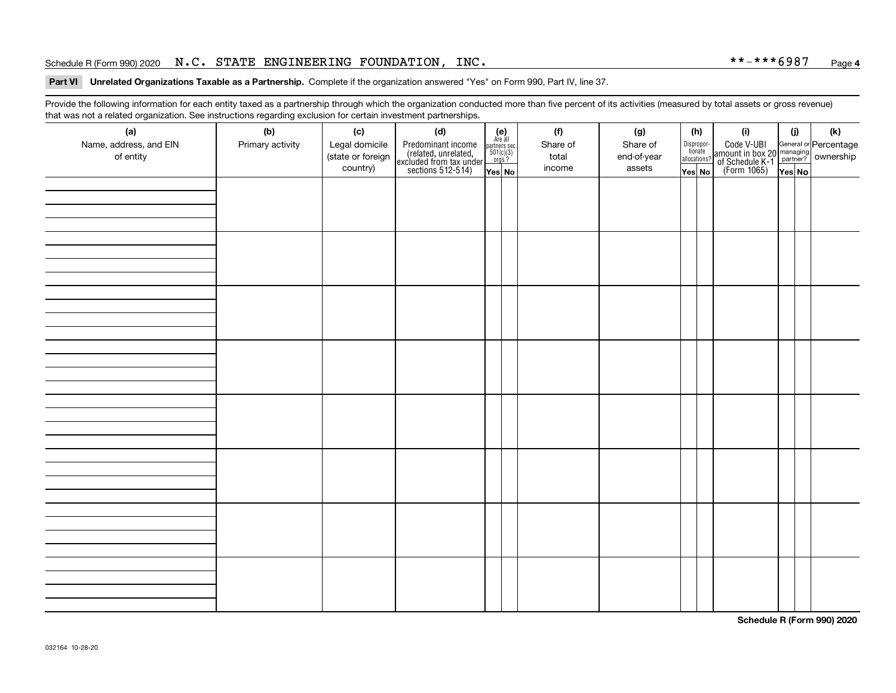Schedule R (Form 990) 2020 N.C. STATE ENGINEERING FOUNDATION, INC. **-***6987 Page 4

**Part VI Unrelated Organizations Taxable as a Partnership.** Complete if the organization answered "Yes" on Form 990, Part IV, line 37.

Provide the following information for each entity taxed as a partnership through which the organization conducted more than five percent of its activities (measured by total assets or gross revenue) that was not a related organization. See instructions regarding exclusion for certain investment partnerships.

| (a) Name, address, and EIN of entity | (b) Primary activity | (c) Legal domicile (state or foreign country) | (d) Predominant income (related, unrelated, excluded from tax under sections 512-514) | (e) Are all partners sec. 501(c)(3) orgs.? | | (f) Share of total income | (g) Share of end-of-year assets | (h) Disproportionate allocations? | | (i) Code V-UBI amount in box 20 of Schedule K-1 (Form 1065) | (j) General or managing partner? | | (k) Percentage ownership |
|---|---|---|---|---|---|---|---|---|---|---|---|---|---|
| | | | | Yes | No | | | Yes | No | | Yes | No | |
| | | | | | | | | | | | | | |
| | | | | | | | | | | | | | |
| | | | | | | | | | | | | | |
| | | | | | | | | | | | | | |
| | | | | | | | | | | | | | |
| | | | | | | | | | | | | | |
| | | | | | | | | | | | | | |
| | | | | | | | | | | | | | |

**Schedule R (Form 990) 2020**

032164 10-28-20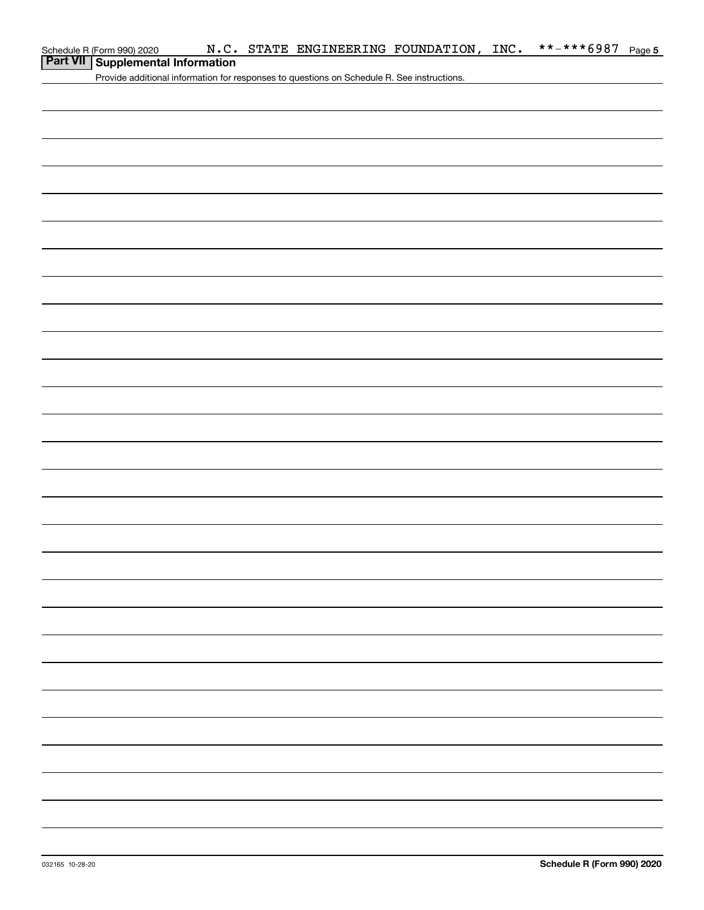Schedule R (Form 990) 2020 N.C. STATE ENGINEERING FOUNDATION, INC. **-***6987 Page 5

## Part VII Supplemental Information

Provide additional information for responses to questions on Schedule R. See instructions.

032165 10-28-20

**Schedule R (Form 990) 2020**